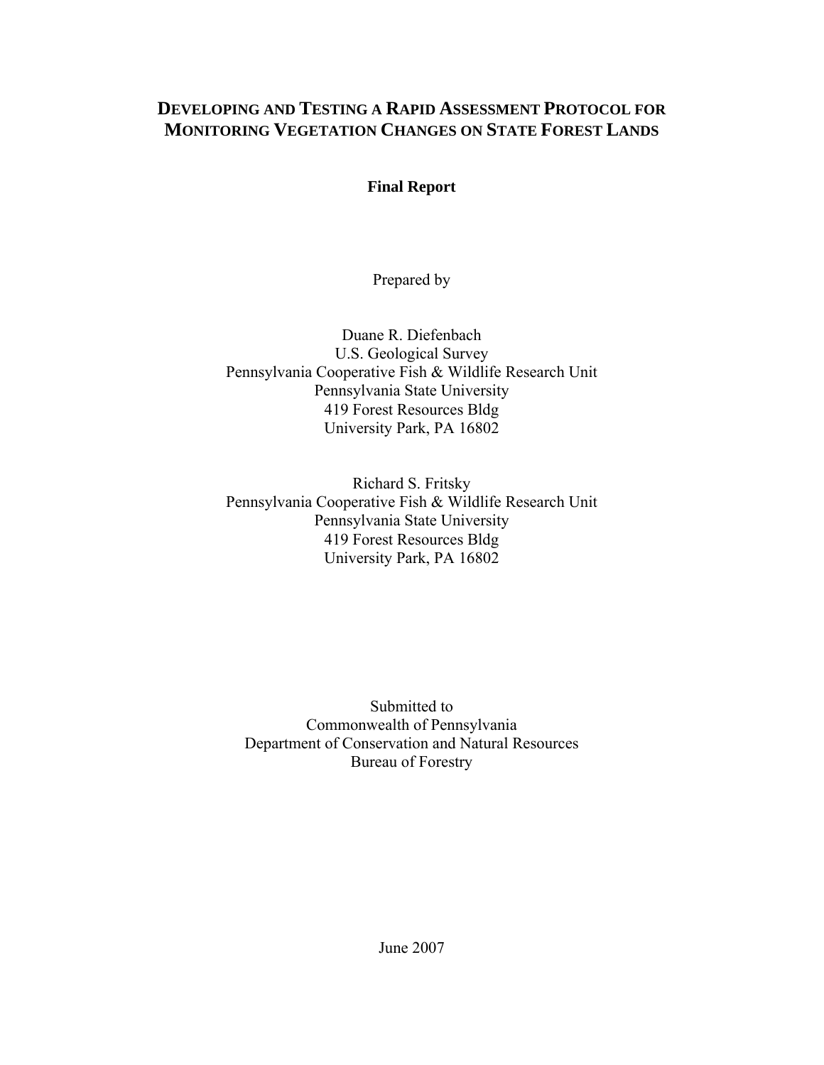# DEVELOPING AND TESTING A RAPID ASSESSMENT PROTOCOL FOR MONITORING VEGETATION CHANGES ON STATE FOREST LANDS

**Final Report**

Prepared by

Duane R. Diefenbach
U.S. Geological Survey
Pennsylvania Cooperative Fish & Wildlife Research Unit
Pennsylvania State University
419 Forest Resources Bldg
University Park, PA 16802

Richard S. Fritsky
Pennsylvania Cooperative Fish & Wildlife Research Unit
Pennsylvania State University
419 Forest Resources Bldg
University Park, PA 16802

Submitted to
Commonwealth of Pennsylvania
Department of Conservation and Natural Resources
Bureau of Forestry

June 2007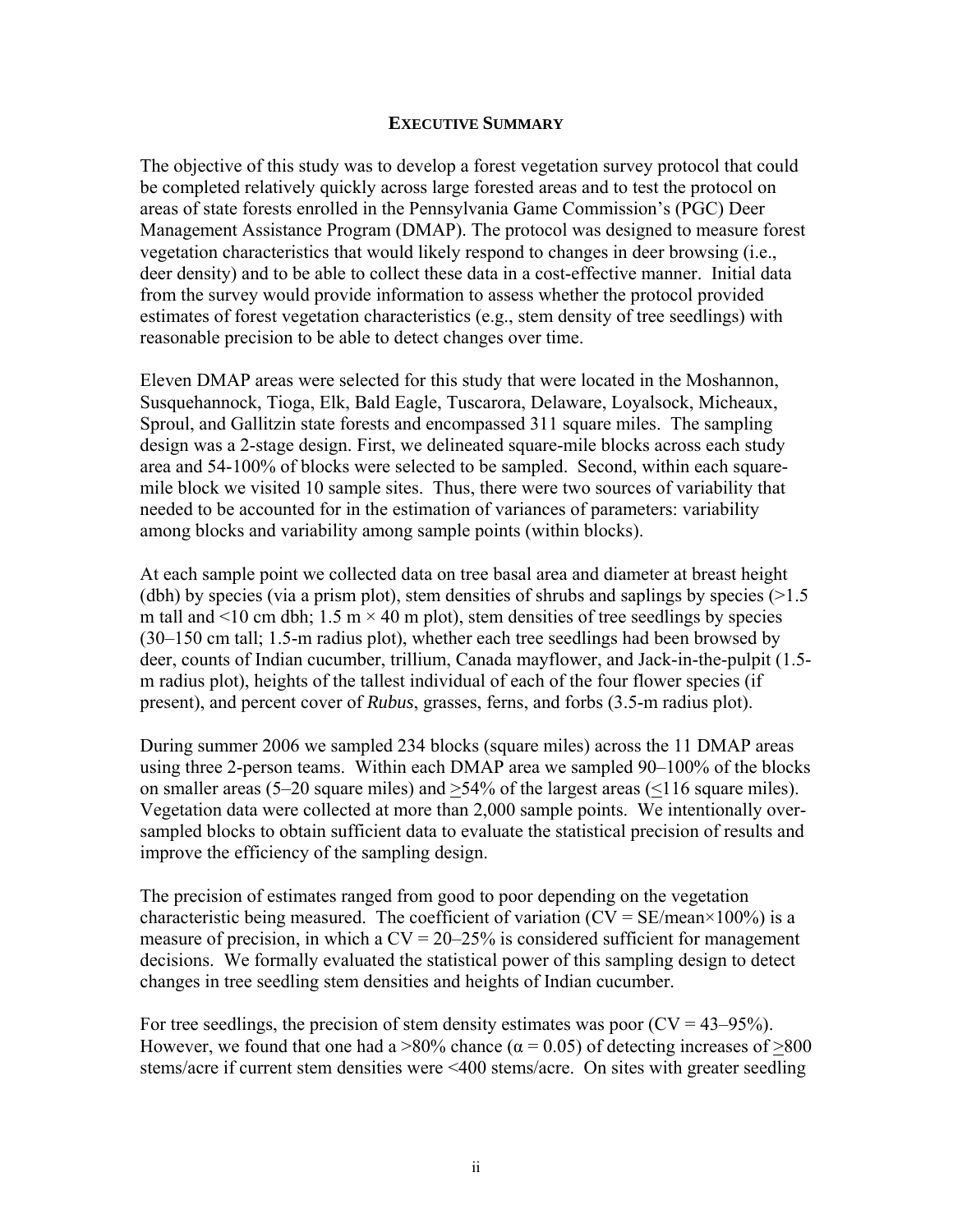## EXECUTIVE SUMMARY

The objective of this study was to develop a forest vegetation survey protocol that could be completed relatively quickly across large forested areas and to test the protocol on areas of state forests enrolled in the Pennsylvania Game Commission's (PGC) Deer Management Assistance Program (DMAP). The protocol was designed to measure forest vegetation characteristics that would likely respond to changes in deer browsing (i.e., deer density) and to be able to collect these data in a cost-effective manner. Initial data from the survey would provide information to assess whether the protocol provided estimates of forest vegetation characteristics (e.g., stem density of tree seedlings) with reasonable precision to be able to detect changes over time.

Eleven DMAP areas were selected for this study that were located in the Moshannon, Susquehannock, Tioga, Elk, Bald Eagle, Tuscarora, Delaware, Loyalsock, Micheaux, Sproul, and Gallitzin state forests and encompassed 311 square miles. The sampling design was a 2-stage design. First, we delineated square-mile blocks across each study area and 54-100% of blocks were selected to be sampled. Second, within each square-mile block we visited 10 sample sites. Thus, there were two sources of variability that needed to be accounted for in the estimation of variances of parameters: variability among blocks and variability among sample points (within blocks).

At each sample point we collected data on tree basal area and diameter at breast height (dbh) by species (via a prism plot), stem densities of shrubs and saplings by species (>1.5 m tall and <10 cm dbh; 1.5 m × 40 m plot), stem densities of tree seedlings by species (30–150 cm tall; 1.5-m radius plot), whether each tree seedlings had been browsed by deer, counts of Indian cucumber, trillium, Canada mayflower, and Jack-in-the-pulpit (1.5-m radius plot), heights of the tallest individual of each of the four flower species (if present), and percent cover of *Rubus*, grasses, ferns, and forbs (3.5-m radius plot).

During summer 2006 we sampled 234 blocks (square miles) across the 11 DMAP areas using three 2-person teams. Within each DMAP area we sampled 90–100% of the blocks on smaller areas (5–20 square miles) and ≥54% of the largest areas (≤116 square miles). Vegetation data were collected at more than 2,000 sample points. We intentionally over-sampled blocks to obtain sufficient data to evaluate the statistical precision of results and improve the efficiency of the sampling design.

The precision of estimates ranged from good to poor depending on the vegetation characteristic being measured. The coefficient of variation (CV = SE/mean×100%) is a measure of precision, in which a CV = 20–25% is considered sufficient for management decisions. We formally evaluated the statistical power of this sampling design to detect changes in tree seedling stem densities and heights of Indian cucumber.

For tree seedlings, the precision of stem density estimates was poor (CV = 43–95%). However, we found that one had a >80% chance ($\alpha = 0.05$) of detecting increases of ≥800 stems/acre if current stem densities were <400 stems/acre. On sites with greater seedling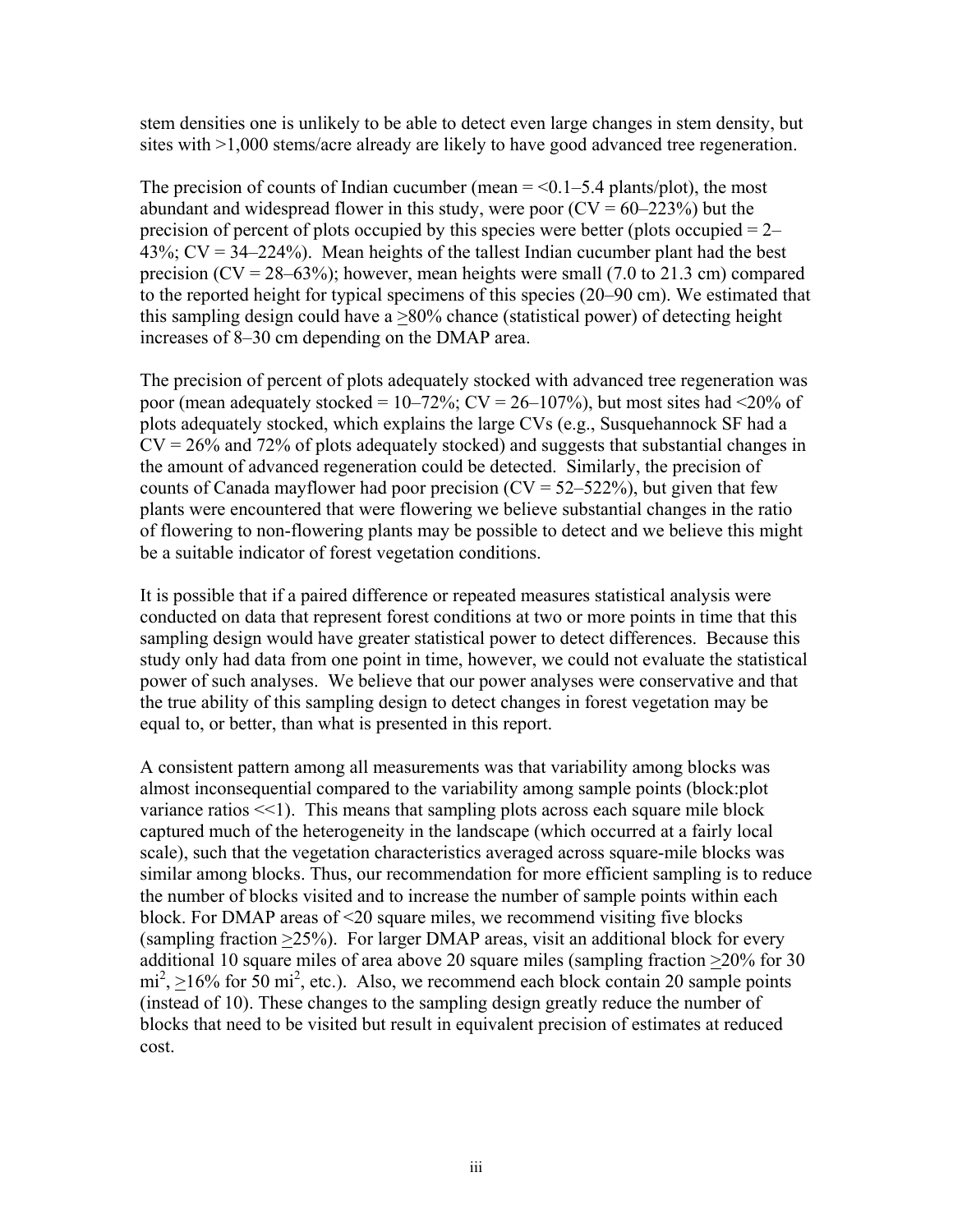stem densities one is unlikely to be able to detect even large changes in stem density, but sites with >1,000 stems/acre already are likely to have good advanced tree regeneration.

The precision of counts of Indian cucumber (mean = <0.1–5.4 plants/plot), the most abundant and widespread flower in this study, were poor (CV = 60–223%) but the precision of percent of plots occupied by this species were better (plots occupied = 2–43%; CV = 34–224%). Mean heights of the tallest Indian cucumber plant had the best precision (CV = 28–63%); however, mean heights were small (7.0 to 21.3 cm) compared to the reported height for typical specimens of this species (20–90 cm). We estimated that this sampling design could have a ≥80% chance (statistical power) of detecting height increases of 8–30 cm depending on the DMAP area.

The precision of percent of plots adequately stocked with advanced tree regeneration was poor (mean adequately stocked = 10–72%; CV = 26–107%), but most sites had <20% of plots adequately stocked, which explains the large CVs (e.g., Susquehannock SF had a CV = 26% and 72% of plots adequately stocked) and suggests that substantial changes in the amount of advanced regeneration could be detected. Similarly, the precision of counts of Canada mayflower had poor precision (CV = 52–522%), but given that few plants were encountered that were flowering we believe substantial changes in the ratio of flowering to non-flowering plants may be possible to detect and we believe this might be a suitable indicator of forest vegetation conditions.

It is possible that if a paired difference or repeated measures statistical analysis were conducted on data that represent forest conditions at two or more points in time that this sampling design would have greater statistical power to detect differences. Because this study only had data from one point in time, however, we could not evaluate the statistical power of such analyses. We believe that our power analyses were conservative and that the true ability of this sampling design to detect changes in forest vegetation may be equal to, or better, than what is presented in this report.

A consistent pattern among all measurements was that variability among blocks was almost inconsequential compared to the variability among sample points (block:plot variance ratios <<1). This means that sampling plots across each square mile block captured much of the heterogeneity in the landscape (which occurred at a fairly local scale), such that the vegetation characteristics averaged across square-mile blocks was similar among blocks. Thus, our recommendation for more efficient sampling is to reduce the number of blocks visited and to increase the number of sample points within each block. For DMAP areas of <20 square miles, we recommend visiting five blocks (sampling fraction ≥25%). For larger DMAP areas, visit an additional block for every additional 10 square miles of area above 20 square miles (sampling fraction ≥20% for 30 $mi^2$, ≥16% for 50 $mi^2$, etc.). Also, we recommend each block contain 20 sample points (instead of 10). These changes to the sampling design greatly reduce the number of blocks that need to be visited but result in equivalent precision of estimates at reduced cost.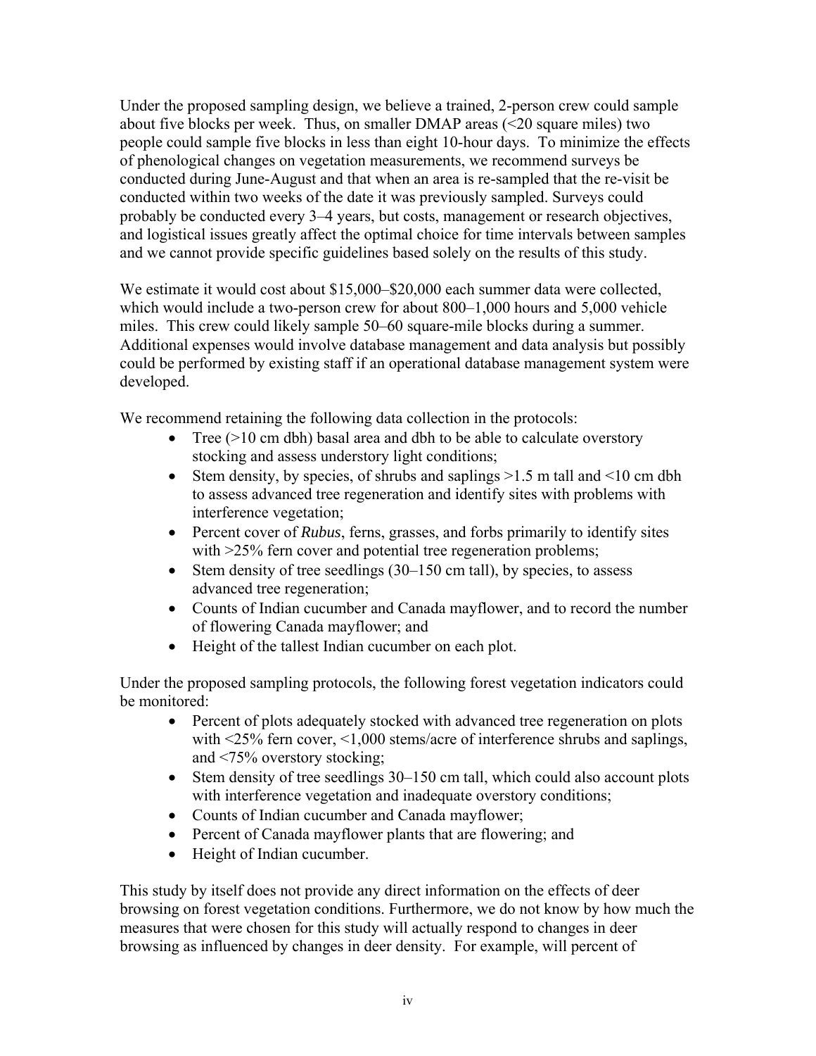Under the proposed sampling design, we believe a trained, 2-person crew could sample about five blocks per week. Thus, on smaller DMAP areas (<20 square miles) two people could sample five blocks in less than eight 10-hour days. To minimize the effects of phenological changes on vegetation measurements, we recommend surveys be conducted during June-August and that when an area is re-sampled that the re-visit be conducted within two weeks of the date it was previously sampled. Surveys could probably be conducted every 3–4 years, but costs, management or research objectives, and logistical issues greatly affect the optimal choice for time intervals between samples and we cannot provide specific guidelines based solely on the results of this study.

We estimate it would cost about $15,000–$20,000 each summer data were collected, which would include a two-person crew for about 800–1,000 hours and 5,000 vehicle miles. This crew could likely sample 50–60 square-mile blocks during a summer. Additional expenses would involve database management and data analysis but possibly could be performed by existing staff if an operational database management system were developed.

We recommend retaining the following data collection in the protocols:

- Tree (>10 cm dbh) basal area and dbh to be able to calculate overstory stocking and assess understory light conditions;
- Stem density, by species, of shrubs and saplings >1.5 m tall and <10 cm dbh to assess advanced tree regeneration and identify sites with problems with interference vegetation;
- Percent cover of *Rubus*, ferns, grasses, and forbs primarily to identify sites with >25% fern cover and potential tree regeneration problems;
- Stem density of tree seedlings (30–150 cm tall), by species, to assess advanced tree regeneration;
- Counts of Indian cucumber and Canada mayflower, and to record the number of flowering Canada mayflower; and
- Height of the tallest Indian cucumber on each plot.

Under the proposed sampling protocols, the following forest vegetation indicators could be monitored:

- Percent of plots adequately stocked with advanced tree regeneration on plots with <25% fern cover, <1,000 stems/acre of interference shrubs and saplings, and <75% overstory stocking;
- Stem density of tree seedlings 30–150 cm tall, which could also account plots with interference vegetation and inadequate overstory conditions;
- Counts of Indian cucumber and Canada mayflower;
- Percent of Canada mayflower plants that are flowering; and
- Height of Indian cucumber.

This study by itself does not provide any direct information on the effects of deer browsing on forest vegetation conditions. Furthermore, we do not know by how much the measures that were chosen for this study will actually respond to changes in deer browsing as influenced by changes in deer density. For example, will percent of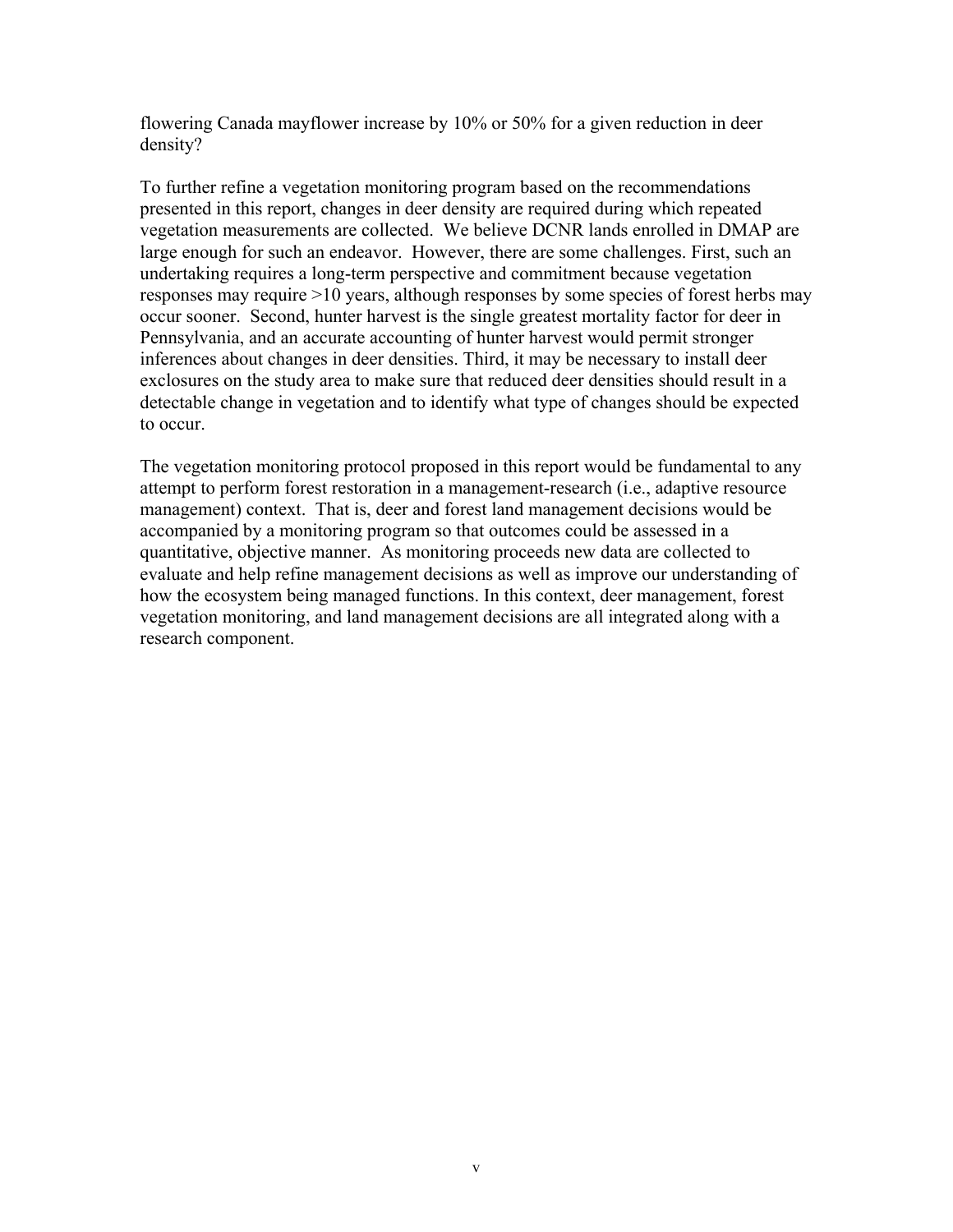flowering Canada mayflower increase by 10% or 50% for a given reduction in deer density?

To further refine a vegetation monitoring program based on the recommendations presented in this report, changes in deer density are required during which repeated vegetation measurements are collected. We believe DCNR lands enrolled in DMAP are large enough for such an endeavor. However, there are some challenges. First, such an undertaking requires a long-term perspective and commitment because vegetation responses may require >10 years, although responses by some species of forest herbs may occur sooner. Second, hunter harvest is the single greatest mortality factor for deer in Pennsylvania, and an accurate accounting of hunter harvest would permit stronger inferences about changes in deer densities. Third, it may be necessary to install deer exclosures on the study area to make sure that reduced deer densities should result in a detectable change in vegetation and to identify what type of changes should be expected to occur.

The vegetation monitoring protocol proposed in this report would be fundamental to any attempt to perform forest restoration in a management-research (i.e., adaptive resource management) context. That is, deer and forest land management decisions would be accompanied by a monitoring program so that outcomes could be assessed in a quantitative, objective manner. As monitoring proceeds new data are collected to evaluate and help refine management decisions as well as improve our understanding of how the ecosystem being managed functions. In this context, deer management, forest vegetation monitoring, and land management decisions are all integrated along with a research component.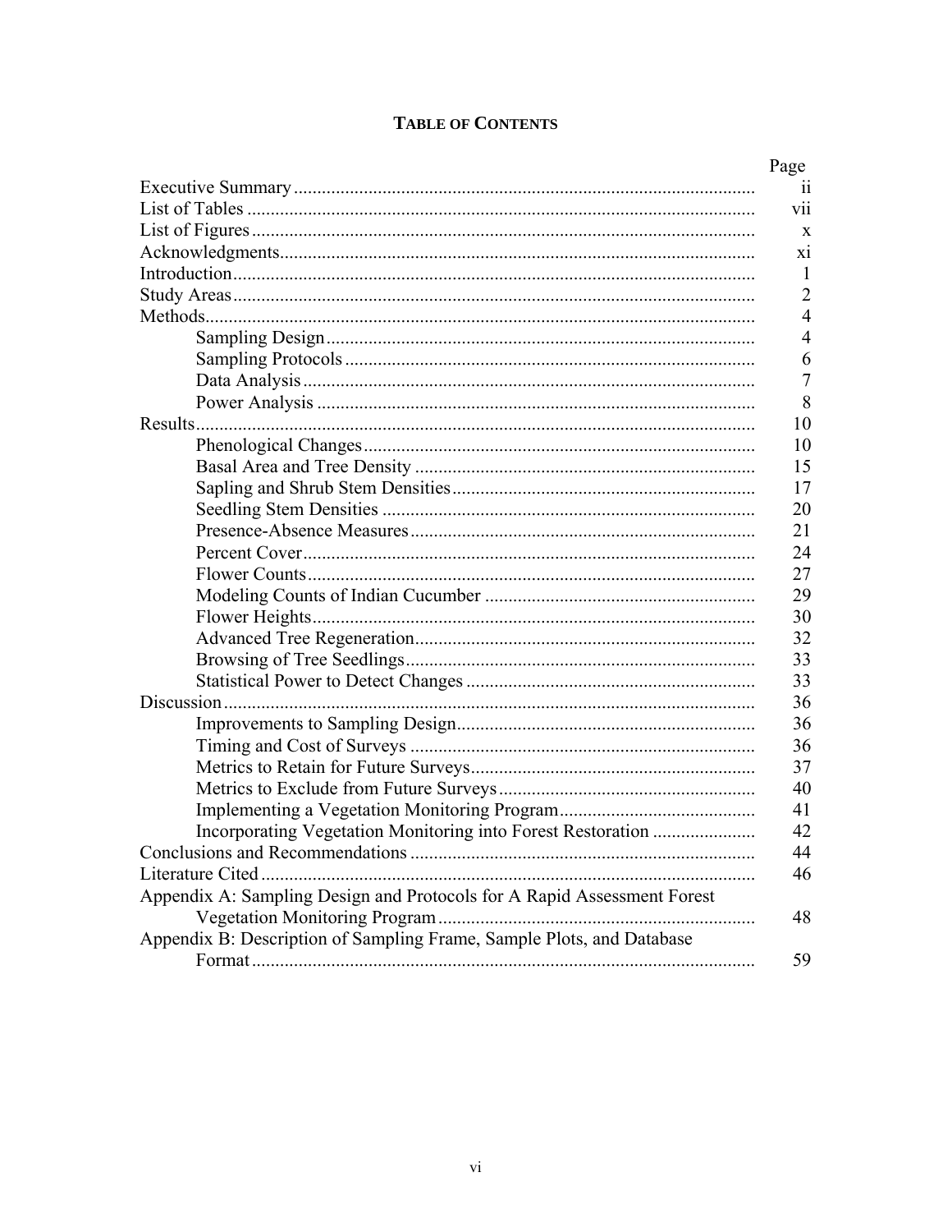# TABLE OF CONTENTS

| | Page |
|---|---|
| Executive Summary | ii |
| List of Tables | vii |
| List of Figures | x |
| Acknowledgments | xi |
| Introduction | 1 |
| Study Areas | 2 |
| Methods | 4 |
| Sampling Design | 4 |
| Sampling Protocols | 6 |
| Data Analysis | 7 |
| Power Analysis | 8 |
| Results | 10 |
| Phenological Changes | 10 |
| Basal Area and Tree Density | 15 |
| Sapling and Shrub Stem Densities | 17 |
| Seedling Stem Densities | 20 |
| Presence-Absence Measures | 21 |
| Percent Cover | 24 |
| Flower Counts | 27 |
| Modeling Counts of Indian Cucumber | 29 |
| Flower Heights | 30 |
| Advanced Tree Regeneration | 32 |
| Browsing of Tree Seedlings | 33 |
| Statistical Power to Detect Changes | 33 |
| Discussion | 36 |
| Improvements to Sampling Design | 36 |
| Timing and Cost of Surveys | 36 |
| Metrics to Retain for Future Surveys | 37 |
| Metrics to Exclude from Future Surveys | 40 |
| Implementing a Vegetation Monitoring Program | 41 |
| Incorporating Vegetation Monitoring into Forest Restoration | 42 |
| Conclusions and Recommendations | 44 |
| Literature Cited | 46 |
| Appendix A: Sampling Design and Protocols for A Rapid Assessment Forest Vegetation Monitoring Program | 48 |
| Appendix B: Description of Sampling Frame, Sample Plots, and Database Format | 59 |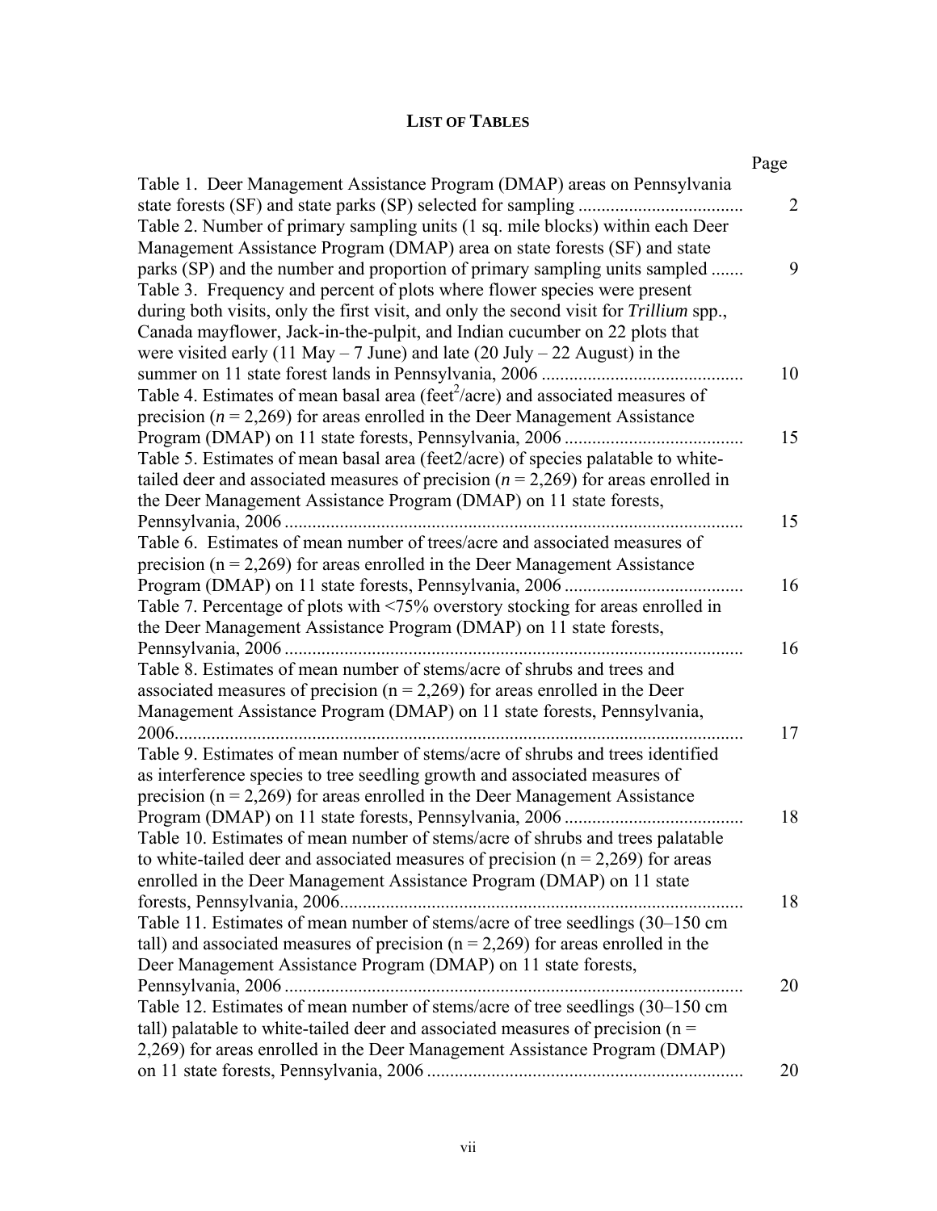## LIST OF TABLES

| | Page |
|---|---|
| Table 1. Deer Management Assistance Program (DMAP) areas on Pennsylvania state forests (SF) and state parks (SP) selected for sampling | 2 |
| Table 2. Number of primary sampling units (1 sq. mile blocks) within each Deer Management Assistance Program (DMAP) area on state forests (SF) and state parks (SP) and the number and proportion of primary sampling units sampled | 9 |
| Table 3. Frequency and percent of plots where flower species were present during both visits, only the first visit, and only the second visit for *Trillium* spp., Canada mayflower, Jack-in-the-pulpit, and Indian cucumber on 22 plots that were visited early (11 May – 7 June) and late (20 July – 22 August) in the summer on 11 state forest lands in Pennsylvania, 2006 | 10 |
| Table 4. Estimates of mean basal area (feet$^2$/acre) and associated measures of precision ($n$ = 2,269) for areas enrolled in the Deer Management Assistance Program (DMAP) on 11 state forests, Pennsylvania, 2006 | 15 |
| Table 5. Estimates of mean basal area (feet2/acre) of species palatable to white-tailed deer and associated measures of precision ($n$ = 2,269) for areas enrolled in the Deer Management Assistance Program (DMAP) on 11 state forests, Pennsylvania, 2006 | 15 |
| Table 6. Estimates of mean number of trees/acre and associated measures of precision (n = 2,269) for areas enrolled in the Deer Management Assistance Program (DMAP) on 11 state forests, Pennsylvania, 2006 | 16 |
| Table 7. Percentage of plots with <75% overstory stocking for areas enrolled in the Deer Management Assistance Program (DMAP) on 11 state forests, Pennsylvania, 2006 | 16 |
| Table 8. Estimates of mean number of stems/acre of shrubs and trees and associated measures of precision (n = 2,269) for areas enrolled in the Deer Management Assistance Program (DMAP) on 11 state forests, Pennsylvania, 2006 | 17 |
| Table 9. Estimates of mean number of stems/acre of shrubs and trees identified as interference species to tree seedling growth and associated measures of precision (n = 2,269) for areas enrolled in the Deer Management Assistance Program (DMAP) on 11 state forests, Pennsylvania, 2006 | 18 |
| Table 10. Estimates of mean number of stems/acre of shrubs and trees palatable to white-tailed deer and associated measures of precision (n = 2,269) for areas enrolled in the Deer Management Assistance Program (DMAP) on 11 state forests, Pennsylvania, 2006 | 18 |
| Table 11. Estimates of mean number of stems/acre of tree seedlings (30–150 cm tall) and associated measures of precision (n = 2,269) for areas enrolled in the Deer Management Assistance Program (DMAP) on 11 state forests, Pennsylvania, 2006 | 20 |
| Table 12. Estimates of mean number of stems/acre of tree seedlings (30–150 cm tall) palatable to white-tailed deer and associated measures of precision (n = 2,269) for areas enrolled in the Deer Management Assistance Program (DMAP) on 11 state forests, Pennsylvania, 2006 | 20 |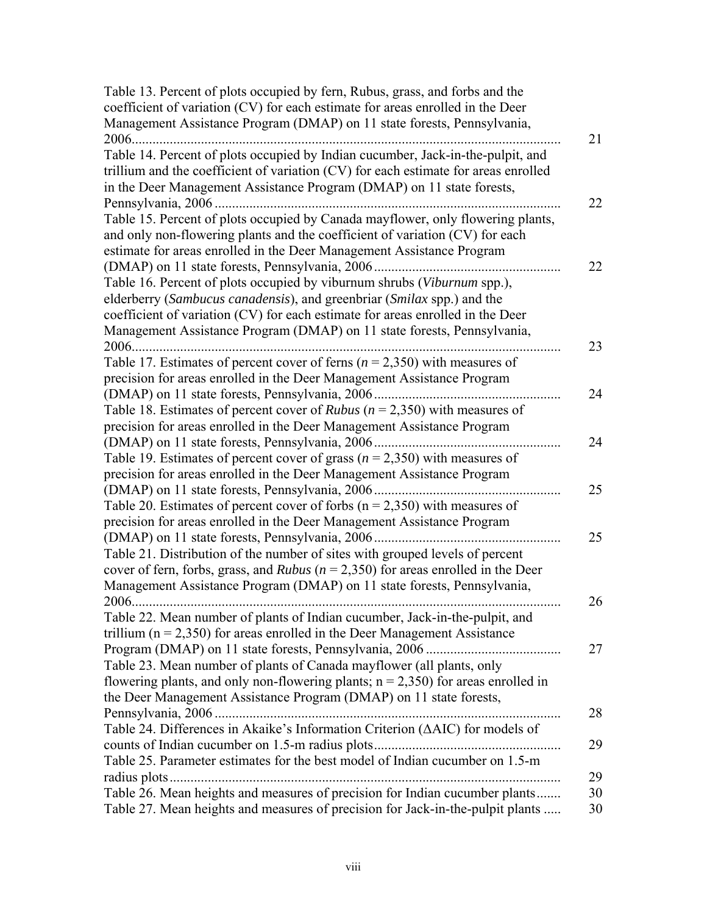| | |
|---|---|
| Table 13. Percent of plots occupied by fern, Rubus, grass, and forbs and the coefficient of variation (CV) for each estimate for areas enrolled in the Deer Management Assistance Program (DMAP) on 11 state forests, Pennsylvania, 2006 | 21 |
| Table 14. Percent of plots occupied by Indian cucumber, Jack-in-the-pulpit, and trillium and the coefficient of variation (CV) for each estimate for areas enrolled in the Deer Management Assistance Program (DMAP) on 11 state forests, Pennsylvania, 2006 | 22 |
| Table 15. Percent of plots occupied by Canada mayflower, only flowering plants, and only non-flowering plants and the coefficient of variation (CV) for each estimate for areas enrolled in the Deer Management Assistance Program (DMAP) on 11 state forests, Pennsylvania, 2006 | 22 |
| Table 16. Percent of plots occupied by viburnum shrubs (*Viburnum* spp.), elderberry (*Sambucus canadensis*), and greenbriar (*Smilax* spp.) and the coefficient of variation (CV) for each estimate for areas enrolled in the Deer Management Assistance Program (DMAP) on 11 state forests, Pennsylvania, 2006 | 23 |
| Table 17. Estimates of percent cover of ferns ($n = 2{,}350$) with measures of precision for areas enrolled in the Deer Management Assistance Program (DMAP) on 11 state forests, Pennsylvania, 2006 | 24 |
| Table 18. Estimates of percent cover of *Rubus* ($n = 2{,}350$) with measures of precision for areas enrolled in the Deer Management Assistance Program (DMAP) on 11 state forests, Pennsylvania, 2006 | 24 |
| Table 19. Estimates of percent cover of grass ($n = 2{,}350$) with measures of precision for areas enrolled in the Deer Management Assistance Program (DMAP) on 11 state forests, Pennsylvania, 2006 | 25 |
| Table 20. Estimates of percent cover of forbs ($n = 2{,}350$) with measures of precision for areas enrolled in the Deer Management Assistance Program (DMAP) on 11 state forests, Pennsylvania, 2006 | 25 |
| Table 21. Distribution of the number of sites with grouped levels of percent cover of fern, forbs, grass, and *Rubus* ($n = 2{,}350$) for areas enrolled in the Deer Management Assistance Program (DMAP) on 11 state forests, Pennsylvania, 2006 | 26 |
| Table 22. Mean number of plants of Indian cucumber, Jack-in-the-pulpit, and trillium ($n = 2{,}350$) for areas enrolled in the Deer Management Assistance Program (DMAP) on 11 state forests, Pennsylvania, 2006 | 27 |
| Table 23. Mean number of plants of Canada mayflower (all plants, only flowering plants, and only non-flowering plants; $n = 2{,}350$) for areas enrolled in the Deer Management Assistance Program (DMAP) on 11 state forests, Pennsylvania, 2006 | 28 |
| Table 24. Differences in Akaike's Information Criterion ($\Delta$AIC) for models of counts of Indian cucumber on 1.5-m radius plots | 29 |
| Table 25. Parameter estimates for the best model of Indian cucumber on 1.5-m radius plots | 29 |
| Table 26. Mean heights and measures of precision for Indian cucumber plants | 30 |
| Table 27. Mean heights and measures of precision for Jack-in-the-pulpit plants | 30 |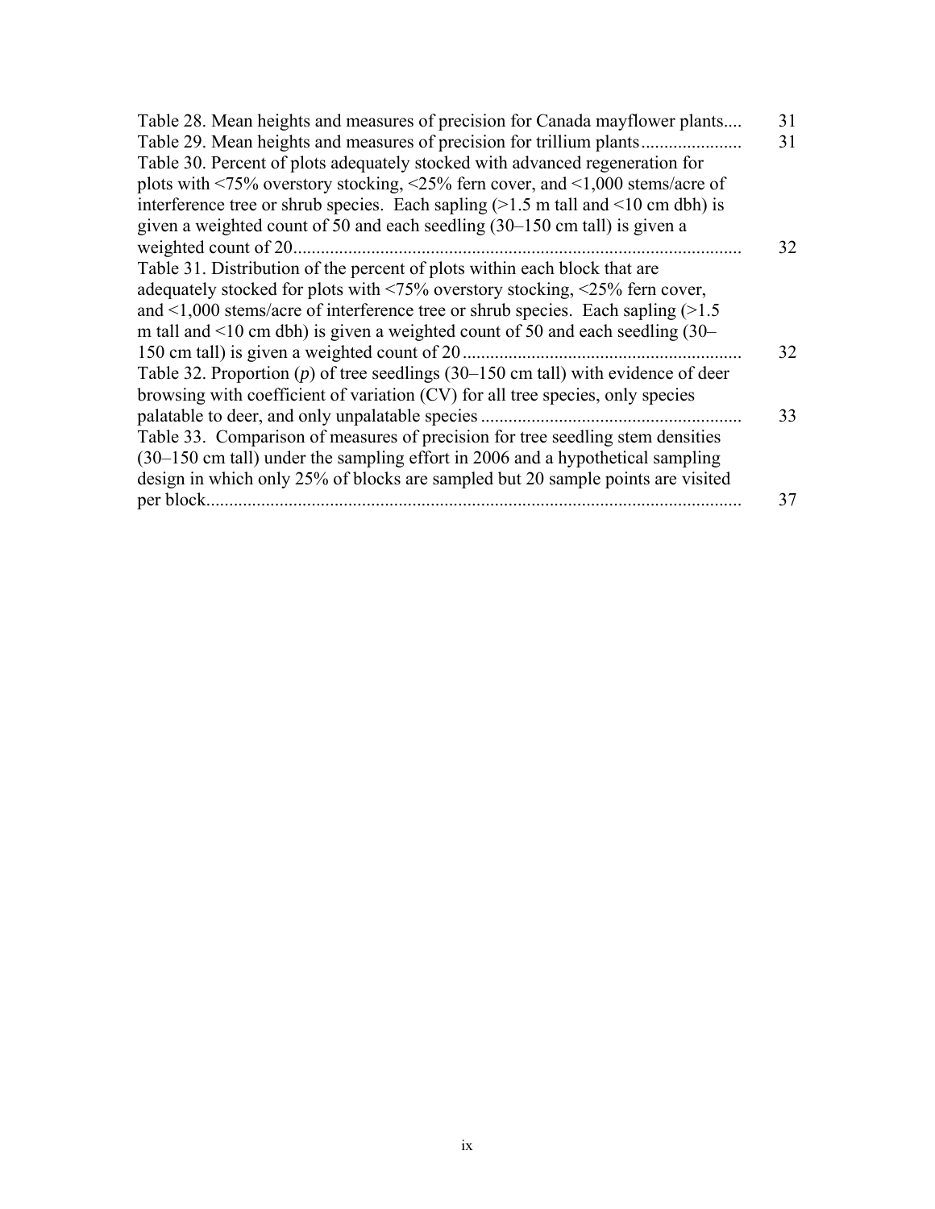Table 28. Mean heights and measures of precision for Canada mayflower plants.... 31

Table 29. Mean heights and measures of precision for trillium plants...................... 31

Table 30. Percent of plots adequately stocked with advanced regeneration for plots with <75% overstory stocking, <25% fern cover, and <1,000 stems/acre of interference tree or shrub species. Each sapling (>1.5 m tall and <10 cm dbh) is given a weighted count of 50 and each seedling (30–150 cm tall) is given a weighted count of 20.................................................................................................. 32

Table 31. Distribution of the percent of plots within each block that are adequately stocked for plots with <75% overstory stocking, <25% fern cover, and <1,000 stems/acre of interference tree or shrub species. Each sapling (>1.5 m tall and <10 cm dbh) is given a weighted count of 50 and each seedling (30–150 cm tall) is given a weighted count of 20............................................................ 32

Table 32. Proportion (*p*) of tree seedlings (30–150 cm tall) with evidence of deer browsing with coefficient of variation (CV) for all tree species, only species palatable to deer, and only unpalatable species ......................................................... 33

Table 33. Comparison of measures of precision for tree seedling stem densities (30–150 cm tall) under the sampling effort in 2006 and a hypothetical sampling design in which only 25% of blocks are sampled but 20 sample points are visited per block..................................................................................................................... 37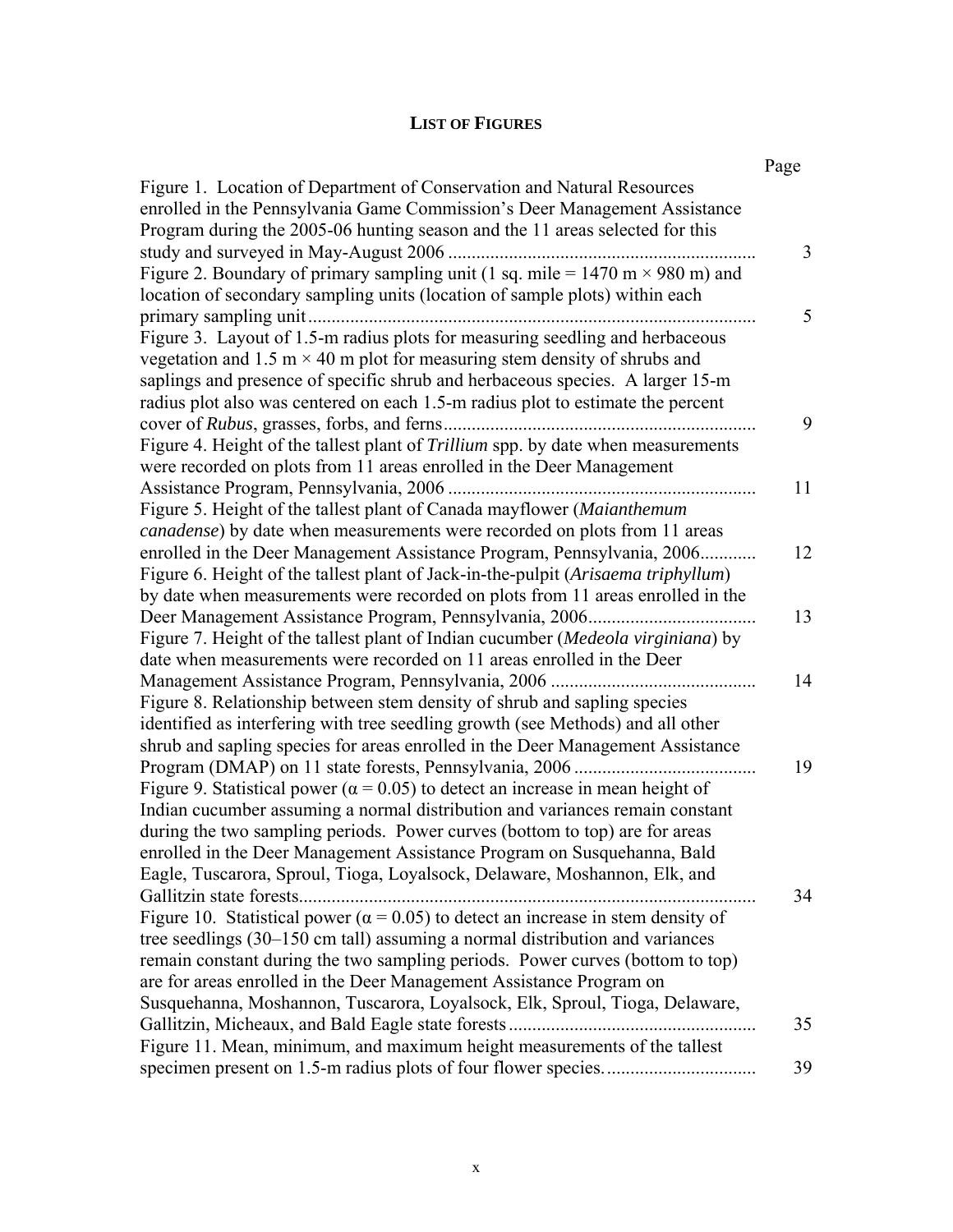## LIST OF FIGURES

| | Page |
|---|---|
| Figure 1. Location of Department of Conservation and Natural Resources enrolled in the Pennsylvania Game Commission's Deer Management Assistance Program during the 2005-06 hunting season and the 11 areas selected for this study and surveyed in May-August 2006 | 3 |
| Figure 2. Boundary of primary sampling unit (1 sq. mile = 1470 m × 980 m) and location of secondary sampling units (location of sample plots) within each primary sampling unit | 5 |
| Figure 3. Layout of 1.5-m radius plots for measuring seedling and herbaceous vegetation and 1.5 m × 40 m plot for measuring stem density of shrubs and saplings and presence of specific shrub and herbaceous species. A larger 15-m radius plot also was centered on each 1.5-m radius plot to estimate the percent cover of *Rubus*, grasses, forbs, and ferns | 9 |
| Figure 4. Height of the tallest plant of *Trillium* spp. by date when measurements were recorded on plots from 11 areas enrolled in the Deer Management Assistance Program, Pennsylvania, 2006 | 11 |
| Figure 5. Height of the tallest plant of Canada mayflower (*Maianthemum canadense*) by date when measurements were recorded on plots from 11 areas enrolled in the Deer Management Assistance Program, Pennsylvania, 2006 | 12 |
| Figure 6. Height of the tallest plant of Jack-in-the-pulpit (*Arisaema triphyllum*) by date when measurements were recorded on plots from 11 areas enrolled in the Deer Management Assistance Program, Pennsylvania, 2006 | 13 |
| Figure 7. Height of the tallest plant of Indian cucumber (*Medeola virginiana*) by date when measurements were recorded on 11 areas enrolled in the Deer Management Assistance Program, Pennsylvania, 2006 | 14 |
| Figure 8. Relationship between stem density of shrub and sapling species identified as interfering with tree seedling growth (see Methods) and all other shrub and sapling species for areas enrolled in the Deer Management Assistance Program (DMAP) on 11 state forests, Pennsylvania, 2006 | 19 |
| Figure 9. Statistical power ($\alpha = 0.05$) to detect an increase in mean height of Indian cucumber assuming a normal distribution and variances remain constant during the two sampling periods. Power curves (bottom to top) are for areas enrolled in the Deer Management Assistance Program on Susquehanna, Bald Eagle, Tuscarora, Sproul, Tioga, Loyalsock, Delaware, Moshannon, Elk, and Gallitzin state forests | 34 |
| Figure 10. Statistical power ($\alpha = 0.05$) to detect an increase in stem density of tree seedlings (30–150 cm tall) assuming a normal distribution and variances remain constant during the two sampling periods. Power curves (bottom to top) are for areas enrolled in the Deer Management Assistance Program on Susquehanna, Moshannon, Tuscarora, Loyalsock, Elk, Sproul, Tioga, Delaware, Gallitzin, Micheaux, and Bald Eagle state forests | 35 |
| Figure 11. Mean, minimum, and maximum height measurements of the tallest specimen present on 1.5-m radius plots of four flower species. | 39 |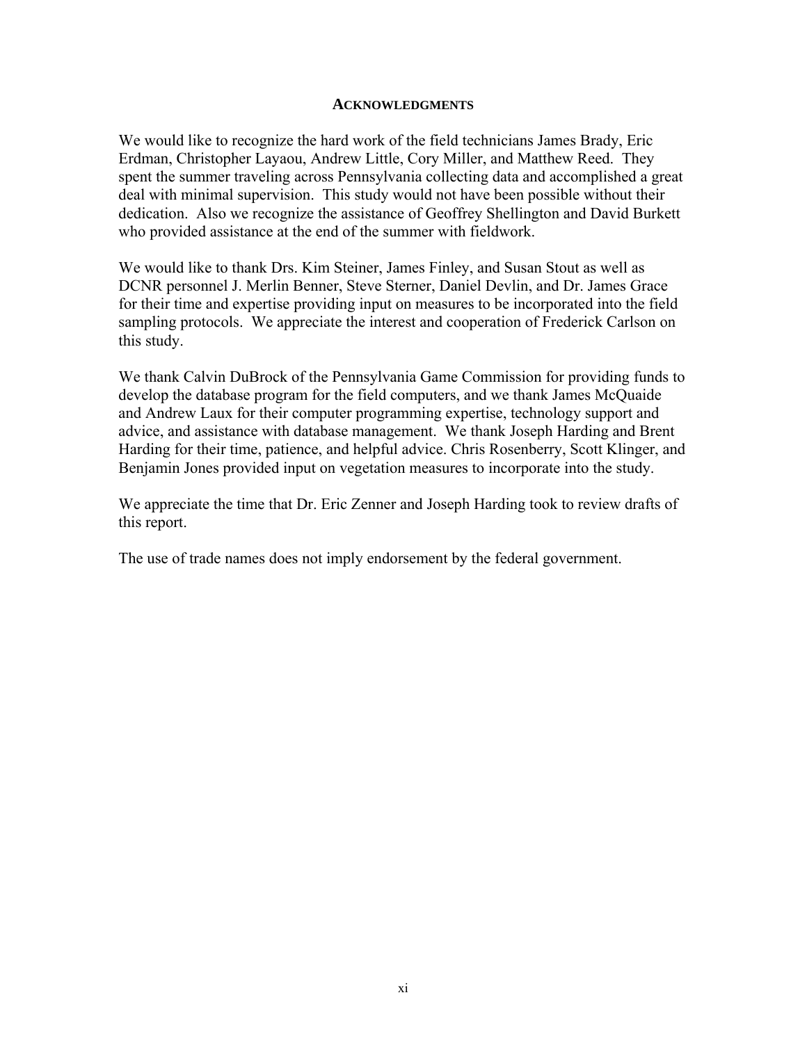## ACKNOWLEDGMENTS

We would like to recognize the hard work of the field technicians James Brady, Eric Erdman, Christopher Layaou, Andrew Little, Cory Miller, and Matthew Reed. They spent the summer traveling across Pennsylvania collecting data and accomplished a great deal with minimal supervision. This study would not have been possible without their dedication. Also we recognize the assistance of Geoffrey Shellington and David Burkett who provided assistance at the end of the summer with fieldwork.

We would like to thank Drs. Kim Steiner, James Finley, and Susan Stout as well as DCNR personnel J. Merlin Benner, Steve Sterner, Daniel Devlin, and Dr. James Grace for their time and expertise providing input on measures to be incorporated into the field sampling protocols. We appreciate the interest and cooperation of Frederick Carlson on this study.

We thank Calvin DuBrock of the Pennsylvania Game Commission for providing funds to develop the database program for the field computers, and we thank James McQuaide and Andrew Laux for their computer programming expertise, technology support and advice, and assistance with database management. We thank Joseph Harding and Brent Harding for their time, patience, and helpful advice. Chris Rosenberry, Scott Klinger, and Benjamin Jones provided input on vegetation measures to incorporate into the study.

We appreciate the time that Dr. Eric Zenner and Joseph Harding took to review drafts of this report.

The use of trade names does not imply endorsement by the federal government.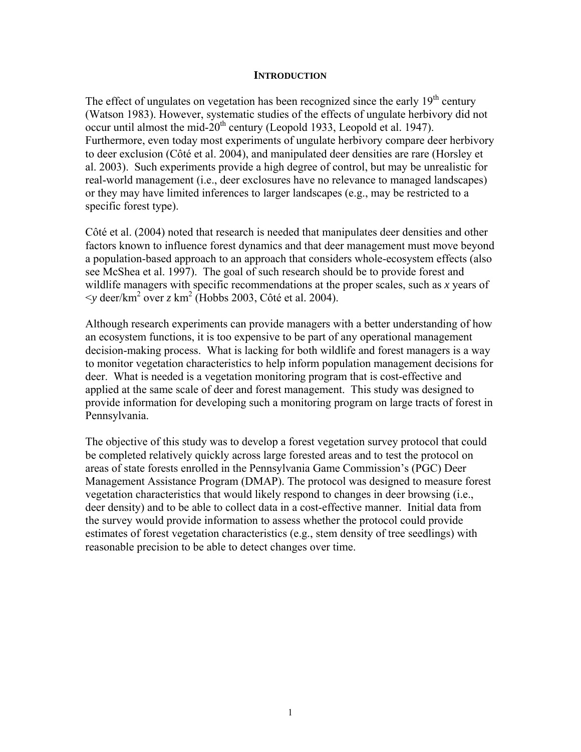## INTRODUCTION

The effect of ungulates on vegetation has been recognized since the early 19$^{th}$ century (Watson 1983). However, systematic studies of the effects of ungulate herbivory did not occur until almost the mid-20$^{th}$ century (Leopold 1933, Leopold et al. 1947). Furthermore, even today most experiments of ungulate herbivory compare deer herbivory to deer exclusion (Côté et al. 2004), and manipulated deer densities are rare (Horsley et al. 2003). Such experiments provide a high degree of control, but may be unrealistic for real-world management (i.e., deer exclosures have no relevance to managed landscapes) or they may have limited inferences to larger landscapes (e.g., may be restricted to a specific forest type).

Côté et al. (2004) noted that research is needed that manipulates deer densities and other factors known to influence forest dynamics and that deer management must move beyond a population-based approach to an approach that considers whole-ecosystem effects (also see McShea et al. 1997). The goal of such research should be to provide forest and wildlife managers with specific recommendations at the proper scales, such as *x* years of <*y* deer/km$^2$ over *z* km$^2$ (Hobbs 2003, Côté et al. 2004).

Although research experiments can provide managers with a better understanding of how an ecosystem functions, it is too expensive to be part of any operational management decision-making process. What is lacking for both wildlife and forest managers is a way to monitor vegetation characteristics to help inform population management decisions for deer. What is needed is a vegetation monitoring program that is cost-effective and applied at the same scale of deer and forest management. This study was designed to provide information for developing such a monitoring program on large tracts of forest in Pennsylvania.

The objective of this study was to develop a forest vegetation survey protocol that could be completed relatively quickly across large forested areas and to test the protocol on areas of state forests enrolled in the Pennsylvania Game Commission's (PGC) Deer Management Assistance Program (DMAP). The protocol was designed to measure forest vegetation characteristics that would likely respond to changes in deer browsing (i.e., deer density) and to be able to collect data in a cost-effective manner. Initial data from the survey would provide information to assess whether the protocol could provide estimates of forest vegetation characteristics (e.g., stem density of tree seedlings) with reasonable precision to be able to detect changes over time.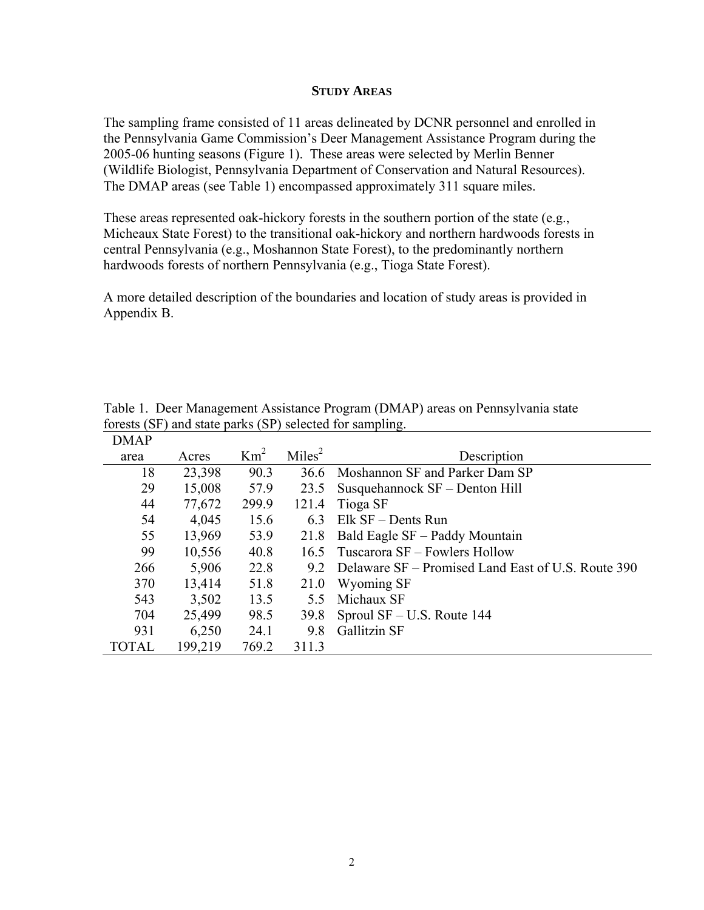## STUDY AREAS

The sampling frame consisted of 11 areas delineated by DCNR personnel and enrolled in the Pennsylvania Game Commission's Deer Management Assistance Program during the 2005-06 hunting seasons (Figure 1). These areas were selected by Merlin Benner (Wildlife Biologist, Pennsylvania Department of Conservation and Natural Resources). The DMAP areas (see Table 1) encompassed approximately 311 square miles.

These areas represented oak-hickory forests in the southern portion of the state (e.g., Micheaux State Forest) to the transitional oak-hickory and northern hardwoods forests in central Pennsylvania (e.g., Moshannon State Forest), to the predominantly northern hardwoods forests of northern Pennsylvania (e.g., Tioga State Forest).

A more detailed description of the boundaries and location of study areas is provided in Appendix B.

Table 1. Deer Management Assistance Program (DMAP) areas on Pennsylvania state forests (SF) and state parks (SP) selected for sampling.

| DMAP area | Acres | $Km^2$ | $Miles^2$ | Description |
|---|---|---|---|---|
| 18 | 23,398 | 90.3 | 36.6 | Moshannon SF and Parker Dam SP |
| 29 | 15,008 | 57.9 | 23.5 | Susquehannock SF – Denton Hill |
| 44 | 77,672 | 299.9 | 121.4 | Tioga SF |
| 54 | 4,045 | 15.6 | 6.3 | Elk SF – Dents Run |
| 55 | 13,969 | 53.9 | 21.8 | Bald Eagle SF – Paddy Mountain |
| 99 | 10,556 | 40.8 | 16.5 | Tuscarora SF – Fowlers Hollow |
| 266 | 5,906 | 22.8 | 9.2 | Delaware SF – Promised Land East of U.S. Route 390 |
| 370 | 13,414 | 51.8 | 21.0 | Wyoming SF |
| 543 | 3,502 | 13.5 | 5.5 | Michaux SF |
| 704 | 25,499 | 98.5 | 39.8 | Sproul SF – U.S. Route 144 |
| 931 | 6,250 | 24.1 | 9.8 | Gallitzin SF |
| TOTAL | 199,219 | 769.2 | 311.3 | |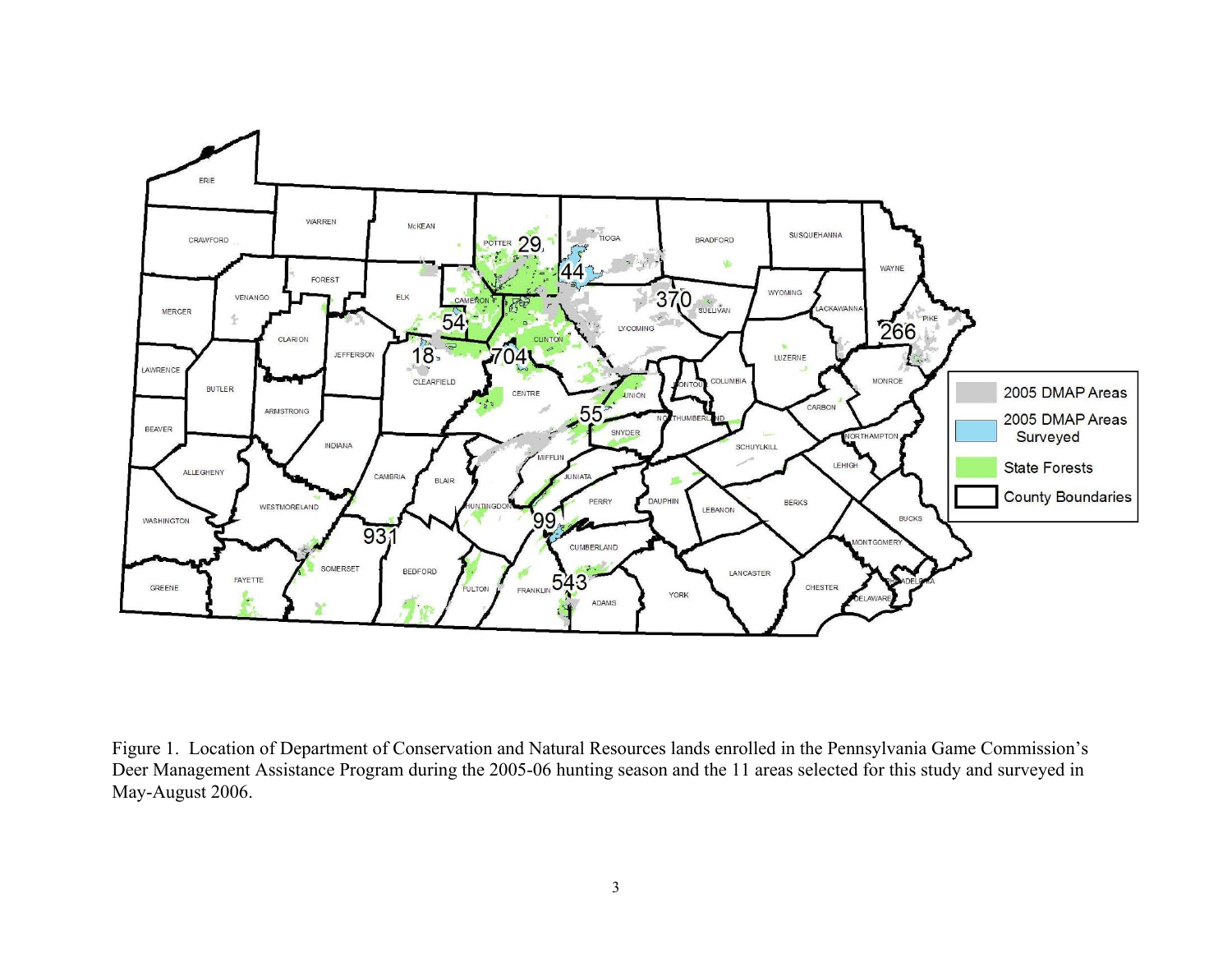Figure 1. Location of Department of Conservation and Natural Resources lands enrolled in the Pennsylvania Game Commission's Deer Management Assistance Program during the 2005-06 hunting season and the 11 areas selected for this study and surveyed in May-August 2006.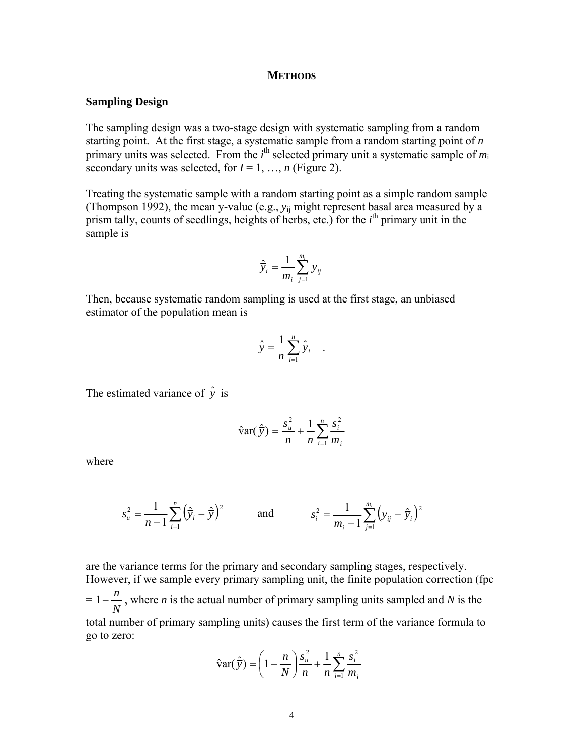## METHODS

### Sampling Design

The sampling design was a two-stage design with systematic sampling from a random starting point. At the first stage, a systematic sample from a random starting point of $n$ primary units was selected. From the $i^{th}$ selected primary unit a systematic sample of $m_i$ secondary units was selected, for $I = 1, \ldots, n$ (Figure 2).

Treating the systematic sample with a random starting point as a simple random sample (Thompson 1992), the mean y-value (e.g., $y_{ij}$ might represent basal area measured by a prism tally, counts of seedlings, heights of herbs, etc.) for the $i^{th}$ primary unit in the sample is

$$\hat{\bar{y}}_i = \frac{1}{m_i} \sum_{j=1}^{m_i} y_{ij}$$

Then, because systematic random sampling is used at the first stage, an unbiased estimator of the population mean is

$$\hat{\bar{y}} = \frac{1}{n} \sum_{i=1}^{n} \hat{\bar{y}}_i \quad .$$

The estimated variance of $\hat{\bar{y}}$ is

$$\hat{\text{v}}\text{ar}(\hat{\bar{y}}) = \frac{s_u^2}{n} + \frac{1}{n} \sum_{i=1}^{n} \frac{s_i^2}{m_i}$$

where

$$s_u^2 = \frac{1}{n-1} \sum_{i=1}^{n} \left( \hat{\bar{y}}_i - \hat{\bar{y}} \right)^2 \qquad \text{and} \qquad s_i^2 = \frac{1}{m_i - 1} \sum_{j=1}^{m_i} \left( y_{ij} - \hat{\bar{y}}_i \right)^2$$

are the variance terms for the primary and secondary sampling stages, respectively. However, if we sample every primary sampling unit, the finite population correction (fpc $= 1 - \frac{n}{N}$, where $n$ is the actual number of primary sampling units sampled and $N$ is the total number of primary sampling units) causes the first term of the variance formula to go to zero:

$$\hat{\text{v}}\text{ar}(\hat{\bar{y}}) = \left( 1 - \frac{n}{N} \right) \frac{s_u^2}{n} + \frac{1}{n} \sum_{i=1}^{n} \frac{s_i^2}{m_i}$$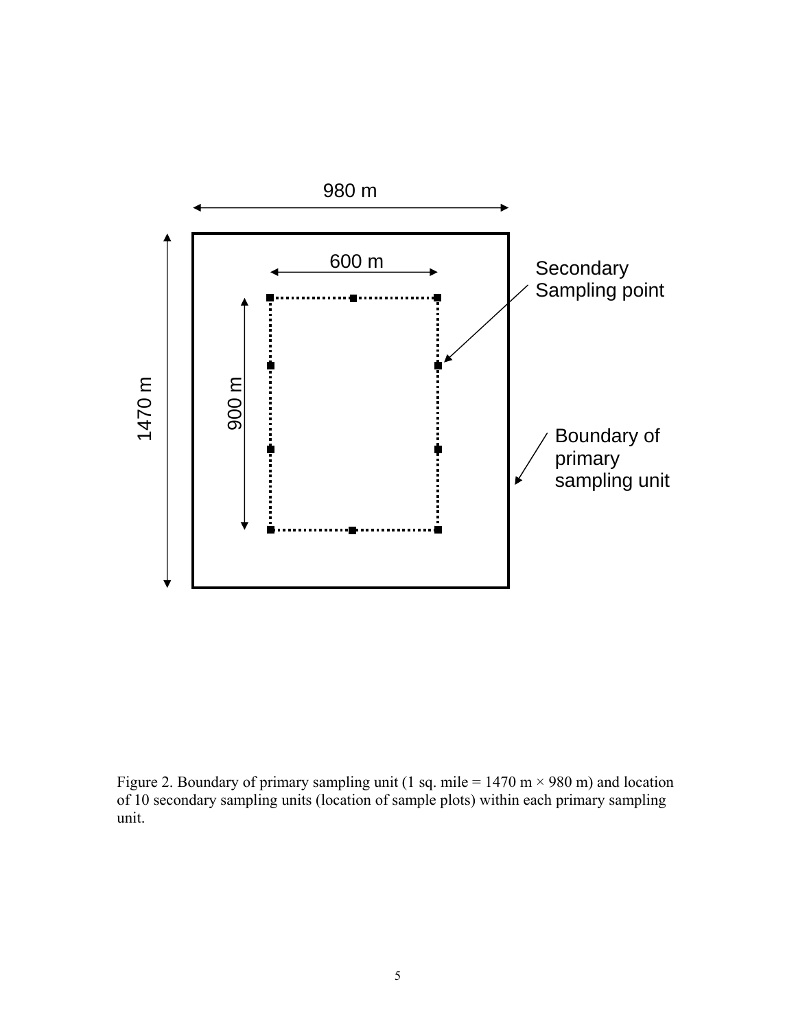980 m

600 m

Secondary Sampling point

1470 m

900 m

Boundary of primary sampling unit

Figure 2. Boundary of primary sampling unit (1 sq. mile = 1470 m × 980 m) and location of 10 secondary sampling units (location of sample plots) within each primary sampling unit.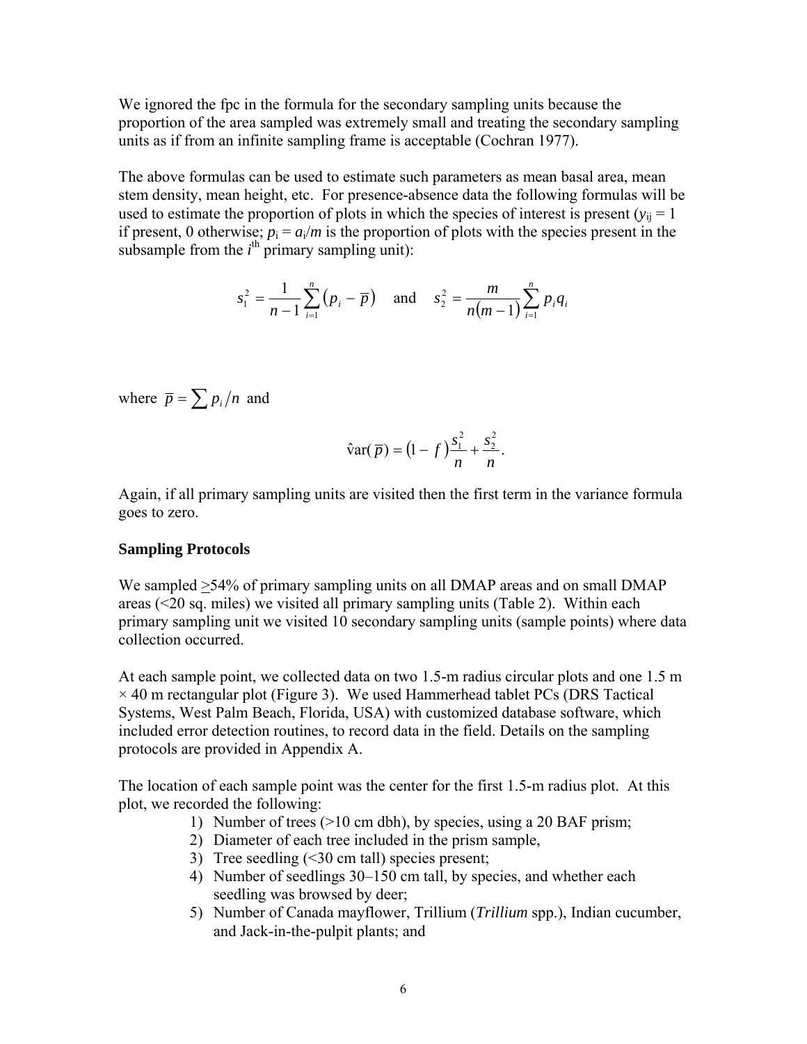We ignored the fpc in the formula for the secondary sampling units because the proportion of the area sampled was extremely small and treating the secondary sampling units as if from an infinite sampling frame is acceptable (Cochran 1977).

The above formulas can be used to estimate such parameters as mean basal area, mean stem density, mean height, etc. For presence-absence data the following formulas will be used to estimate the proportion of plots in which the species of interest is present ($y_{ij} = 1$ if present, 0 otherwise; $p_i = a_i/m$ is the proportion of plots with the species present in the subsample from the $i^{th}$ primary sampling unit):

$$s_1^2 = \frac{1}{n-1}\sum_{i=1}^{n}(p_i - \bar{p}) \quad \text{and} \quad s_2^2 = \frac{m}{n(m-1)}\sum_{i=1}^{n} p_i q_i$$

where $\bar{p} = \sum p_i / n$ and

$$\hat{\text{v}}\text{ar}(\bar{p}) = (1 - f)\frac{s_1^2}{n} + \frac{s_2^2}{n}.$$

Again, if all primary sampling units are visited then the first term in the variance formula goes to zero.

### Sampling Protocols

We sampled ≥54% of primary sampling units on all DMAP areas and on small DMAP areas (<20 sq. miles) we visited all primary sampling units (Table 2). Within each primary sampling unit we visited 10 secondary sampling units (sample points) where data collection occurred.

At each sample point, we collected data on two 1.5-m radius circular plots and one 1.5 m × 40 m rectangular plot (Figure 3). We used Hammerhead tablet PCs (DRS Tactical Systems, West Palm Beach, Florida, USA) with customized database software, which included error detection routines, to record data in the field. Details on the sampling protocols are provided in Appendix A.

The location of each sample point was the center for the first 1.5-m radius plot. At this plot, we recorded the following:

1) Number of trees (>10 cm dbh), by species, using a 20 BAF prism;
2) Diameter of each tree included in the prism sample,
3) Tree seedling (<30 cm tall) species present;
4) Number of seedlings 30–150 cm tall, by species, and whether each seedling was browsed by deer;
5) Number of Canada mayflower, Trillium (*Trillium* spp.), Indian cucumber, and Jack-in-the-pulpit plants; and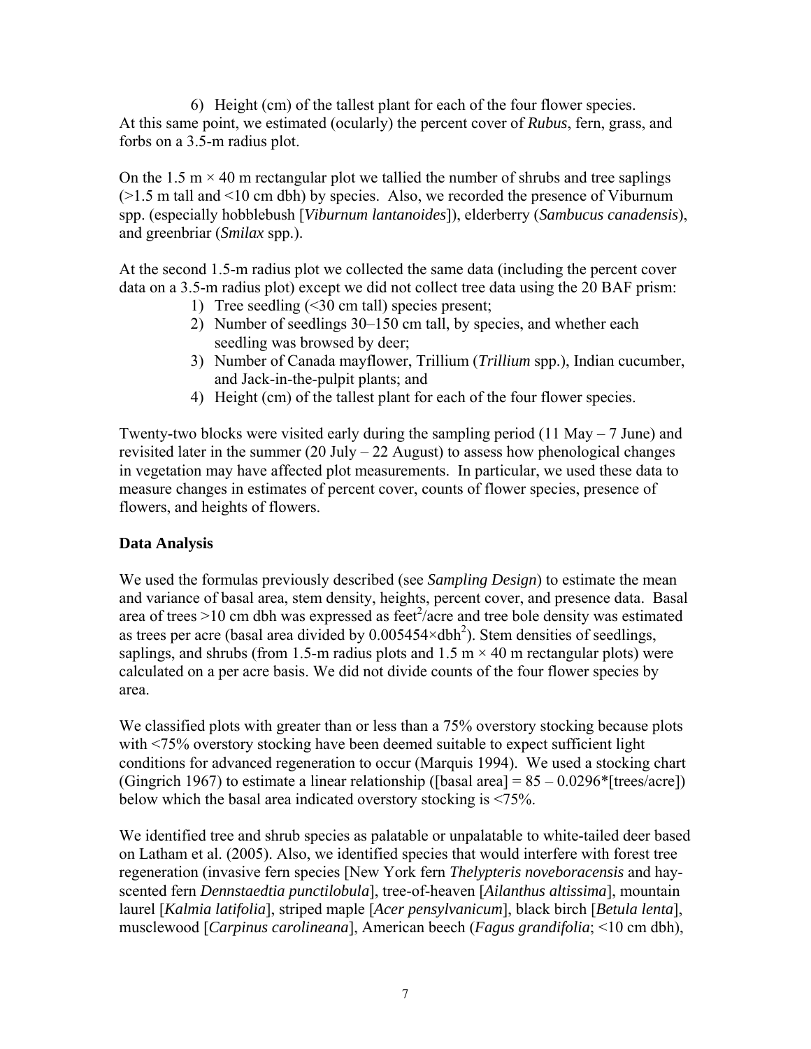6) Height (cm) of the tallest plant for each of the four flower species.

At this same point, we estimated (ocularly) the percent cover of *Rubus*, fern, grass, and forbs on a 3.5-m radius plot.

On the 1.5 m × 40 m rectangular plot we tallied the number of shrubs and tree saplings (>1.5 m tall and <10 cm dbh) by species. Also, we recorded the presence of Viburnum spp. (especially hobblebush [*Viburnum lantanoides*]), elderberry (*Sambucus canadensis*), and greenbriar (*Smilax* spp.).

At the second 1.5-m radius plot we collected the same data (including the percent cover data on a 3.5-m radius plot) except we did not collect tree data using the 20 BAF prism:

1) Tree seedling (<30 cm tall) species present;
2) Number of seedlings 30–150 cm tall, by species, and whether each seedling was browsed by deer;
3) Number of Canada mayflower, Trillium (*Trillium* spp.), Indian cucumber, and Jack-in-the-pulpit plants; and
4) Height (cm) of the tallest plant for each of the four flower species.

Twenty-two blocks were visited early during the sampling period (11 May – 7 June) and revisited later in the summer (20 July – 22 August) to assess how phenological changes in vegetation may have affected plot measurements. In particular, we used these data to measure changes in estimates of percent cover, counts of flower species, presence of flowers, and heights of flowers.

## Data Analysis

We used the formulas previously described (see *Sampling Design*) to estimate the mean and variance of basal area, stem density, heights, percent cover, and presence data. Basal area of trees >10 cm dbh was expressed as $\text{feet}^2$/acre and tree bole density was estimated as trees per acre (basal area divided by $0.005454 \times \text{dbh}^2$). Stem densities of seedlings, saplings, and shrubs (from 1.5-m radius plots and 1.5 m × 40 m rectangular plots) were calculated on a per acre basis. We did not divide counts of the four flower species by area.

We classified plots with greater than or less than a 75% overstory stocking because plots with <75% overstory stocking have been deemed suitable to expect sufficient light conditions for advanced regeneration to occur (Marquis 1994). We used a stocking chart (Gingrich 1967) to estimate a linear relationship ([basal area] = 85 – 0.0296*[trees/acre]) below which the basal area indicated overstory stocking is <75%.

We identified tree and shrub species as palatable or unpalatable to white-tailed deer based on Latham et al. (2005). Also, we identified species that would interfere with forest tree regeneration (invasive fern species [New York fern *Thelypteris noveboracensis* and hay-scented fern *Dennstaedtia punctilobula*], tree-of-heaven [*Ailanthus altissima*], mountain laurel [*Kalmia latifolia*], striped maple [*Acer pensylvanicum*], black birch [*Betula lenta*], musclewood [*Carpinus carolineana*], American beech (*Fagus grandifolia*; <10 cm dbh),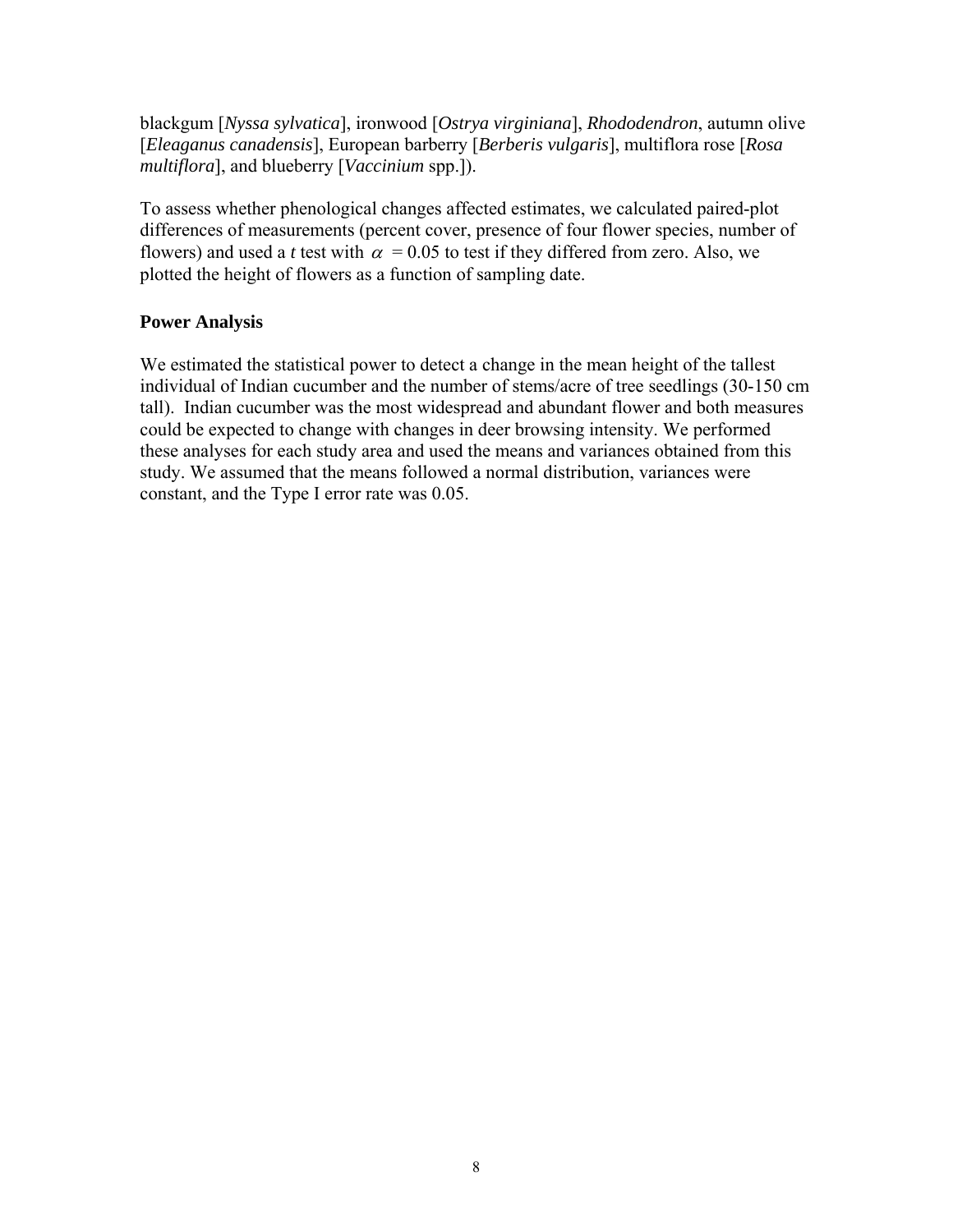blackgum [*Nyssa sylvatica*], ironwood [*Ostrya virginiana*], *Rhododendron*, autumn olive [*Eleaganus canadensis*], European barberry [*Berberis vulgaris*], multiflora rose [*Rosa multiflora*], and blueberry [*Vaccinium* spp.]).

To assess whether phenological changes affected estimates, we calculated paired-plot differences of measurements (percent cover, presence of four flower species, number of flowers) and used a *t* test with $\alpha$ = 0.05 to test if they differed from zero. Also, we plotted the height of flowers as a function of sampling date.

## Power Analysis

We estimated the statistical power to detect a change in the mean height of the tallest individual of Indian cucumber and the number of stems/acre of tree seedlings (30-150 cm tall). Indian cucumber was the most widespread and abundant flower and both measures could be expected to change with changes in deer browsing intensity. We performed these analyses for each study area and used the means and variances obtained from this study. We assumed that the means followed a normal distribution, variances were constant, and the Type I error rate was 0.05.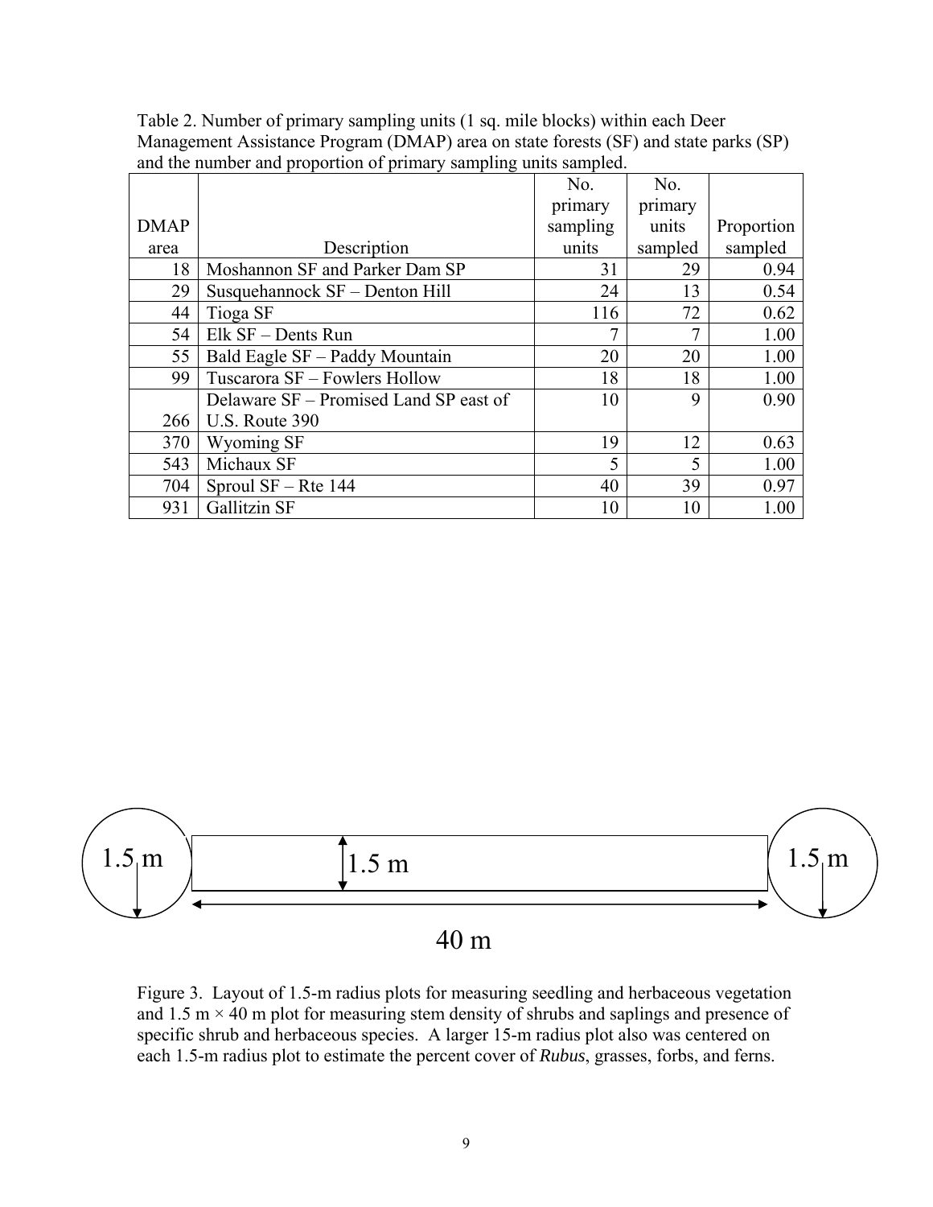Table 2. Number of primary sampling units (1 sq. mile blocks) within each Deer Management Assistance Program (DMAP) area on state forests (SF) and state parks (SP) and the number and proportion of primary sampling units sampled.

| DMAP area | Description | No. primary sampling units | No. primary units sampled | Proportion sampled |
|---|---|---|---|---|
| 18 | Moshannon SF and Parker Dam SP | 31 | 29 | 0.94 |
| 29 | Susquehannock SF – Denton Hill | 24 | 13 | 0.54 |
| 44 | Tioga SF | 116 | 72 | 0.62 |
| 54 | Elk SF – Dents Run | 7 | 7 | 1.00 |
| 55 | Bald Eagle SF – Paddy Mountain | 20 | 20 | 1.00 |
| 99 | Tuscarora SF – Fowlers Hollow | 18 | 18 | 1.00 |
| 266 | Delaware SF – Promised Land SP east of U.S. Route 390 | 10 | 9 | 0.90 |
| 370 | Wyoming SF | 19 | 12 | 0.63 |
| 543 | Michaux SF | 5 | 5 | 1.00 |
| 704 | Sproul SF – Rte 144 | 40 | 39 | 0.97 |
| 931 | Gallitzin SF | 10 | 10 | 1.00 |

1.5 m    1.5 m    1.5 m

40 m

Figure 3. Layout of 1.5-m radius plots for measuring seedling and herbaceous vegetation and 1.5 m × 40 m plot for measuring stem density of shrubs and saplings and presence of specific shrub and herbaceous species. A larger 15-m radius plot also was centered on each 1.5-m radius plot to estimate the percent cover of *Rubus*, grasses, forbs, and ferns.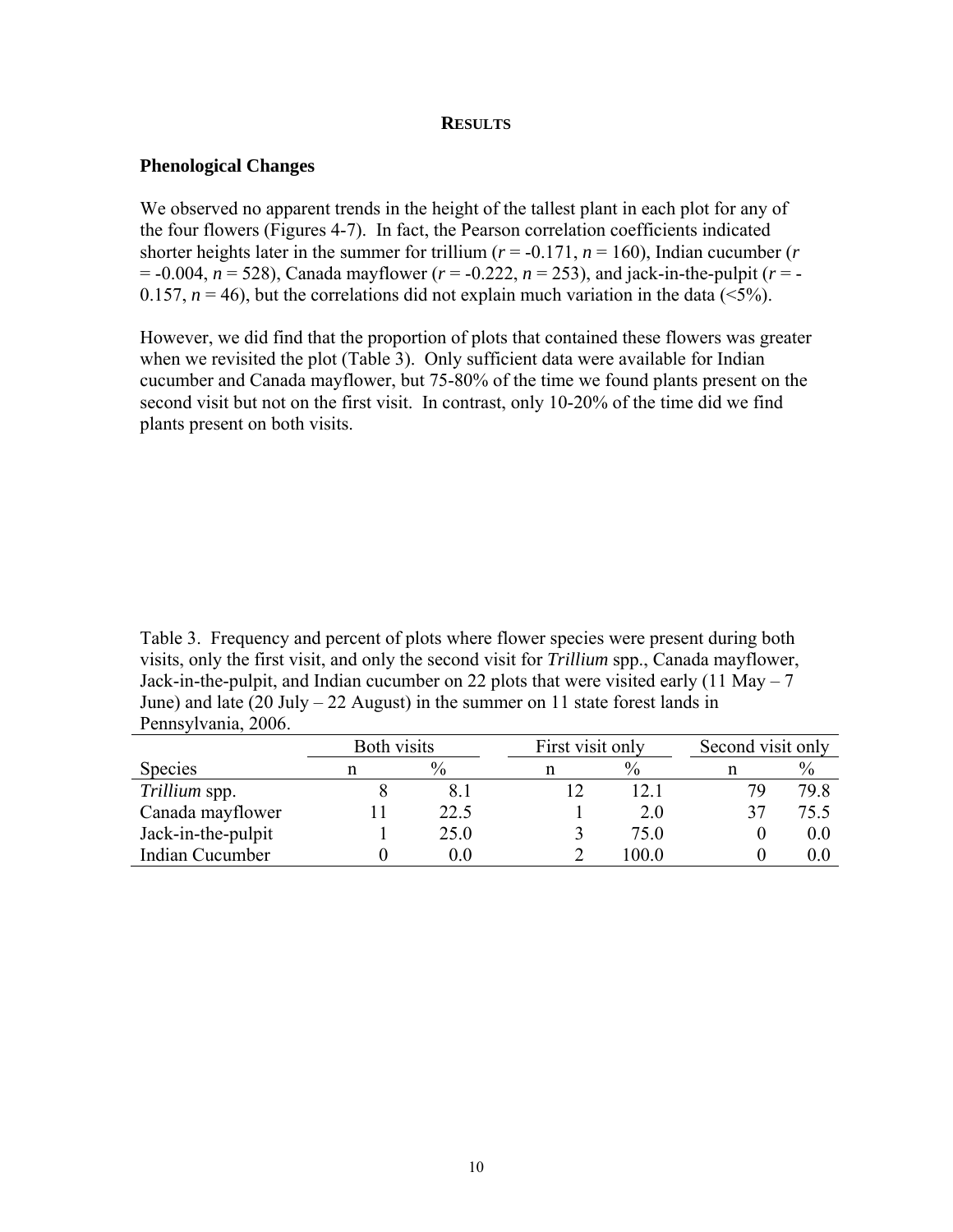# RESULTS

## Phenological Changes

We observed no apparent trends in the height of the tallest plant in each plot for any of the four flowers (Figures 4-7). In fact, the Pearson correlation coefficients indicated shorter heights later in the summer for trillium ($r$ = -0.171, $n$ = 160), Indian cucumber ($r$ = -0.004, $n$ = 528), Canada mayflower ($r$ = -0.222, $n$ = 253), and jack-in-the-pulpit ($r$ = -0.157, $n$ = 46), but the correlations did not explain much variation in the data (<5%).

However, we did find that the proportion of plots that contained these flowers was greater when we revisited the plot (Table 3). Only sufficient data were available for Indian cucumber and Canada mayflower, but 75-80% of the time we found plants present on the second visit but not on the first visit. In contrast, only 10-20% of the time did we find plants present on both visits.

Table 3. Frequency and percent of plots where flower species were present during both visits, only the first visit, and only the second visit for *Trillium* spp., Canada mayflower, Jack-in-the-pulpit, and Indian cucumber on 22 plots that were visited early (11 May – 7 June) and late (20 July – 22 August) in the summer on 11 state forest lands in Pennsylvania, 2006.

| | Both visits | | First visit only | | Second visit only | |
|---|---|---|---|---|---|---|
| Species | n | % | n | % | n | % |
| *Trillium* spp. | 8 | 8.1 | 12 | 12.1 | 79 | 79.8 |
| Canada mayflower | 11 | 22.5 | 1 | 2.0 | 37 | 75.5 |
| Jack-in-the-pulpit | 1 | 25.0 | 3 | 75.0 | 0 | 0.0 |
| Indian Cucumber | 0 | 0.0 | 2 | 100.0 | 0 | 0.0 |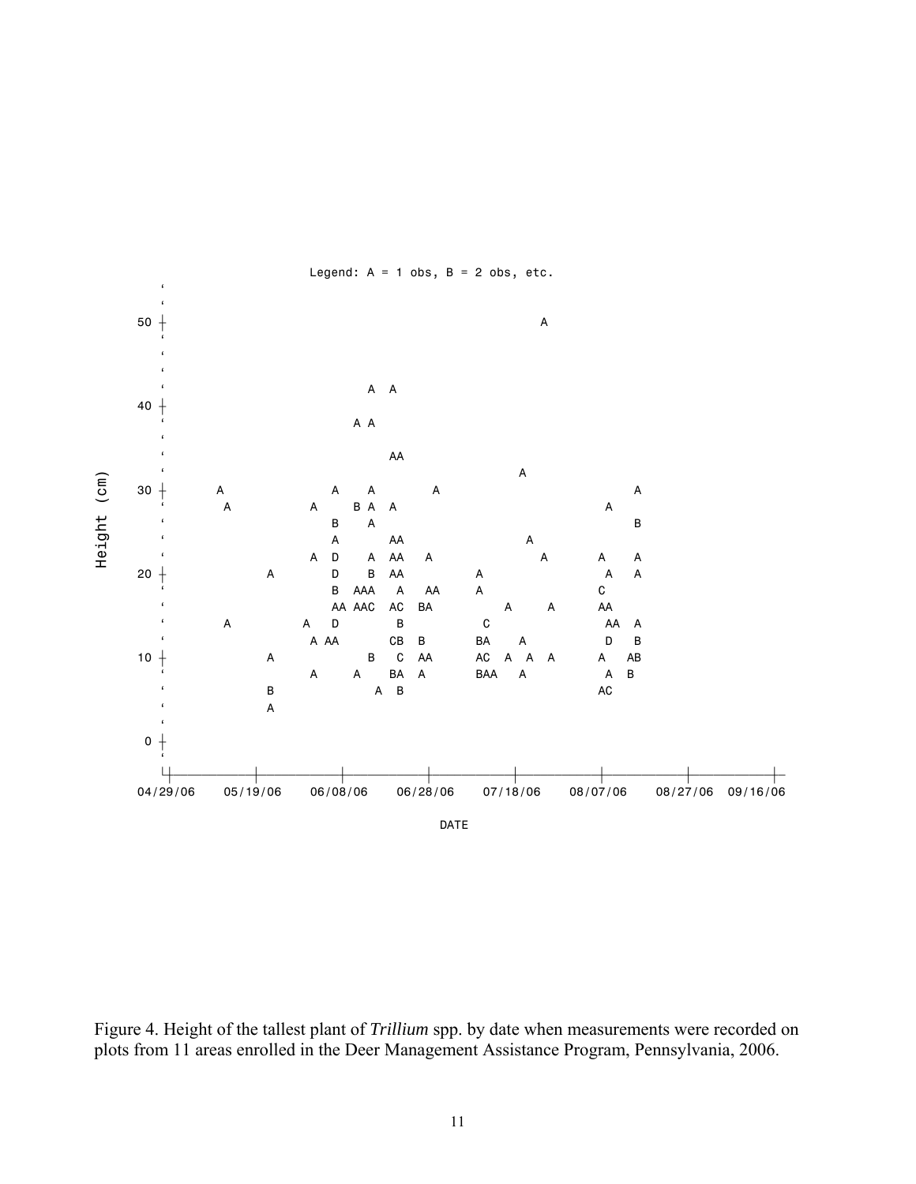Legend: A = 1 obs, B = 2 obs, etc.

Height (cm)

DATE

Figure 4. Height of the tallest plant of *Trillium* spp. by date when measurements were recorded on plots from 11 areas enrolled in the Deer Management Assistance Program, Pennsylvania, 2006.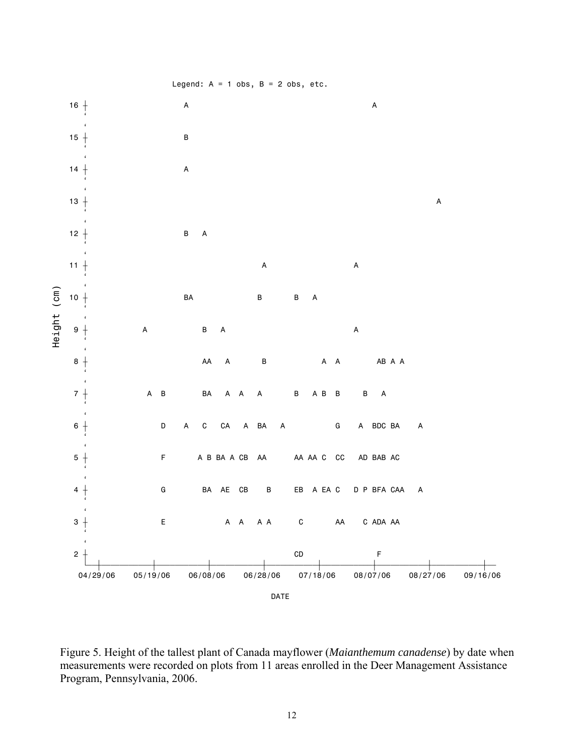Legend: A = 1 obs, B = 2 obs, etc.

```
Height (cm)
16 +                    A                                        A
15 +                    B
14 +                    A
13 +                                                                           A
12 +                    B   A
11 +                                    A                    A
10 +                    BA              B       B   A
 9 +           A            B   A                            A
 8 +                        AA   A          B          A  A       AB  A  A
 7 +            A  B        BA   A  A   A       B   A B  B     B   A
 6 +               D    A   C   CA   A  BA   A            G    A  BDC BA    A
 5 +               F      A B BA A CB  AA      AA AA C  CC   AD BAB AC
 4 +               G        BA  AE  CB    B     EB  A EA C  D P BFA CAA   A
 3 +               E             A  A   A A      C        AA    C ADA AA
 2 +                                             CD                 F
     04/29/06   05/19/06   06/08/06   06/28/06   07/18/06   08/07/06   08/27/06   09/16/06
                                        DATE
```

Figure 5. Height of the tallest plant of Canada mayflower (*Maianthemum canadense*) by date when measurements were recorded on plots from 11 areas enrolled in the Deer Management Assistance Program, Pennsylvania, 2006.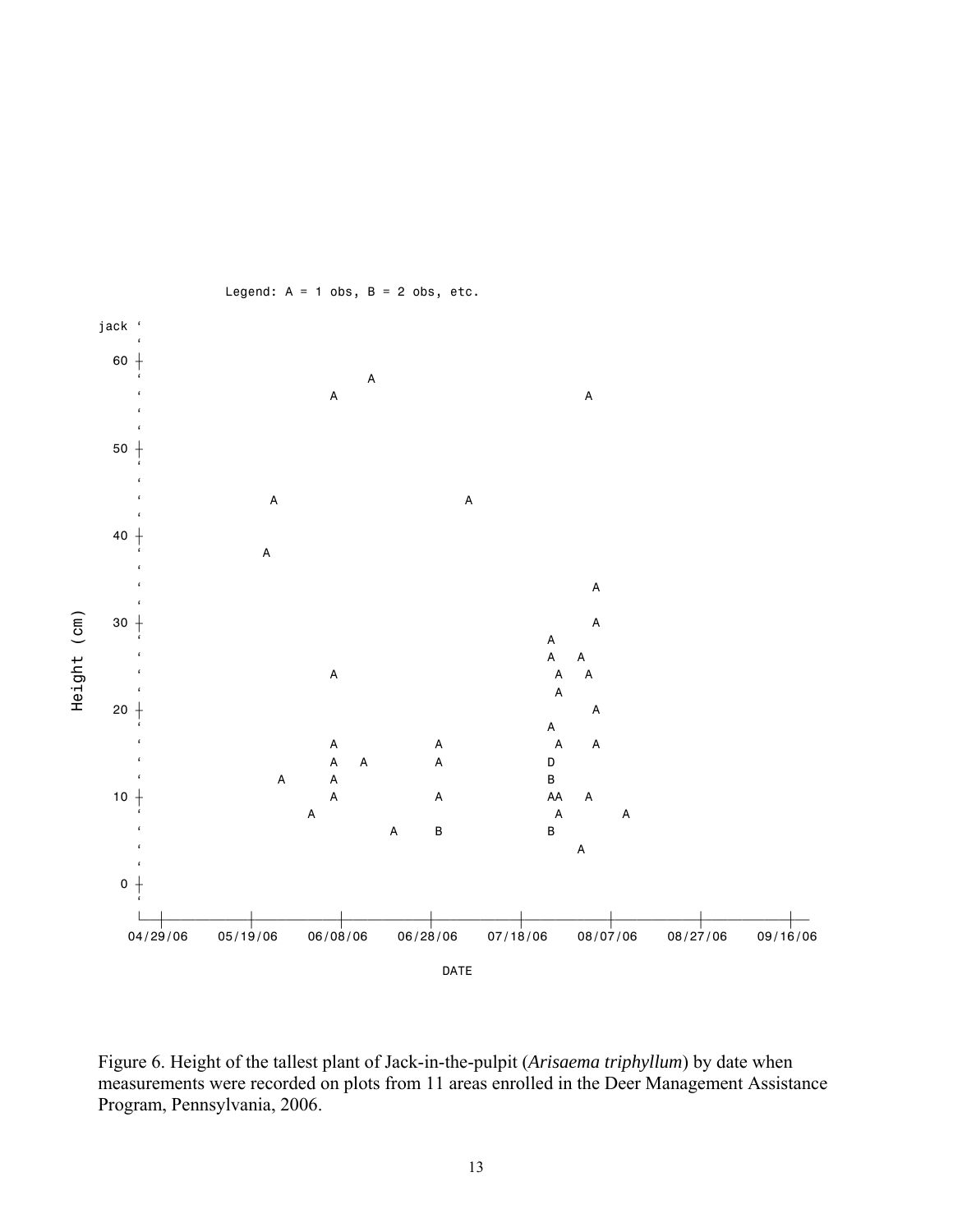Legend: A = 1 obs, B = 2 obs, etc.

Height (cm)

jack

DATE

Figure 6. Height of the tallest plant of Jack-in-the-pulpit (*Arisaema triphyllum*) by date when measurements were recorded on plots from 11 areas enrolled in the Deer Management Assistance Program, Pennsylvania, 2006.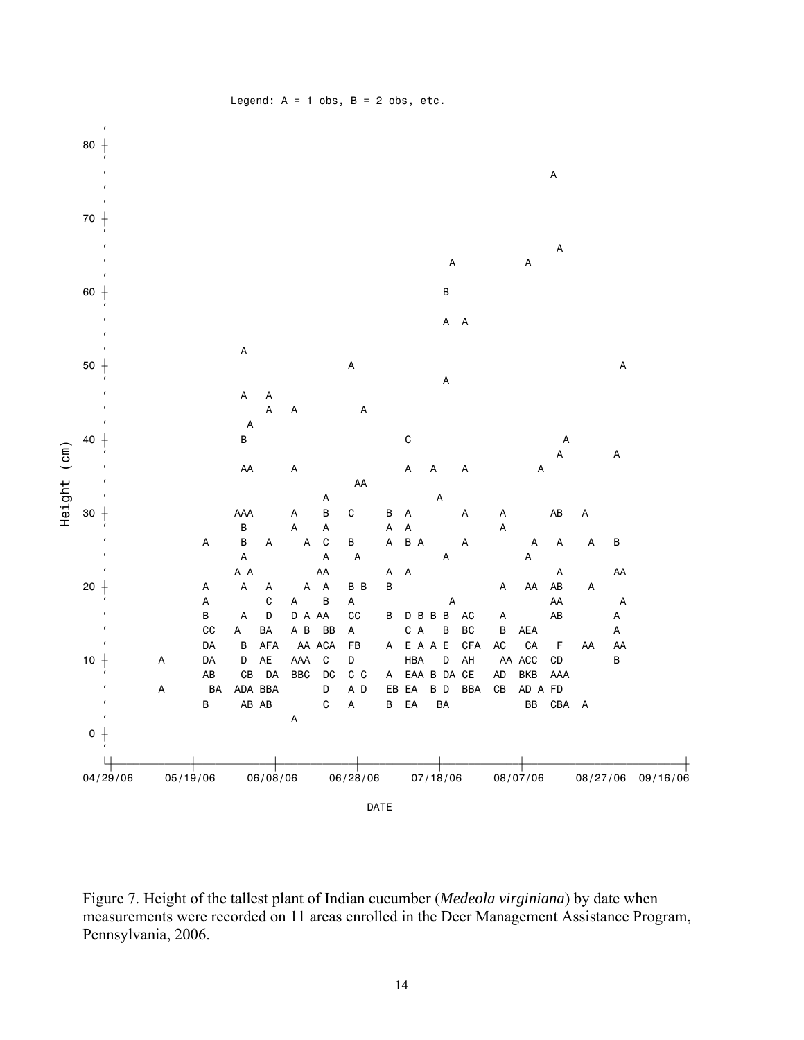Legend: A = 1 obs, B = 2 obs, etc.

Figure 7. Height of the tallest plant of Indian cucumber (*Medeola virginiana*) by date when measurements were recorded on 11 areas enrolled in the Deer Management Assistance Program, Pennsylvania, 2006.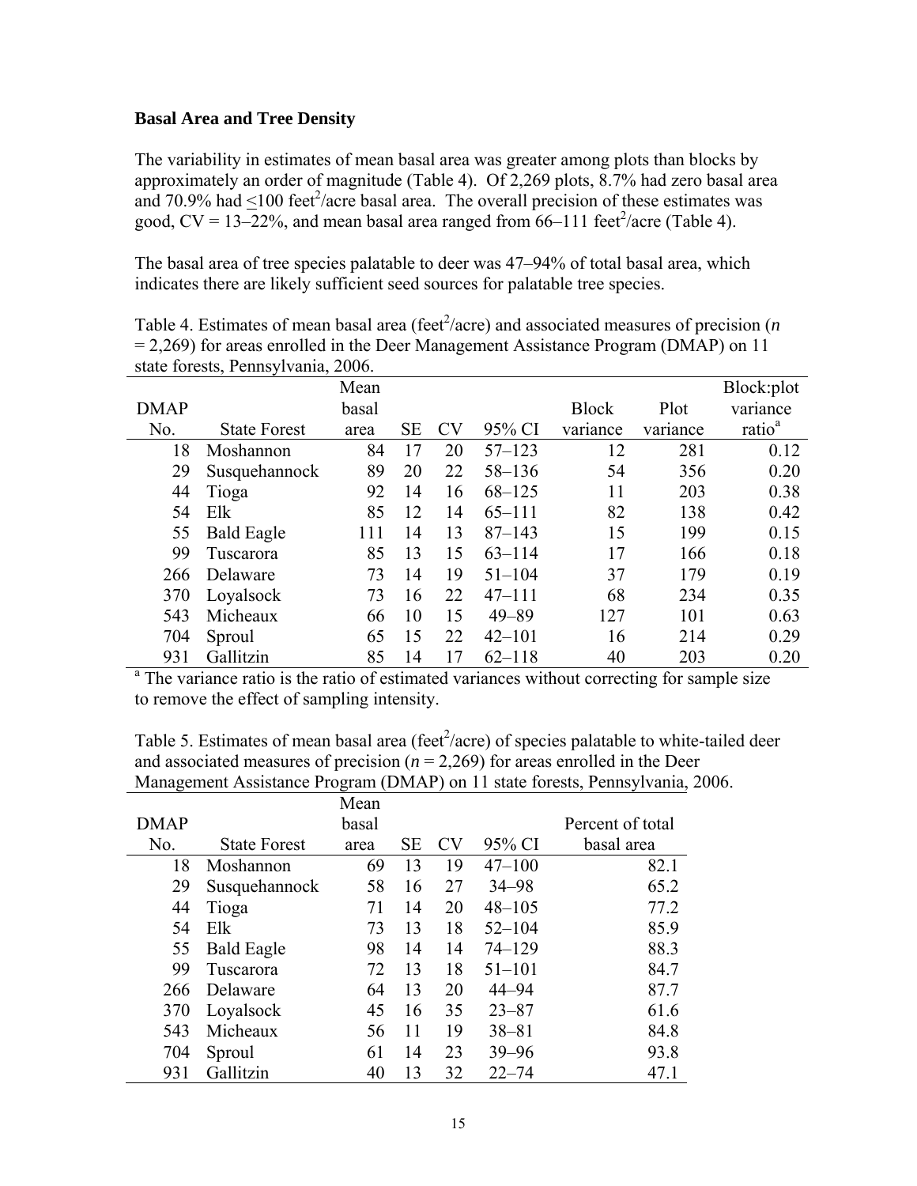**Basal Area and Tree Density**

The variability in estimates of mean basal area was greater among plots than blocks by approximately an order of magnitude (Table 4). Of 2,269 plots, 8.7% had zero basal area and 70.9% had ≤100 feet$^2$/acre basal area. The overall precision of these estimates was good, CV = 13–22%, and mean basal area ranged from 66–111 feet$^2$/acre (Table 4).

The basal area of tree species palatable to deer was 47–94% of total basal area, which indicates there are likely sufficient seed sources for palatable tree species.

Table 4. Estimates of mean basal area (feet$^2$/acre) and associated measures of precision ($n$ = 2,269) for areas enrolled in the Deer Management Assistance Program (DMAP) on 11 state forests, Pennsylvania, 2006.

| DMAP No. | State Forest | Mean basal area | SE | CV | 95% CI | Block variance | Plot variance | Block:plot variance ratio[a] |
|---|---|---|---|---|---|---|---|---|
| 18 | Moshannon | 84 | 17 | 20 | 57–123 | 12 | 281 | 0.12 |
| 29 | Susquehannock | 89 | 20 | 22 | 58–136 | 54 | 356 | 0.20 |
| 44 | Tioga | 92 | 14 | 16 | 68–125 | 11 | 203 | 0.38 |
| 54 | Elk | 85 | 12 | 14 | 65–111 | 82 | 138 | 0.42 |
| 55 | Bald Eagle | 111 | 14 | 13 | 87–143 | 15 | 199 | 0.15 |
| 99 | Tuscarora | 85 | 13 | 15 | 63–114 | 17 | 166 | 0.18 |
| 266 | Delaware | 73 | 14 | 19 | 51–104 | 37 | 179 | 0.19 |
| 370 | Loyalsock | 73 | 16 | 22 | 47–111 | 68 | 234 | 0.35 |
| 543 | Micheaux | 66 | 10 | 15 | 49–89 | 127 | 101 | 0.63 |
| 704 | Sproul | 65 | 15 | 22 | 42–101 | 16 | 214 | 0.29 |
| 931 | Gallitzin | 85 | 14 | 17 | 62–118 | 40 | 203 | 0.20 |

[a] The variance ratio is the ratio of estimated variances without correcting for sample size to remove the effect of sampling intensity.

Table 5. Estimates of mean basal area (feet$^2$/acre) of species palatable to white-tailed deer and associated measures of precision ($n$ = 2,269) for areas enrolled in the Deer Management Assistance Program (DMAP) on 11 state forests, Pennsylvania, 2006.

| DMAP No. | State Forest | Mean basal area | SE | CV | 95% CI | Percent of total basal area |
|---|---|---|---|---|---|---|
| 18 | Moshannon | 69 | 13 | 19 | 47–100 | 82.1 |
| 29 | Susquehannock | 58 | 16 | 27 | 34–98 | 65.2 |
| 44 | Tioga | 71 | 14 | 20 | 48–105 | 77.2 |
| 54 | Elk | 73 | 13 | 18 | 52–104 | 85.9 |
| 55 | Bald Eagle | 98 | 14 | 14 | 74–129 | 88.3 |
| 99 | Tuscarora | 72 | 13 | 18 | 51–101 | 84.7 |
| 266 | Delaware | 64 | 13 | 20 | 44–94 | 87.7 |
| 370 | Loyalsock | 45 | 16 | 35 | 23–87 | 61.6 |
| 543 | Micheaux | 56 | 11 | 19 | 38–81 | 84.8 |
| 704 | Sproul | 61 | 14 | 23 | 39–96 | 93.8 |
| 931 | Gallitzin | 40 | 13 | 32 | 22–74 | 47.1 |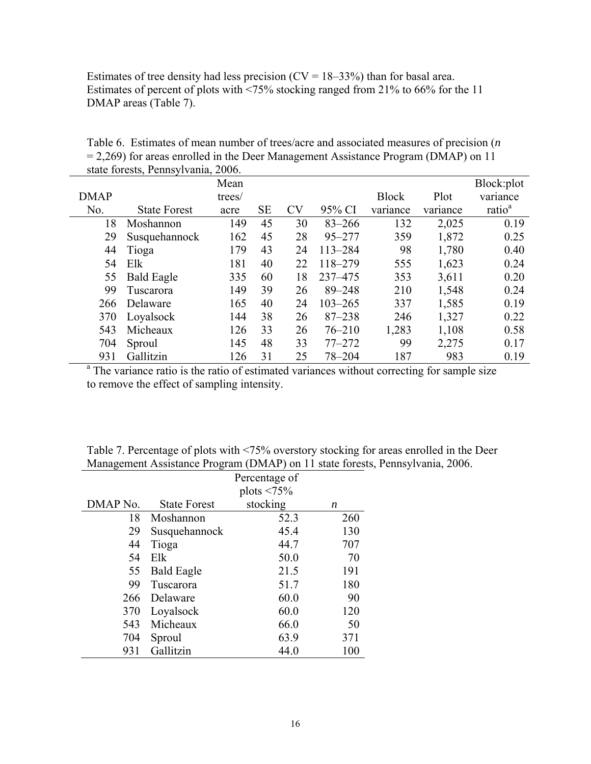Estimates of tree density had less precision (CV = 18–33%) than for basal area. Estimates of percent of plots with <75% stocking ranged from 21% to 66% for the 11 DMAP areas (Table 7).

Table 6. Estimates of mean number of trees/acre and associated measures of precision (*n* = 2,269) for areas enrolled in the Deer Management Assistance Program (DMAP) on 11 state forests, Pennsylvania, 2006.

| DMAP No. | State Forest | Mean trees/ acre | SE | CV | 95% CI | Block variance | Plot variance | Block:plot variance ratio[a] |
|---:|---|---:|---:|---:|---:|---:|---:|---:|
| 18 | Moshannon | 149 | 45 | 30 | 83–266 | 132 | 2,025 | 0.19 |
| 29 | Susquehannock | 162 | 45 | 28 | 95–277 | 359 | 1,872 | 0.25 |
| 44 | Tioga | 179 | 43 | 24 | 113–284 | 98 | 1,780 | 0.40 |
| 54 | Elk | 181 | 40 | 22 | 118–279 | 555 | 1,623 | 0.24 |
| 55 | Bald Eagle | 335 | 60 | 18 | 237–475 | 353 | 3,611 | 0.20 |
| 99 | Tuscarora | 149 | 39 | 26 | 89–248 | 210 | 1,548 | 0.24 |
| 266 | Delaware | 165 | 40 | 24 | 103–265 | 337 | 1,585 | 0.19 |
| 370 | Loyalsock | 144 | 38 | 26 | 87–238 | 246 | 1,327 | 0.22 |
| 543 | Micheaux | 126 | 33 | 26 | 76–210 | 1,283 | 1,108 | 0.58 |
| 704 | Sproul | 145 | 48 | 33 | 77–272 | 99 | 2,275 | 0.17 |
| 931 | Gallitzin | 126 | 31 | 25 | 78–204 | 187 | 983 | 0.19 |

[a] The variance ratio is the ratio of estimated variances without correcting for sample size to remove the effect of sampling intensity.

Table 7. Percentage of plots with <75% overstory stocking for areas enrolled in the Deer Management Assistance Program (DMAP) on 11 state forests, Pennsylvania, 2006.

| DMAP No. | State Forest | Percentage of plots <75% stocking | *n* |
|---:|---|---:|---:|
| 18 | Moshannon | 52.3 | 260 |
| 29 | Susquehannock | 45.4 | 130 |
| 44 | Tioga | 44.7 | 707 |
| 54 | Elk | 50.0 | 70 |
| 55 | Bald Eagle | 21.5 | 191 |
| 99 | Tuscarora | 51.7 | 180 |
| 266 | Delaware | 60.0 | 90 |
| 370 | Loyalsock | 60.0 | 120 |
| 543 | Micheaux | 66.0 | 50 |
| 704 | Sproul | 63.9 | 371 |
| 931 | Gallitzin | 44.0 | 100 |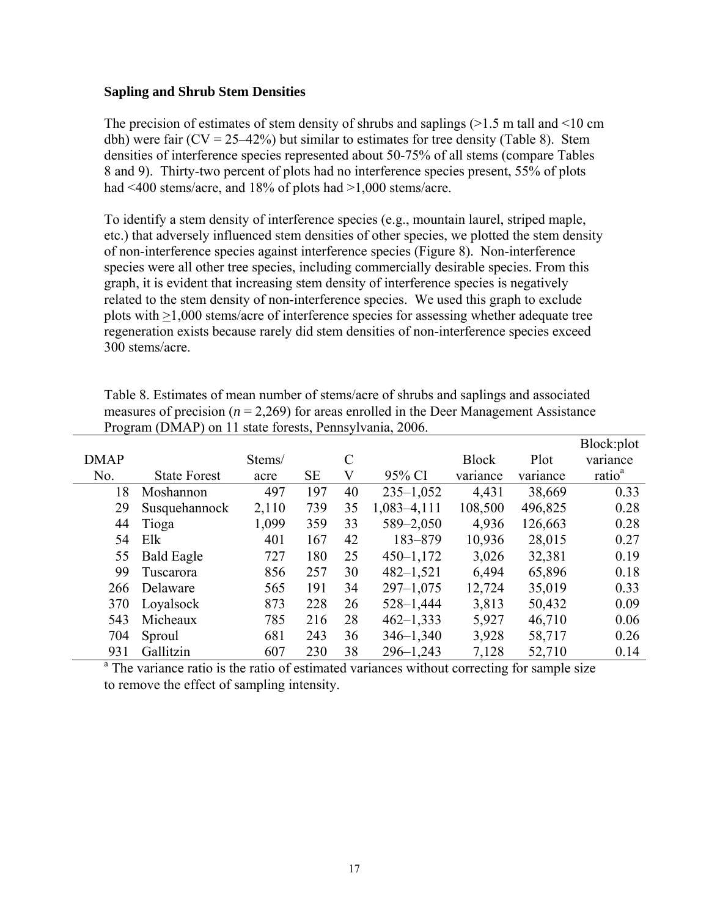### Sapling and Shrub Stem Densities

The precision of estimates of stem density of shrubs and saplings (>1.5 m tall and <10 cm dbh) were fair (CV = 25–42%) but similar to estimates for tree density (Table 8). Stem densities of interference species represented about 50-75% of all stems (compare Tables 8 and 9). Thirty-two percent of plots had no interference species present, 55% of plots had <400 stems/acre, and 18% of plots had >1,000 stems/acre.

To identify a stem density of interference species (e.g., mountain laurel, striped maple, etc.) that adversely influenced stem densities of other species, we plotted the stem density of non-interference species against interference species (Figure 8). Non-interference species were all other tree species, including commercially desirable species. From this graph, it is evident that increasing stem density of interference species is negatively related to the stem density of non-interference species. We used this graph to exclude plots with ≥1,000 stems/acre of interference species for assessing whether adequate tree regeneration exists because rarely did stem densities of non-interference species exceed 300 stems/acre.

Table 8. Estimates of mean number of stems/acre of shrubs and saplings and associated measures of precision (*n* = 2,269) for areas enrolled in the Deer Management Assistance Program (DMAP) on 11 state forests, Pennsylvania, 2006.

| DMAP No. | State Forest | Stems/acre | SE | CV | 95% CI | Block variance | Plot variance | Block:plot variance ratio[a] |
|---|---|---|---|---|---|---|---|---|
| 18 | Moshannon | 497 | 197 | 40 | 235–1,052 | 4,431 | 38,669 | 0.33 |
| 29 | Susquehannock | 2,110 | 739 | 35 | 1,083–4,111 | 108,500 | 496,825 | 0.28 |
| 44 | Tioga | 1,099 | 359 | 33 | 589–2,050 | 4,936 | 126,663 | 0.28 |
| 54 | Elk | 401 | 167 | 42 | 183–879 | 10,936 | 28,015 | 0.27 |
| 55 | Bald Eagle | 727 | 180 | 25 | 450–1,172 | 3,026 | 32,381 | 0.19 |
| 99 | Tuscarora | 856 | 257 | 30 | 482–1,521 | 6,494 | 65,896 | 0.18 |
| 266 | Delaware | 565 | 191 | 34 | 297–1,075 | 12,724 | 35,019 | 0.33 |
| 370 | Loyalsock | 873 | 228 | 26 | 528–1,444 | 3,813 | 50,432 | 0.09 |
| 543 | Micheaux | 785 | 216 | 28 | 462–1,333 | 5,927 | 46,710 | 0.06 |
| 704 | Sproul | 681 | 243 | 36 | 346–1,340 | 3,928 | 58,717 | 0.26 |
| 931 | Gallitzin | 607 | 230 | 38 | 296–1,243 | 7,128 | 52,710 | 0.14 |

[a] The variance ratio is the ratio of estimated variances without correcting for sample size to remove the effect of sampling intensity.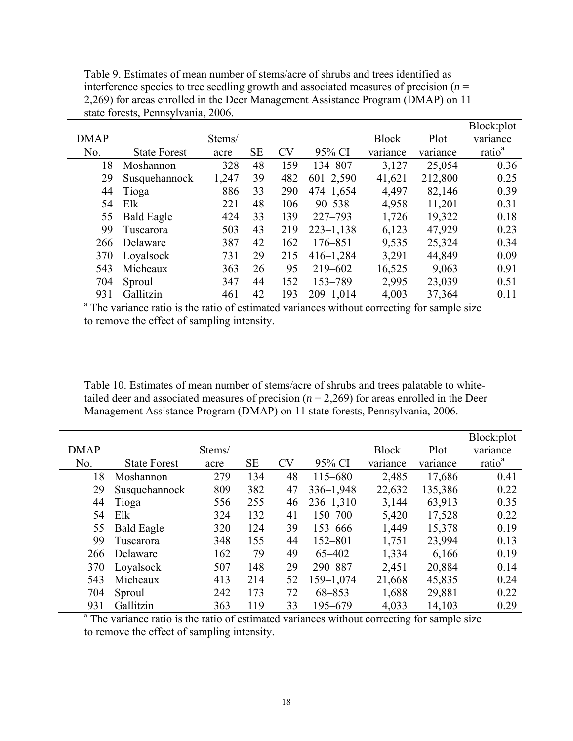Table 9. Estimates of mean number of stems/acre of shrubs and trees identified as interference species to tree seedling growth and associated measures of precision ($n$ = 2,269) for areas enrolled in the Deer Management Assistance Program (DMAP) on 11 state forests, Pennsylvania, 2006.

| DMAP No. | State Forest | Stems/acre | SE | CV | 95% CI | Block variance | Plot variance | Block:plot variance ratio[a] |
|---|---|---|---|---|---|---|---|---|
| 18 | Moshannon | 328 | 48 | 159 | 134–807 | 3,127 | 25,054 | 0.36 |
| 29 | Susquehannock | 1,247 | 39 | 482 | 601–2,590 | 41,621 | 212,800 | 0.25 |
| 44 | Tioga | 886 | 33 | 290 | 474–1,654 | 4,497 | 82,146 | 0.39 |
| 54 | Elk | 221 | 48 | 106 | 90–538 | 4,958 | 11,201 | 0.31 |
| 55 | Bald Eagle | 424 | 33 | 139 | 227–793 | 1,726 | 19,322 | 0.18 |
| 99 | Tuscarora | 503 | 43 | 219 | 223–1,138 | 6,123 | 47,929 | 0.23 |
| 266 | Delaware | 387 | 42 | 162 | 176–851 | 9,535 | 25,324 | 0.34 |
| 370 | Loyalsock | 731 | 29 | 215 | 416–1,284 | 3,291 | 44,849 | 0.09 |
| 543 | Micheaux | 363 | 26 | 95 | 219–602 | 16,525 | 9,063 | 0.91 |
| 704 | Sproul | 347 | 44 | 152 | 153–789 | 2,995 | 23,039 | 0.51 |
| 931 | Gallitzin | 461 | 42 | 193 | 209–1,014 | 4,003 | 37,364 | 0.11 |

[a] The variance ratio is the ratio of estimated variances without correcting for sample size to remove the effect of sampling intensity.

Table 10. Estimates of mean number of stems/acre of shrubs and trees palatable to white-tailed deer and associated measures of precision ($n$ = 2,269) for areas enrolled in the Deer Management Assistance Program (DMAP) on 11 state forests, Pennsylvania, 2006.

| DMAP No. | State Forest | Stems/acre | SE | CV | 95% CI | Block variance | Plot variance | Block:plot variance ratio[a] |
|---|---|---|---|---|---|---|---|---|
| 18 | Moshannon | 279 | 134 | 48 | 115–680 | 2,485 | 17,686 | 0.41 |
| 29 | Susquehannock | 809 | 382 | 47 | 336–1,948 | 22,632 | 135,386 | 0.22 |
| 44 | Tioga | 556 | 255 | 46 | 236–1,310 | 3,144 | 63,913 | 0.35 |
| 54 | Elk | 324 | 132 | 41 | 150–700 | 5,420 | 17,528 | 0.22 |
| 55 | Bald Eagle | 320 | 124 | 39 | 153–666 | 1,449 | 15,378 | 0.19 |
| 99 | Tuscarora | 348 | 155 | 44 | 152–801 | 1,751 | 23,994 | 0.13 |
| 266 | Delaware | 162 | 79 | 49 | 65–402 | 1,334 | 6,166 | 0.19 |
| 370 | Loyalsock | 507 | 148 | 29 | 290–887 | 2,451 | 20,884 | 0.14 |
| 543 | Micheaux | 413 | 214 | 52 | 159–1,074 | 21,668 | 45,835 | 0.24 |
| 704 | Sproul | 242 | 173 | 72 | 68–853 | 1,688 | 29,881 | 0.22 |
| 931 | Gallitzin | 363 | 119 | 33 | 195–679 | 4,033 | 14,103 | 0.29 |

[a] The variance ratio is the ratio of estimated variances without correcting for sample size to remove the effect of sampling intensity.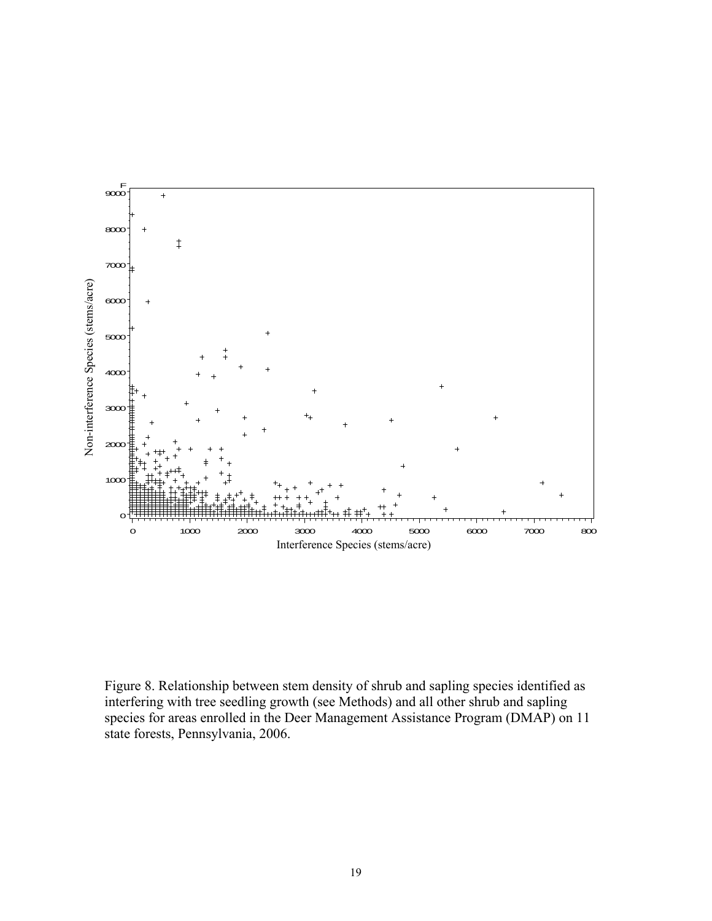Figure 8. Relationship between stem density of shrub and sapling species identified as interfering with tree seedling growth (see Methods) and all other shrub and sapling species for areas enrolled in the Deer Management Assistance Program (DMAP) on 11 state forests, Pennsylvania, 2006.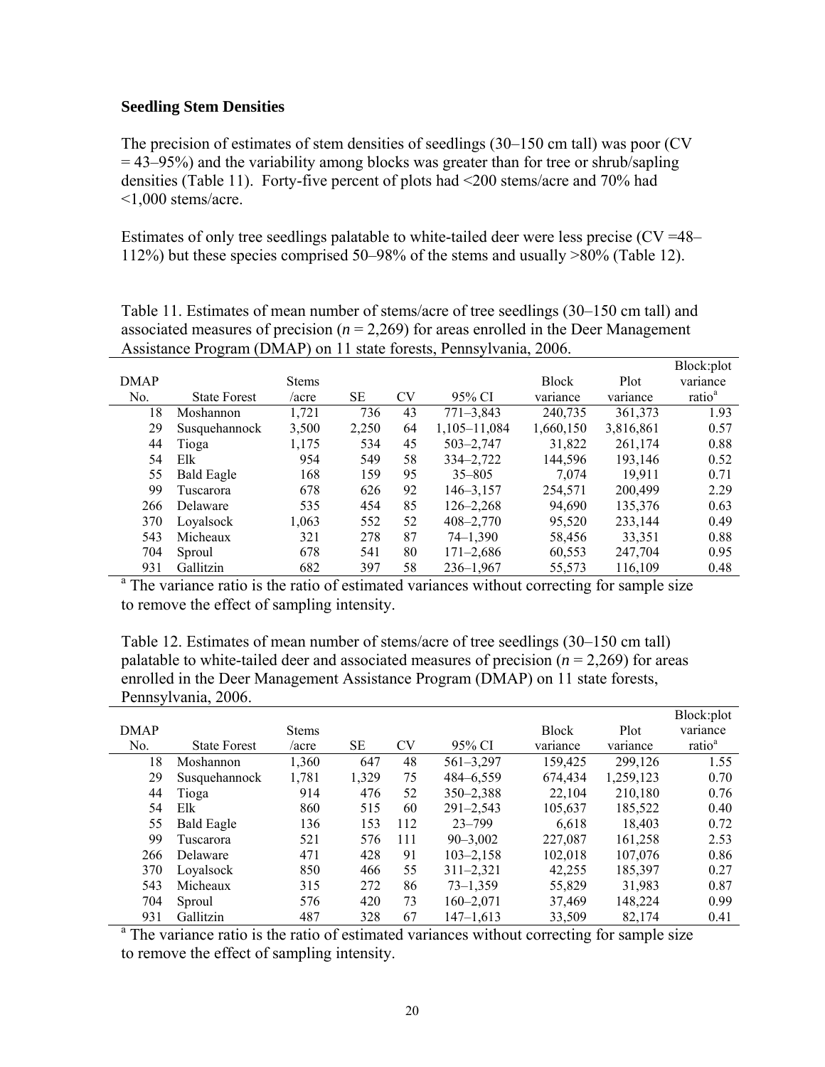### Seedling Stem Densities

The precision of estimates of stem densities of seedlings (30–150 cm tall) was poor (CV = 43–95%) and the variability among blocks was greater than for tree or shrub/sapling densities (Table 11). Forty-five percent of plots had <200 stems/acre and 70% had <1,000 stems/acre.

Estimates of only tree seedlings palatable to white-tailed deer were less precise (CV =48–112%) but these species comprised 50–98% of the stems and usually >80% (Table 12).

Table 11. Estimates of mean number of stems/acre of tree seedlings (30–150 cm tall) and associated measures of precision (*n* = 2,269) for areas enrolled in the Deer Management Assistance Program (DMAP) on 11 state forests, Pennsylvania, 2006.

| DMAP No. | State Forest | Stems /acre | SE | CV | 95% CI | Block variance | Plot variance | Block:plot variance ratio[a] |
|---|---|---|---|---|---|---|---|---|
| 18 | Moshannon | 1,721 | 736 | 43 | 771–3,843 | 240,735 | 361,373 | 1.93 |
| 29 | Susquehannock | 3,500 | 2,250 | 64 | 1,105–11,084 | 1,660,150 | 3,816,861 | 0.57 |
| 44 | Tioga | 1,175 | 534 | 45 | 503–2,747 | 31,822 | 261,174 | 0.88 |
| 54 | Elk | 954 | 549 | 58 | 334–2,722 | 144,596 | 193,146 | 0.52 |
| 55 | Bald Eagle | 168 | 159 | 95 | 35–805 | 7,074 | 19,911 | 0.71 |
| 99 | Tuscarora | 678 | 626 | 92 | 146–3,157 | 254,571 | 200,499 | 2.29 |
| 266 | Delaware | 535 | 454 | 85 | 126–2,268 | 94,690 | 135,376 | 0.63 |
| 370 | Loyalsock | 1,063 | 552 | 52 | 408–2,770 | 95,520 | 233,144 | 0.49 |
| 543 | Micheaux | 321 | 278 | 87 | 74–1,390 | 58,456 | 33,351 | 0.88 |
| 704 | Sproul | 678 | 541 | 80 | 171–2,686 | 60,553 | 247,704 | 0.95 |
| 931 | Gallitzin | 682 | 397 | 58 | 236–1,967 | 55,573 | 116,109 | 0.48 |

[a] The variance ratio is the ratio of estimated variances without correcting for sample size to remove the effect of sampling intensity.

Table 12. Estimates of mean number of stems/acre of tree seedlings (30–150 cm tall) palatable to white-tailed deer and associated measures of precision (*n* = 2,269) for areas enrolled in the Deer Management Assistance Program (DMAP) on 11 state forests, Pennsylvania, 2006.

| DMAP No. | State Forest | Stems /acre | SE | CV | 95% CI | Block variance | Plot variance | Block:plot variance ratio[a] |
|---|---|---|---|---|---|---|---|---|
| 18 | Moshannon | 1,360 | 647 | 48 | 561–3,297 | 159,425 | 299,126 | 1.55 |
| 29 | Susquehannock | 1,781 | 1,329 | 75 | 484–6,559 | 674,434 | 1,259,123 | 0.70 |
| 44 | Tioga | 914 | 476 | 52 | 350–2,388 | 22,104 | 210,180 | 0.76 |
| 54 | Elk | 860 | 515 | 60 | 291–2,543 | 105,637 | 185,522 | 0.40 |
| 55 | Bald Eagle | 136 | 153 | 112 | 23–799 | 6,618 | 18,403 | 0.72 |
| 99 | Tuscarora | 521 | 576 | 111 | 90–3,002 | 227,087 | 161,258 | 2.53 |
| 266 | Delaware | 471 | 428 | 91 | 103–2,158 | 102,018 | 107,076 | 0.86 |
| 370 | Loyalsock | 850 | 466 | 55 | 311–2,321 | 42,255 | 185,397 | 0.27 |
| 543 | Micheaux | 315 | 272 | 86 | 73–1,359 | 55,829 | 31,983 | 0.87 |
| 704 | Sproul | 576 | 420 | 73 | 160–2,071 | 37,469 | 148,224 | 0.99 |
| 931 | Gallitzin | 487 | 328 | 67 | 147–1,613 | 33,509 | 82,174 | 0.41 |

[a] The variance ratio is the ratio of estimated variances without correcting for sample size to remove the effect of sampling intensity.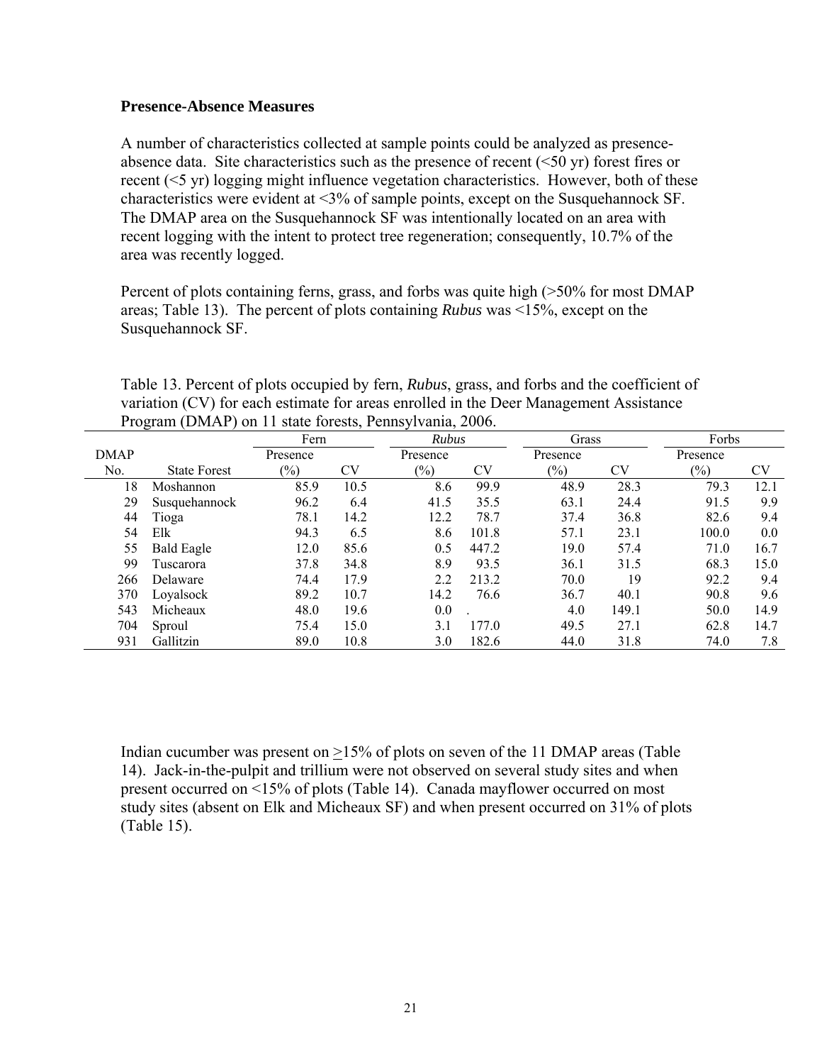**Presence-Absence Measures**

A number of characteristics collected at sample points could be analyzed as presence-absence data. Site characteristics such as the presence of recent (<50 yr) forest fires or recent (<5 yr) logging might influence vegetation characteristics. However, both of these characteristics were evident at <3% of sample points, except on the Susquehannock SF. The DMAP area on the Susquehannock SF was intentionally located on an area with recent logging with the intent to protect tree regeneration; consequently, 10.7% of the area was recently logged.

Percent of plots containing ferns, grass, and forbs was quite high (>50% for most DMAP areas; Table 13). The percent of plots containing *Rubus* was <15%, except on the Susquehannock SF.

Table 13. Percent of plots occupied by fern, *Rubus*, grass, and forbs and the coefficient of variation (CV) for each estimate for areas enrolled in the Deer Management Assistance Program (DMAP) on 11 state forests, Pennsylvania, 2006.

| | | Fern | | *Rubus* | | Grass | | Forbs | |
|---|---|---|---|---|---|---|---|---|---|
| DMAP No. | State Forest | Presence (%) | CV | Presence (%) | CV | Presence (%) | CV | Presence (%) | CV |
| 18 | Moshannon | 85.9 | 10.5 | 8.6 | 99.9 | 48.9 | 28.3 | 79.3 | 12.1 |
| 29 | Susquehannock | 96.2 | 6.4 | 41.5 | 35.5 | 63.1 | 24.4 | 91.5 | 9.9 |
| 44 | Tioga | 78.1 | 14.2 | 12.2 | 78.7 | 37.4 | 36.8 | 82.6 | 9.4 |
| 54 | Elk | 94.3 | 6.5 | 8.6 | 101.8 | 57.1 | 23.1 | 100.0 | 0.0 |
| 55 | Bald Eagle | 12.0 | 85.6 | 0.5 | 447.2 | 19.0 | 57.4 | 71.0 | 16.7 |
| 99 | Tuscarora | 37.8 | 34.8 | 8.9 | 93.5 | 36.1 | 31.5 | 68.3 | 15.0 |
| 266 | Delaware | 74.4 | 17.9 | 2.2 | 213.2 | 70.0 | 19 | 92.2 | 9.4 |
| 370 | Loyalsock | 89.2 | 10.7 | 14.2 | 76.6 | 36.7 | 40.1 | 90.8 | 9.6 |
| 543 | Micheaux | 48.0 | 19.6 | 0.0 | . | 4.0 | 149.1 | 50.0 | 14.9 |
| 704 | Sproul | 75.4 | 15.0 | 3.1 | 177.0 | 49.5 | 27.1 | 62.8 | 14.7 |
| 931 | Gallitzin | 89.0 | 10.8 | 3.0 | 182.6 | 44.0 | 31.8 | 74.0 | 7.8 |

Indian cucumber was present on ≥15% of plots on seven of the 11 DMAP areas (Table 14). Jack-in-the-pulpit and trillium were not observed on several study sites and when present occurred on <15% of plots (Table 14). Canada mayflower occurred on most study sites (absent on Elk and Micheaux SF) and when present occurred on 31% of plots (Table 15).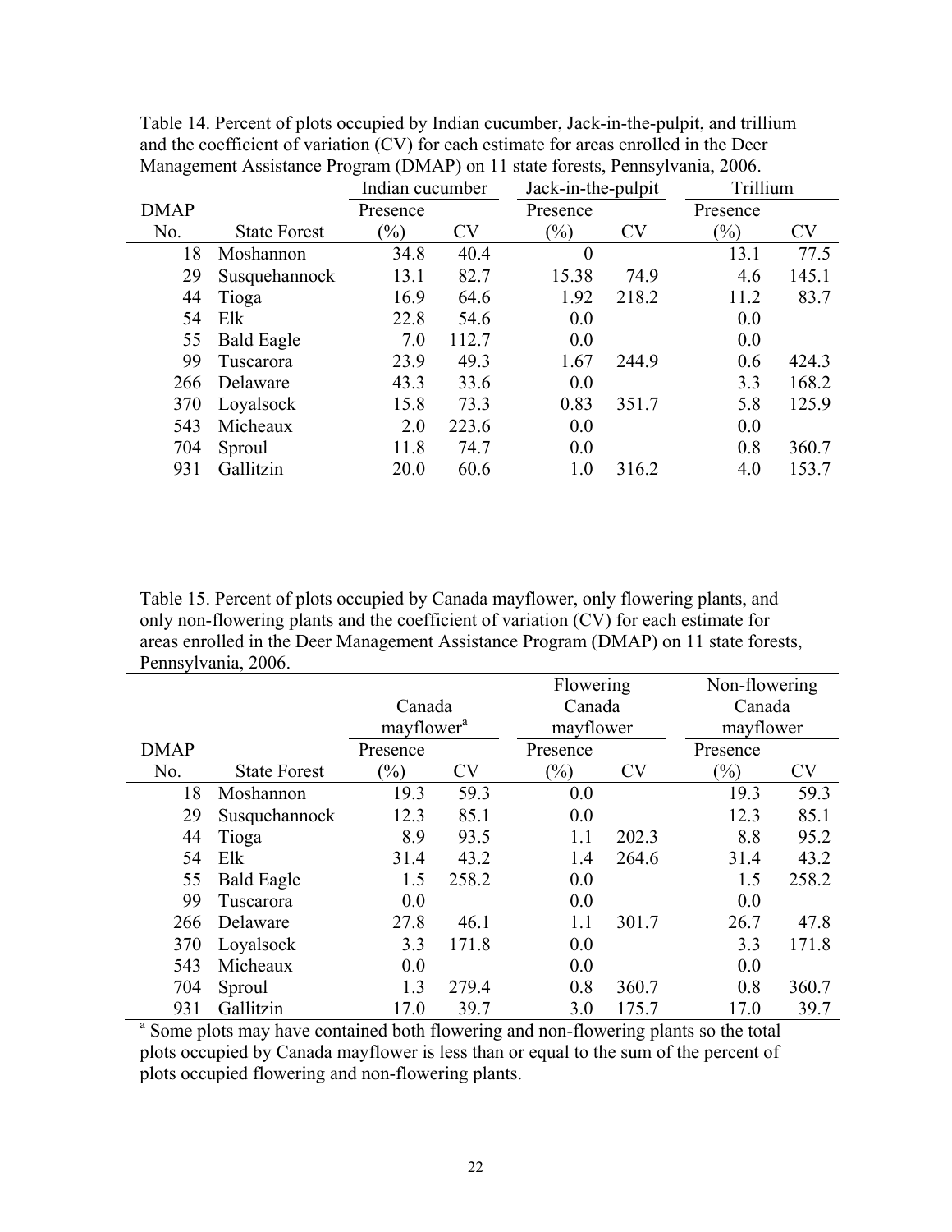Table 14. Percent of plots occupied by Indian cucumber, Jack-in-the-pulpit, and trillium and the coefficient of variation (CV) for each estimate for areas enrolled in the Deer Management Assistance Program (DMAP) on 11 state forests, Pennsylvania, 2006.

| | | Indian cucumber | | Jack-in-the-pulpit | | Trillium | |
|---|---|---|---|---|---|---|---|
| DMAP No. | State Forest | Presence (%) | CV | Presence (%) | CV | Presence (%) | CV |
| 18 | Moshannon | 34.8 | 40.4 | 0 | | 13.1 | 77.5 |
| 29 | Susquehannock | 13.1 | 82.7 | 15.38 | 74.9 | 4.6 | 145.1 |
| 44 | Tioga | 16.9 | 64.6 | 1.92 | 218.2 | 11.2 | 83.7 |
| 54 | Elk | 22.8 | 54.6 | 0.0 | | 0.0 | |
| 55 | Bald Eagle | 7.0 | 112.7 | 0.0 | | 0.0 | |
| 99 | Tuscarora | 23.9 | 49.3 | 1.67 | 244.9 | 0.6 | 424.3 |
| 266 | Delaware | 43.3 | 33.6 | 0.0 | | 3.3 | 168.2 |
| 370 | Loyalsock | 15.8 | 73.3 | 0.83 | 351.7 | 5.8 | 125.9 |
| 543 | Micheaux | 2.0 | 223.6 | 0.0 | | 0.0 | |
| 704 | Sproul | 11.8 | 74.7 | 0.0 | | 0.8 | 360.7 |
| 931 | Gallitzin | 20.0 | 60.6 | 1.0 | 316.2 | 4.0 | 153.7 |

Table 15. Percent of plots occupied by Canada mayflower, only flowering plants, and only non-flowering plants and the coefficient of variation (CV) for each estimate for areas enrolled in the Deer Management Assistance Program (DMAP) on 11 state forests, Pennsylvania, 2006.

| | | Canada mayflower[a] | | Flowering Canada mayflower | | Non-flowering Canada mayflower | |
|---|---|---|---|---|---|---|---|
| DMAP No. | State Forest | Presence (%) | CV | Presence (%) | CV | Presence (%) | CV |
| 18 | Moshannon | 19.3 | 59.3 | 0.0 | | 19.3 | 59.3 |
| 29 | Susquehannock | 12.3 | 85.1 | 0.0 | | 12.3 | 85.1 |
| 44 | Tioga | 8.9 | 93.5 | 1.1 | 202.3 | 8.8 | 95.2 |
| 54 | Elk | 31.4 | 43.2 | 1.4 | 264.6 | 31.4 | 43.2 |
| 55 | Bald Eagle | 1.5 | 258.2 | 0.0 | | 1.5 | 258.2 |
| 99 | Tuscarora | 0.0 | | 0.0 | | 0.0 | |
| 266 | Delaware | 27.8 | 46.1 | 1.1 | 301.7 | 26.7 | 47.8 |
| 370 | Loyalsock | 3.3 | 171.8 | 0.0 | | 3.3 | 171.8 |
| 543 | Micheaux | 0.0 | | 0.0 | | 0.0 | |
| 704 | Sproul | 1.3 | 279.4 | 0.8 | 360.7 | 0.8 | 360.7 |
| 931 | Gallitzin | 17.0 | 39.7 | 3.0 | 175.7 | 17.0 | 39.7 |

[a] Some plots may have contained both flowering and non-flowering plants so the total plots occupied by Canada mayflower is less than or equal to the sum of the percent of plots occupied flowering and non-flowering plants.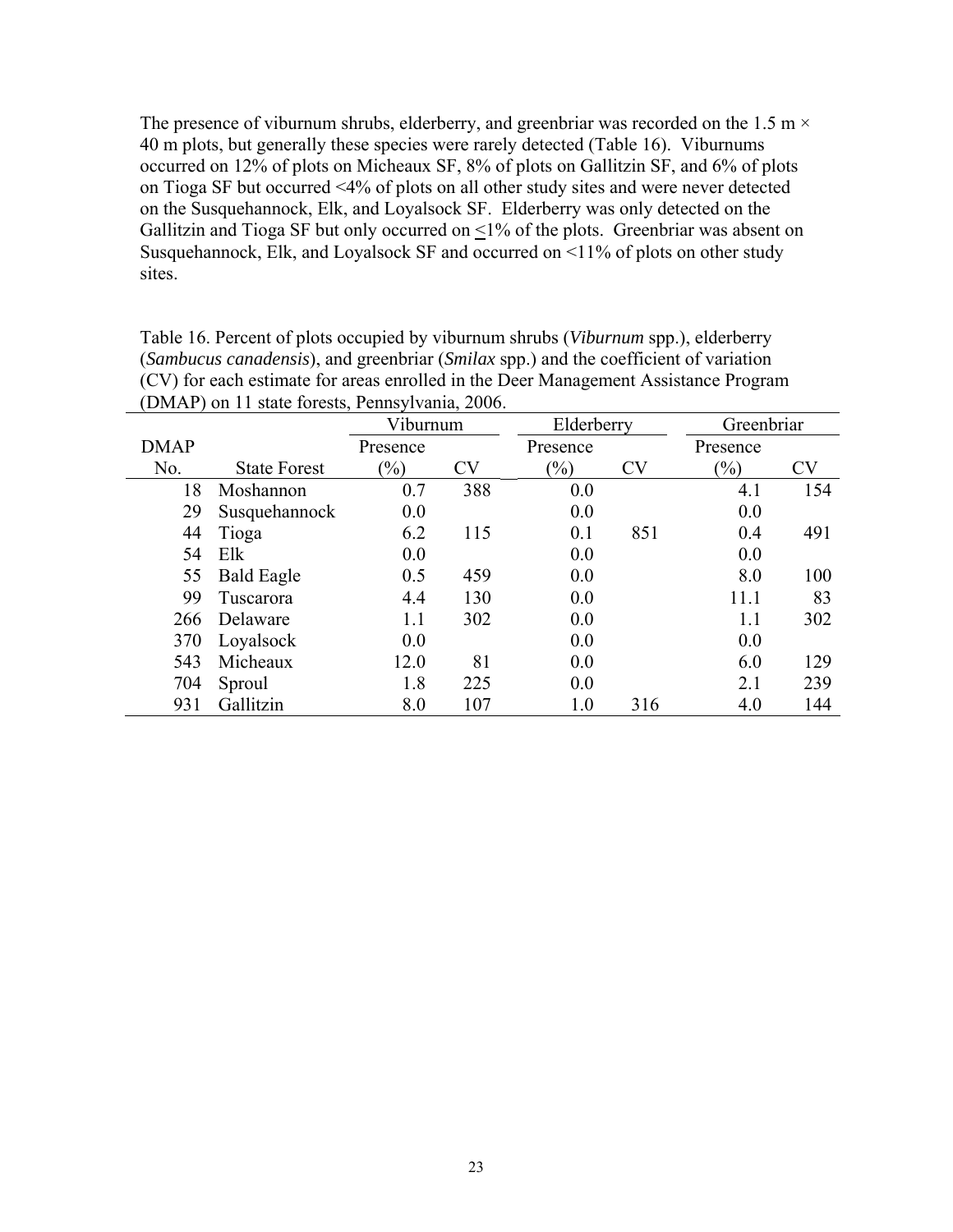The presence of viburnum shrubs, elderberry, and greenbriar was recorded on the 1.5 m × 40 m plots, but generally these species were rarely detected (Table 16). Viburnums occurred on 12% of plots on Micheaux SF, 8% of plots on Gallitzin SF, and 6% of plots on Tioga SF but occurred <4% of plots on all other study sites and were never detected on the Susquehannock, Elk, and Loyalsock SF. Elderberry was only detected on the Gallitzin and Tioga SF but only occurred on ≤1% of the plots. Greenbriar was absent on Susquehannock, Elk, and Loyalsock SF and occurred on <11% of plots on other study sites.

Table 16. Percent of plots occupied by viburnum shrubs (*Viburnum* spp.), elderberry (*Sambucus canadensis*), and greenbriar (*Smilax* spp.) and the coefficient of variation (CV) for each estimate for areas enrolled in the Deer Management Assistance Program (DMAP) on 11 state forests, Pennsylvania, 2006.

| | | Viburnum | | Elderberry | | Greenbriar | |
|---|---|---|---|---|---|---|---|
| DMAP No. | State Forest | Presence (%) | CV | Presence (%) | CV | Presence (%) | CV |
| 18 | Moshannon | 0.7 | 388 | 0.0 | | 4.1 | 154 |
| 29 | Susquehannock | 0.0 | | 0.0 | | 0.0 | |
| 44 | Tioga | 6.2 | 115 | 0.1 | 851 | 0.4 | 491 |
| 54 | Elk | 0.0 | | 0.0 | | 0.0 | |
| 55 | Bald Eagle | 0.5 | 459 | 0.0 | | 8.0 | 100 |
| 99 | Tuscarora | 4.4 | 130 | 0.0 | | 11.1 | 83 |
| 266 | Delaware | 1.1 | 302 | 0.0 | | 1.1 | 302 |
| 370 | Loyalsock | 0.0 | | 0.0 | | 0.0 | |
| 543 | Micheaux | 12.0 | 81 | 0.0 | | 6.0 | 129 |
| 704 | Sproul | 1.8 | 225 | 0.0 | | 2.1 | 239 |
| 931 | Gallitzin | 8.0 | 107 | 1.0 | 316 | 4.0 | 144 |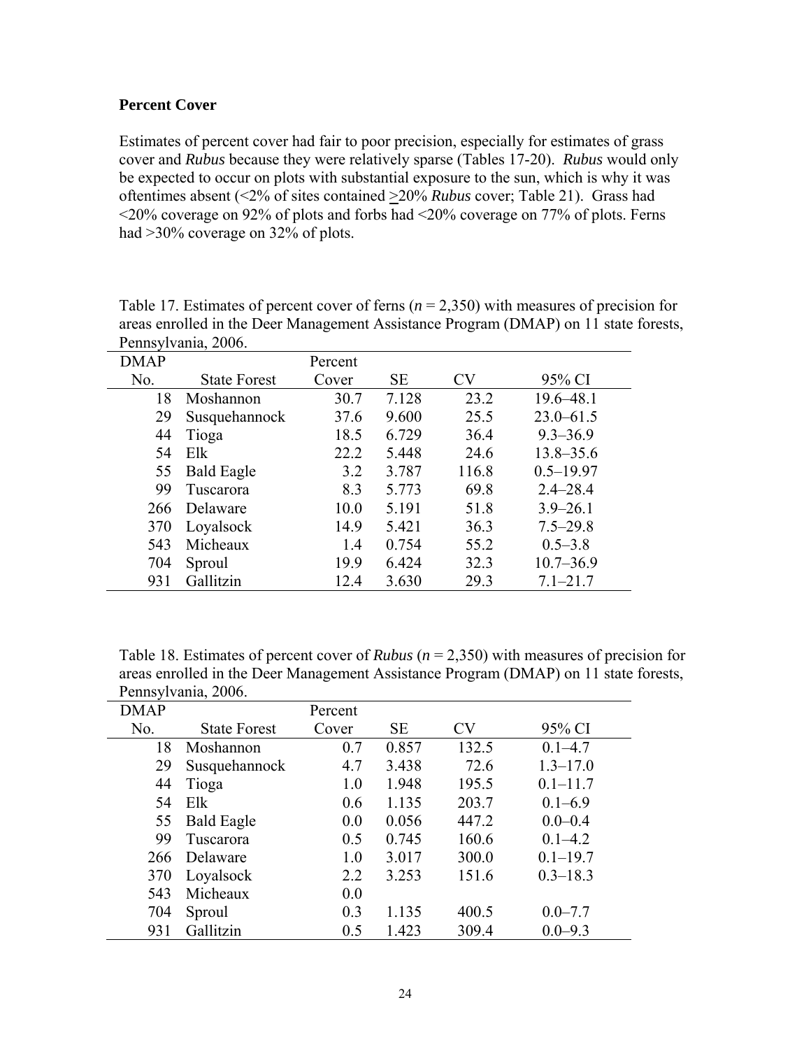**Percent Cover**

Estimates of percent cover had fair to poor precision, especially for estimates of grass cover and *Rubus* because they were relatively sparse (Tables 17-20). *Rubus* would only be expected to occur on plots with substantial exposure to the sun, which is why it was oftentimes absent (<2% of sites contained ≥20% *Rubus* cover; Table 21). Grass had <20% coverage on 92% of plots and forbs had <20% coverage on 77% of plots. Ferns had >30% coverage on 32% of plots.

Table 17. Estimates of percent cover of ferns (*n* = 2,350) with measures of precision for areas enrolled in the Deer Management Assistance Program (DMAP) on 11 state forests, Pennsylvania, 2006.

| DMAP No. | State Forest | Percent Cover | SE | CV | 95% CI |
|---|---|---|---|---|---|
| 18 | Moshannon | 30.7 | 7.128 | 23.2 | 19.6–48.1 |
| 29 | Susquehannock | 37.6 | 9.600 | 25.5 | 23.0–61.5 |
| 44 | Tioga | 18.5 | 6.729 | 36.4 | 9.3–36.9 |
| 54 | Elk | 22.2 | 5.448 | 24.6 | 13.8–35.6 |
| 55 | Bald Eagle | 3.2 | 3.787 | 116.8 | 0.5–19.97 |
| 99 | Tuscarora | 8.3 | 5.773 | 69.8 | 2.4–28.4 |
| 266 | Delaware | 10.0 | 5.191 | 51.8 | 3.9–26.1 |
| 370 | Loyalsock | 14.9 | 5.421 | 36.3 | 7.5–29.8 |
| 543 | Micheaux | 1.4 | 0.754 | 55.2 | 0.5–3.8 |
| 704 | Sproul | 19.9 | 6.424 | 32.3 | 10.7–36.9 |
| 931 | Gallitzin | 12.4 | 3.630 | 29.3 | 7.1–21.7 |

Table 18. Estimates of percent cover of *Rubus* (*n* = 2,350) with measures of precision for areas enrolled in the Deer Management Assistance Program (DMAP) on 11 state forests, Pennsylvania, 2006.

| DMAP No. | State Forest | Percent Cover | SE | CV | 95% CI |
|---|---|---|---|---|---|
| 18 | Moshannon | 0.7 | 0.857 | 132.5 | 0.1–4.7 |
| 29 | Susquehannock | 4.7 | 3.438 | 72.6 | 1.3–17.0 |
| 44 | Tioga | 1.0 | 1.948 | 195.5 | 0.1–11.7 |
| 54 | Elk | 0.6 | 1.135 | 203.7 | 0.1–6.9 |
| 55 | Bald Eagle | 0.0 | 0.056 | 447.2 | 0.0–0.4 |
| 99 | Tuscarora | 0.5 | 0.745 | 160.6 | 0.1–4.2 |
| 266 | Delaware | 1.0 | 3.017 | 300.0 | 0.1–19.7 |
| 370 | Loyalsock | 2.2 | 3.253 | 151.6 | 0.3–18.3 |
| 543 | Micheaux | 0.0 | | | |
| 704 | Sproul | 0.3 | 1.135 | 400.5 | 0.0–7.7 |
| 931 | Gallitzin | 0.5 | 1.423 | 309.4 | 0.0–9.3 |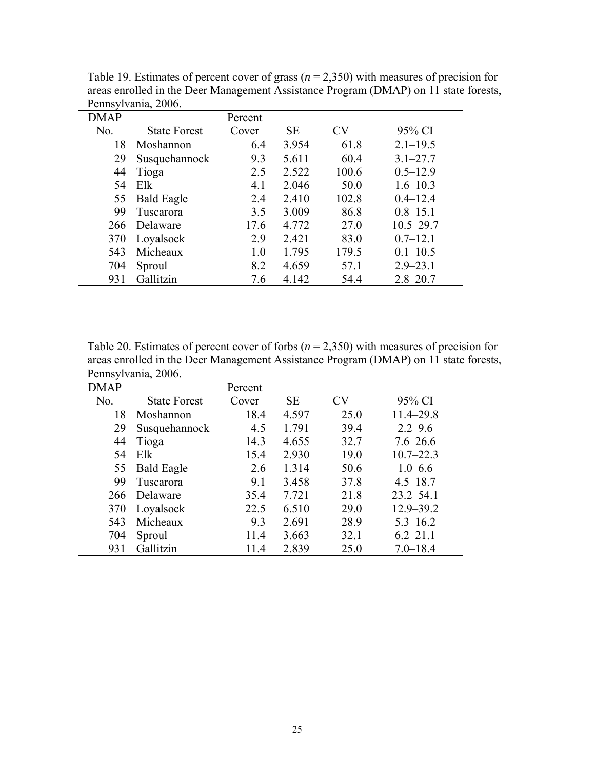Table 19. Estimates of percent cover of grass (*n* = 2,350) with measures of precision for areas enrolled in the Deer Management Assistance Program (DMAP) on 11 state forests, Pennsylvania, 2006.

| DMAP No. | State Forest | Percent Cover | SE | CV | 95% CI |
|---|---|---|---|---|---|
| 18 | Moshannon | 6.4 | 3.954 | 61.8 | 2.1–19.5 |
| 29 | Susquehannock | 9.3 | 5.611 | 60.4 | 3.1–27.7 |
| 44 | Tioga | 2.5 | 2.522 | 100.6 | 0.5–12.9 |
| 54 | Elk | 4.1 | 2.046 | 50.0 | 1.6–10.3 |
| 55 | Bald Eagle | 2.4 | 2.410 | 102.8 | 0.4–12.4 |
| 99 | Tuscarora | 3.5 | 3.009 | 86.8 | 0.8–15.1 |
| 266 | Delaware | 17.6 | 4.772 | 27.0 | 10.5–29.7 |
| 370 | Loyalsock | 2.9 | 2.421 | 83.0 | 0.7–12.1 |
| 543 | Micheaux | 1.0 | 1.795 | 179.5 | 0.1–10.5 |
| 704 | Sproul | 8.2 | 4.659 | 57.1 | 2.9–23.1 |
| 931 | Gallitzin | 7.6 | 4.142 | 54.4 | 2.8–20.7 |

Table 20. Estimates of percent cover of forbs (*n* = 2,350) with measures of precision for areas enrolled in the Deer Management Assistance Program (DMAP) on 11 state forests, Pennsylvania, 2006.

| DMAP No. | State Forest | Percent Cover | SE | CV | 95% CI |
|---|---|---|---|---|---|
| 18 | Moshannon | 18.4 | 4.597 | 25.0 | 11.4–29.8 |
| 29 | Susquehannock | 4.5 | 1.791 | 39.4 | 2.2–9.6 |
| 44 | Tioga | 14.3 | 4.655 | 32.7 | 7.6–26.6 |
| 54 | Elk | 15.4 | 2.930 | 19.0 | 10.7–22.3 |
| 55 | Bald Eagle | 2.6 | 1.314 | 50.6 | 1.0–6.6 |
| 99 | Tuscarora | 9.1 | 3.458 | 37.8 | 4.5–18.7 |
| 266 | Delaware | 35.4 | 7.721 | 21.8 | 23.2–54.1 |
| 370 | Loyalsock | 22.5 | 6.510 | 29.0 | 12.9–39.2 |
| 543 | Micheaux | 9.3 | 2.691 | 28.9 | 5.3–16.2 |
| 704 | Sproul | 11.4 | 3.663 | 32.1 | 6.2–21.1 |
| 931 | Gallitzin | 11.4 | 2.839 | 25.0 | 7.0–18.4 |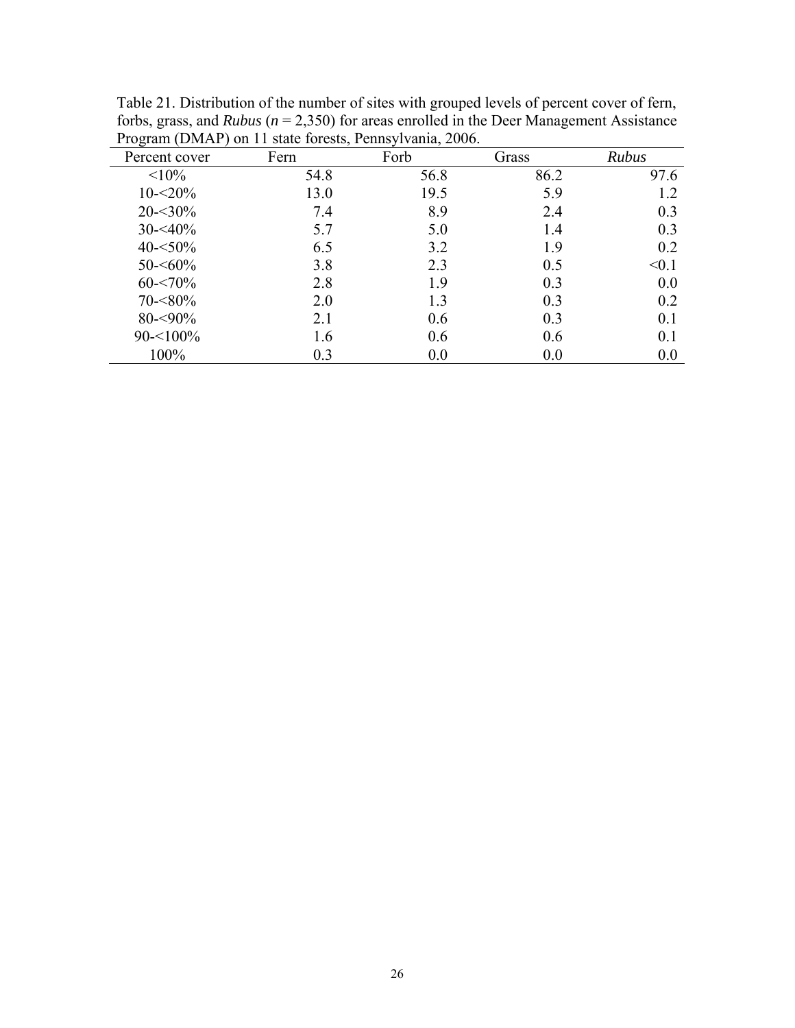Table 21. Distribution of the number of sites with grouped levels of percent cover of fern, forbs, grass, and *Rubus* (*n* = 2,350) for areas enrolled in the Deer Management Assistance Program (DMAP) on 11 state forests, Pennsylvania, 2006.

| Percent cover | Fern | Forb | Grass | *Rubus* |
|---|---|---|---|---|
| <10% | 54.8 | 56.8 | 86.2 | 97.6 |
| 10-<20% | 13.0 | 19.5 | 5.9 | 1.2 |
| 20-<30% | 7.4 | 8.9 | 2.4 | 0.3 |
| 30-<40% | 5.7 | 5.0 | 1.4 | 0.3 |
| 40-<50% | 6.5 | 3.2 | 1.9 | 0.2 |
| 50-<60% | 3.8 | 2.3 | 0.5 | <0.1 |
| 60-<70% | 2.8 | 1.9 | 0.3 | 0.0 |
| 70-<80% | 2.0 | 1.3 | 0.3 | 0.2 |
| 80-<90% | 2.1 | 0.6 | 0.3 | 0.1 |
| 90-<100% | 1.6 | 0.6 | 0.6 | 0.1 |
| 100% | 0.3 | 0.0 | 0.0 | 0.0 |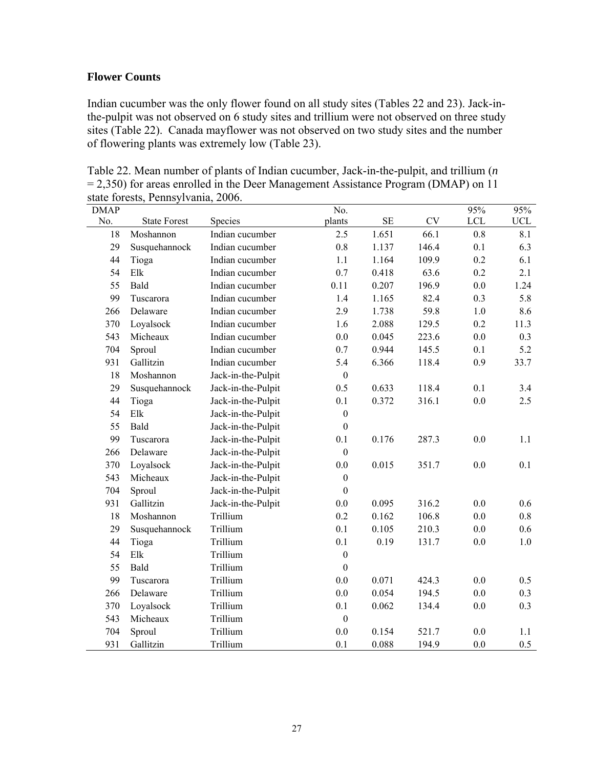### Flower Counts

Indian cucumber was the only flower found on all study sites (Tables 22 and 23). Jack-in-the-pulpit was not observed on 6 study sites and trillium were not observed on three study sites (Table 22). Canada mayflower was not observed on two study sites and the number of flowering plants was extremely low (Table 23).

Table 22. Mean number of plants of Indian cucumber, Jack-in-the-pulpit, and trillium (*n* = 2,350) for areas enrolled in the Deer Management Assistance Program (DMAP) on 11 state forests, Pennsylvania, 2006.

| DMAP No. | State Forest | Species | No. plants | SE | CV | 95% LCL | 95% UCL |
|---|---|---|---|---|---|---|---|
| 18 | Moshannon | Indian cucumber | 2.5 | 1.651 | 66.1 | 0.8 | 8.1 |
| 29 | Susquehannock | Indian cucumber | 0.8 | 1.137 | 146.4 | 0.1 | 6.3 |
| 44 | Tioga | Indian cucumber | 1.1 | 1.164 | 109.9 | 0.2 | 6.1 |
| 54 | Elk | Indian cucumber | 0.7 | 0.418 | 63.6 | 0.2 | 2.1 |
| 55 | Bald | Indian cucumber | 0.11 | 0.207 | 196.9 | 0.0 | 1.24 |
| 99 | Tuscarora | Indian cucumber | 1.4 | 1.165 | 82.4 | 0.3 | 5.8 |
| 266 | Delaware | Indian cucumber | 2.9 | 1.738 | 59.8 | 1.0 | 8.6 |
| 370 | Loyalsock | Indian cucumber | 1.6 | 2.088 | 129.5 | 0.2 | 11.3 |
| 543 | Micheaux | Indian cucumber | 0.0 | 0.045 | 223.6 | 0.0 | 0.3 |
| 704 | Sproul | Indian cucumber | 0.7 | 0.944 | 145.5 | 0.1 | 5.2 |
| 931 | Gallitzin | Indian cucumber | 5.4 | 6.366 | 118.4 | 0.9 | 33.7 |
| 18 | Moshannon | Jack-in-the-Pulpit | 0 | | | | |
| 29 | Susquehannock | Jack-in-the-Pulpit | 0.5 | 0.633 | 118.4 | 0.1 | 3.4 |
| 44 | Tioga | Jack-in-the-Pulpit | 0.1 | 0.372 | 316.1 | 0.0 | 2.5 |
| 54 | Elk | Jack-in-the-Pulpit | 0 | | | | |
| 55 | Bald | Jack-in-the-Pulpit | 0 | | | | |
| 99 | Tuscarora | Jack-in-the-Pulpit | 0.1 | 0.176 | 287.3 | 0.0 | 1.1 |
| 266 | Delaware | Jack-in-the-Pulpit | 0 | | | | |
| 370 | Loyalsock | Jack-in-the-Pulpit | 0.0 | 0.015 | 351.7 | 0.0 | 0.1 |
| 543 | Micheaux | Jack-in-the-Pulpit | 0 | | | | |
| 704 | Sproul | Jack-in-the-Pulpit | 0 | | | | |
| 931 | Gallitzin | Jack-in-the-Pulpit | 0.0 | 0.095 | 316.2 | 0.0 | 0.6 |
| 18 | Moshannon | Trillium | 0.2 | 0.162 | 106.8 | 0.0 | 0.8 |
| 29 | Susquehannock | Trillium | 0.1 | 0.105 | 210.3 | 0.0 | 0.6 |
| 44 | Tioga | Trillium | 0.1 | 0.19 | 131.7 | 0.0 | 1.0 |
| 54 | Elk | Trillium | 0 | | | | |
| 55 | Bald | Trillium | 0 | | | | |
| 99 | Tuscarora | Trillium | 0.0 | 0.071 | 424.3 | 0.0 | 0.5 |
| 266 | Delaware | Trillium | 0.0 | 0.054 | 194.5 | 0.0 | 0.3 |
| 370 | Loyalsock | Trillium | 0.1 | 0.062 | 134.4 | 0.0 | 0.3 |
| 543 | Micheaux | Trillium | 0 | | | | |
| 704 | Sproul | Trillium | 0.0 | 0.154 | 521.7 | 0.0 | 1.1 |
| 931 | Gallitzin | Trillium | 0.1 | 0.088 | 194.9 | 0.0 | 0.5 |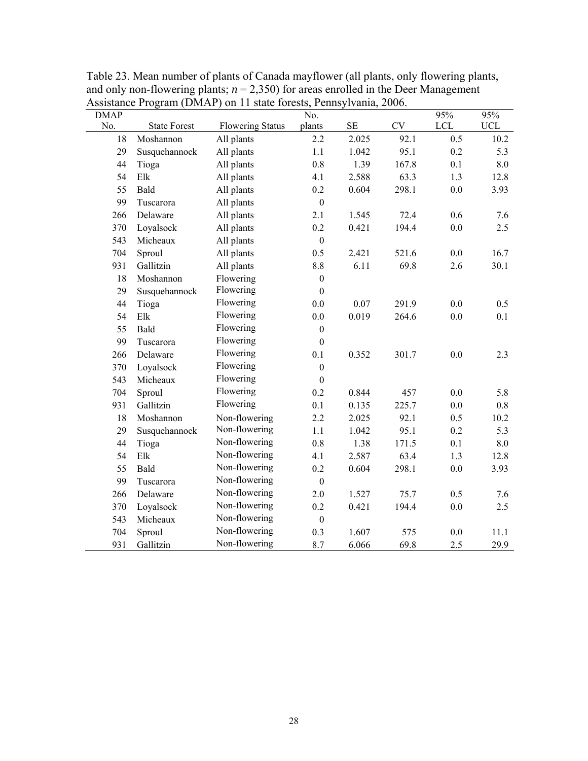Table 23. Mean number of plants of Canada mayflower (all plants, only flowering plants, and only non-flowering plants; $n = 2{,}350$) for areas enrolled in the Deer Management Assistance Program (DMAP) on 11 state forests, Pennsylvania, 2006.

| DMAP No. | State Forest | Flowering Status | No. plants | SE | CV | 95% LCL | 95% UCL |
|---|---|---|---|---|---|---|---|
| 18 | Moshannon | All plants | 2.2 | 2.025 | 92.1 | 0.5 | 10.2 |
| 29 | Susquehannock | All plants | 1.1 | 1.042 | 95.1 | 0.2 | 5.3 |
| 44 | Tioga | All plants | 0.8 | 1.39 | 167.8 | 0.1 | 8.0 |
| 54 | Elk | All plants | 4.1 | 2.588 | 63.3 | 1.3 | 12.8 |
| 55 | Bald | All plants | 0.2 | 0.604 | 298.1 | 0.0 | 3.93 |
| 99 | Tuscarora | All plants | 0 | | | | |
| 266 | Delaware | All plants | 2.1 | 1.545 | 72.4 | 0.6 | 7.6 |
| 370 | Loyalsock | All plants | 0.2 | 0.421 | 194.4 | 0.0 | 2.5 |
| 543 | Micheaux | All plants | 0 | | | | |
| 704 | Sproul | All plants | 0.5 | 2.421 | 521.6 | 0.0 | 16.7 |
| 931 | Gallitzin | All plants | 8.8 | 6.11 | 69.8 | 2.6 | 30.1 |
| 18 | Moshannon | Flowering | 0 | | | | |
| 29 | Susquehannock | Flowering | 0 | | | | |
| 44 | Tioga | Flowering | 0.0 | 0.07 | 291.9 | 0.0 | 0.5 |
| 54 | Elk | Flowering | 0.0 | 0.019 | 264.6 | 0.0 | 0.1 |
| 55 | Bald | Flowering | 0 | | | | |
| 99 | Tuscarora | Flowering | 0 | | | | |
| 266 | Delaware | Flowering | 0.1 | 0.352 | 301.7 | 0.0 | 2.3 |
| 370 | Loyalsock | Flowering | 0 | | | | |
| 543 | Micheaux | Flowering | 0 | | | | |
| 704 | Sproul | Flowering | 0.2 | 0.844 | 457 | 0.0 | 5.8 |
| 931 | Gallitzin | Flowering | 0.1 | 0.135 | 225.7 | 0.0 | 0.8 |
| 18 | Moshannon | Non-flowering | 2.2 | 2.025 | 92.1 | 0.5 | 10.2 |
| 29 | Susquehannock | Non-flowering | 1.1 | 1.042 | 95.1 | 0.2 | 5.3 |
| 44 | Tioga | Non-flowering | 0.8 | 1.38 | 171.5 | 0.1 | 8.0 |
| 54 | Elk | Non-flowering | 4.1 | 2.587 | 63.4 | 1.3 | 12.8 |
| 55 | Bald | Non-flowering | 0.2 | 0.604 | 298.1 | 0.0 | 3.93 |
| 99 | Tuscarora | Non-flowering | 0 | | | | |
| 266 | Delaware | Non-flowering | 2.0 | 1.527 | 75.7 | 0.5 | 7.6 |
| 370 | Loyalsock | Non-flowering | 0.2 | 0.421 | 194.4 | 0.0 | 2.5 |
| 543 | Micheaux | Non-flowering | 0 | | | | |
| 704 | Sproul | Non-flowering | 0.3 | 1.607 | 575 | 0.0 | 11.1 |
| 931 | Gallitzin | Non-flowering | 8.7 | 6.066 | 69.8 | 2.5 | 29.9 |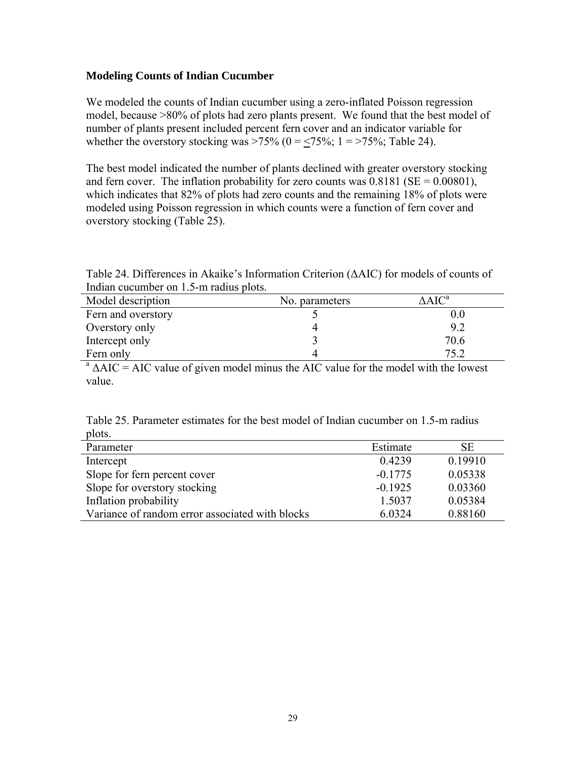### Modeling Counts of Indian Cucumber

We modeled the counts of Indian cucumber using a zero-inflated Poisson regression model, because >80% of plots had zero plants present. We found that the best model of number of plants present included percent fern cover and an indicator variable for whether the overstory stocking was >75% (0 = ≤75%; 1 = >75%; Table 24).

The best model indicated the number of plants declined with greater overstory stocking and fern cover. The inflation probability for zero counts was 0.8181 (SE = 0.00801), which indicates that 82% of plots had zero counts and the remaining 18% of plots were modeled using Poisson regression in which counts were a function of fern cover and overstory stocking (Table 25).

Table 24. Differences in Akaike's Information Criterion (ΔAIC) for models of counts of Indian cucumber on 1.5-m radius plots.

| Model description | No. parameters | ΔAIC[a] |
|---|---|---|
| Fern and overstory | 5 | 0.0 |
| Overstory only | 4 | 9.2 |
| Intercept only | 3 | 70.6 |
| Fern only | 4 | 75.2 |

[a] ΔAIC = AIC value of given model minus the AIC value for the model with the lowest value.

Table 25. Parameter estimates for the best model of Indian cucumber on 1.5-m radius plots.

| Parameter | Estimate | SE |
|---|---|---|
| Intercept | 0.4239 | 0.19910 |
| Slope for fern percent cover | -0.1775 | 0.05338 |
| Slope for overstory stocking | -0.1925 | 0.03360 |
| Inflation probability | 1.5037 | 0.05384 |
| Variance of random error associated with blocks | 6.0324 | 0.88160 |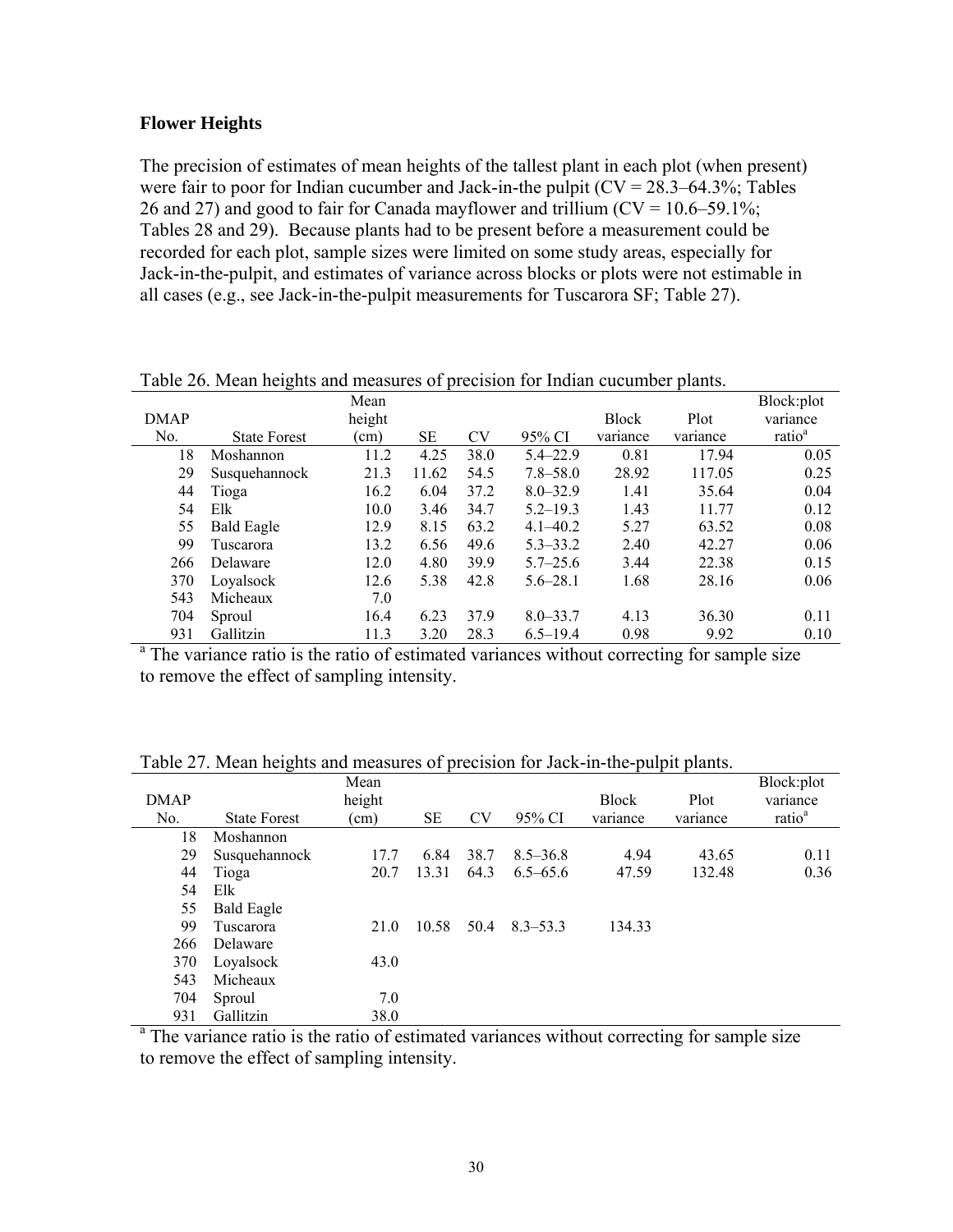### Flower Heights

The precision of estimates of mean heights of the tallest plant in each plot (when present) were fair to poor for Indian cucumber and Jack-in-the pulpit (CV = 28.3–64.3%; Tables 26 and 27) and good to fair for Canada mayflower and trillium (CV = 10.6–59.1%; Tables 28 and 29). Because plants had to be present before a measurement could be recorded for each plot, sample sizes were limited on some study areas, especially for Jack-in-the-pulpit, and estimates of variance across blocks or plots were not estimable in all cases (e.g., see Jack-in-the-pulpit measurements for Tuscarora SF; Table 27).

Table 26. Mean heights and measures of precision for Indian cucumber plants.

| DMAP No. | State Forest | Mean height (cm) | SE | CV | 95% CI | Block variance | Plot variance | Block:plot variance ratio[a] |
|---|---|---|---|---|---|---|---|---|
| 18 | Moshannon | 11.2 | 4.25 | 38.0 | 5.4–22.9 | 0.81 | 17.94 | 0.05 |
| 29 | Susquehannock | 21.3 | 11.62 | 54.5 | 7.8–58.0 | 28.92 | 117.05 | 0.25 |
| 44 | Tioga | 16.2 | 6.04 | 37.2 | 8.0–32.9 | 1.41 | 35.64 | 0.04 |
| 54 | Elk | 10.0 | 3.46 | 34.7 | 5.2–19.3 | 1.43 | 11.77 | 0.12 |
| 55 | Bald Eagle | 12.9 | 8.15 | 63.2 | 4.1–40.2 | 5.27 | 63.52 | 0.08 |
| 99 | Tuscarora | 13.2 | 6.56 | 49.6 | 5.3–33.2 | 2.40 | 42.27 | 0.06 |
| 266 | Delaware | 12.0 | 4.80 | 39.9 | 5.7–25.6 | 3.44 | 22.38 | 0.15 |
| 370 | Loyalsock | 12.6 | 5.38 | 42.8 | 5.6–28.1 | 1.68 | 28.16 | 0.06 |
| 543 | Micheaux | 7.0 | | | | | | |
| 704 | Sproul | 16.4 | 6.23 | 37.9 | 8.0–33.7 | 4.13 | 36.30 | 0.11 |
| 931 | Gallitzin | 11.3 | 3.20 | 28.3 | 6.5–19.4 | 0.98 | 9.92 | 0.10 |

[a] The variance ratio is the ratio of estimated variances without correcting for sample size to remove the effect of sampling intensity.

Table 27. Mean heights and measures of precision for Jack-in-the-pulpit plants.

| DMAP No. | State Forest | Mean height (cm) | SE | CV | 95% CI | Block variance | Plot variance | Block:plot variance ratio[a] |
|---|---|---|---|---|---|---|---|---|
| 18 | Moshannon | | | | | | | |
| 29 | Susquehannock | 17.7 | 6.84 | 38.7 | 8.5–36.8 | 4.94 | 43.65 | 0.11 |
| 44 | Tioga | 20.7 | 13.31 | 64.3 | 6.5–65.6 | 47.59 | 132.48 | 0.36 |
| 54 | Elk | | | | | | | |
| 55 | Bald Eagle | | | | | | | |
| 99 | Tuscarora | 21.0 | 10.58 | 50.4 | 8.3–53.3 | 134.33 | | |
| 266 | Delaware | | | | | | | |
| 370 | Loyalsock | 43.0 | | | | | | |
| 543 | Micheaux | | | | | | | |
| 704 | Sproul | 7.0 | | | | | | |
| 931 | Gallitzin | 38.0 | | | | | | |

[a] The variance ratio is the ratio of estimated variances without correcting for sample size to remove the effect of sampling intensity.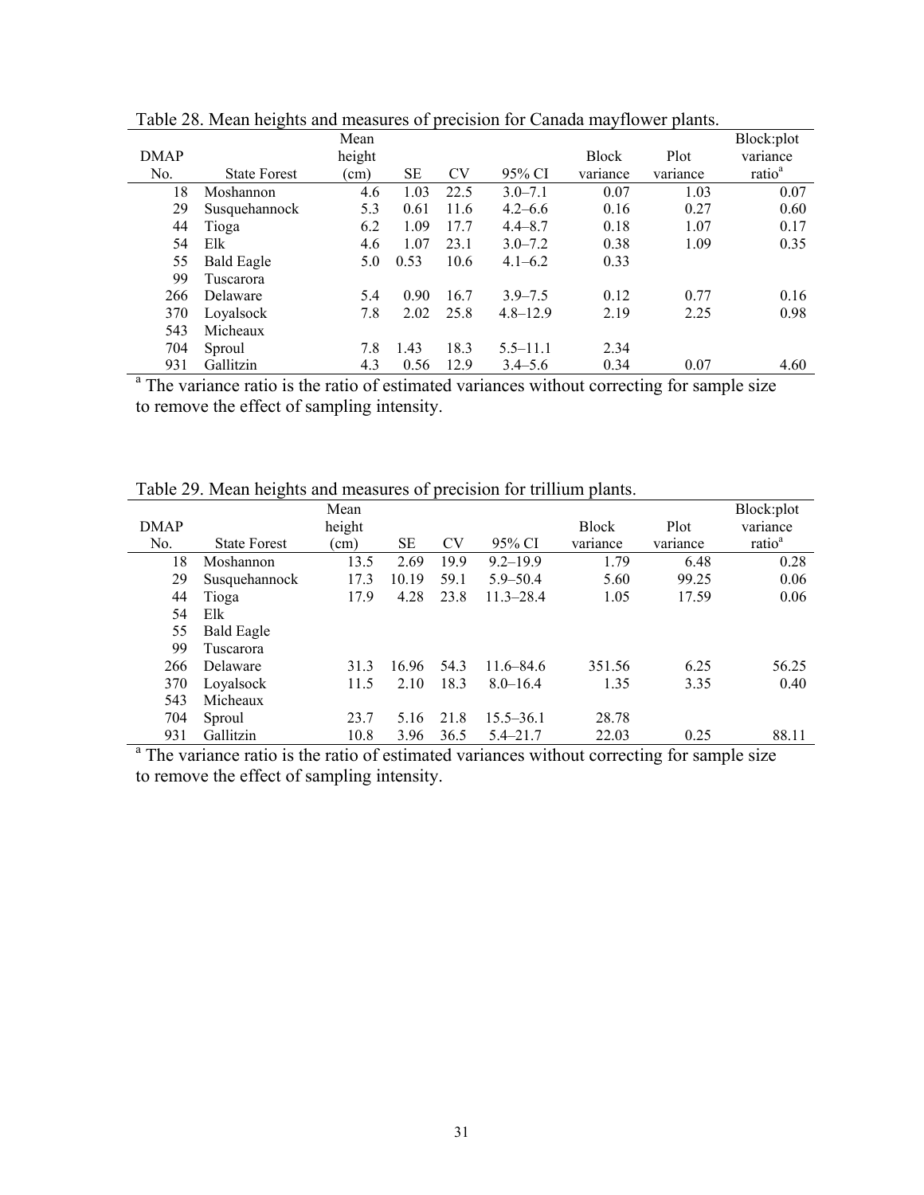Table 28. Mean heights and measures of precision for Canada mayflower plants.

| DMAP No. | State Forest | Mean height (cm) | SE | CV | 95% CI | Block variance | Plot variance | Block:plot variance ratio[a] |
|---|---|---|---|---|---|---|---|---|
| 18 | Moshannon | 4.6 | 1.03 | 22.5 | 3.0–7.1 | 0.07 | 1.03 | 0.07 |
| 29 | Susquehannock | 5.3 | 0.61 | 11.6 | 4.2–6.6 | 0.16 | 0.27 | 0.60 |
| 44 | Tioga | 6.2 | 1.09 | 17.7 | 4.4–8.7 | 0.18 | 1.07 | 0.17 |
| 54 | Elk | 4.6 | 1.07 | 23.1 | 3.0–7.2 | 0.38 | 1.09 | 0.35 |
| 55 | Bald Eagle | 5.0 | 0.53 | 10.6 | 4.1–6.2 | 0.33 | | |
| 99 | Tuscarora | | | | | | | |
| 266 | Delaware | 5.4 | 0.90 | 16.7 | 3.9–7.5 | 0.12 | 0.77 | 0.16 |
| 370 | Loyalsock | 7.8 | 2.02 | 25.8 | 4.8–12.9 | 2.19 | 2.25 | 0.98 |
| 543 | Micheaux | | | | | | | |
| 704 | Sproul | 7.8 | 1.43 | 18.3 | 5.5–11.1 | 2.34 | | |
| 931 | Gallitzin | 4.3 | 0.56 | 12.9 | 3.4–5.6 | 0.34 | 0.07 | 4.60 |

[a] The variance ratio is the ratio of estimated variances without correcting for sample size to remove the effect of sampling intensity.

Table 29. Mean heights and measures of precision for trillium plants.

| DMAP No. | State Forest | Mean height (cm) | SE | CV | 95% CI | Block variance | Plot variance | Block:plot variance ratio[a] |
|---|---|---|---|---|---|---|---|---|
| 18 | Moshannon | 13.5 | 2.69 | 19.9 | 9.2–19.9 | 1.79 | 6.48 | 0.28 |
| 29 | Susquehannock | 17.3 | 10.19 | 59.1 | 5.9–50.4 | 5.60 | 99.25 | 0.06 |
| 44 | Tioga | 17.9 | 4.28 | 23.8 | 11.3–28.4 | 1.05 | 17.59 | 0.06 |
| 54 | Elk | | | | | | | |
| 55 | Bald Eagle | | | | | | | |
| 99 | Tuscarora | | | | | | | |
| 266 | Delaware | 31.3 | 16.96 | 54.3 | 11.6–84.6 | 351.56 | 6.25 | 56.25 |
| 370 | Loyalsock | 11.5 | 2.10 | 18.3 | 8.0–16.4 | 1.35 | 3.35 | 0.40 |
| 543 | Micheaux | | | | | | | |
| 704 | Sproul | 23.7 | 5.16 | 21.8 | 15.5–36.1 | 28.78 | | |
| 931 | Gallitzin | 10.8 | 3.96 | 36.5 | 5.4–21.7 | 22.03 | 0.25 | 88.11 |

[a] The variance ratio is the ratio of estimated variances without correcting for sample size to remove the effect of sampling intensity.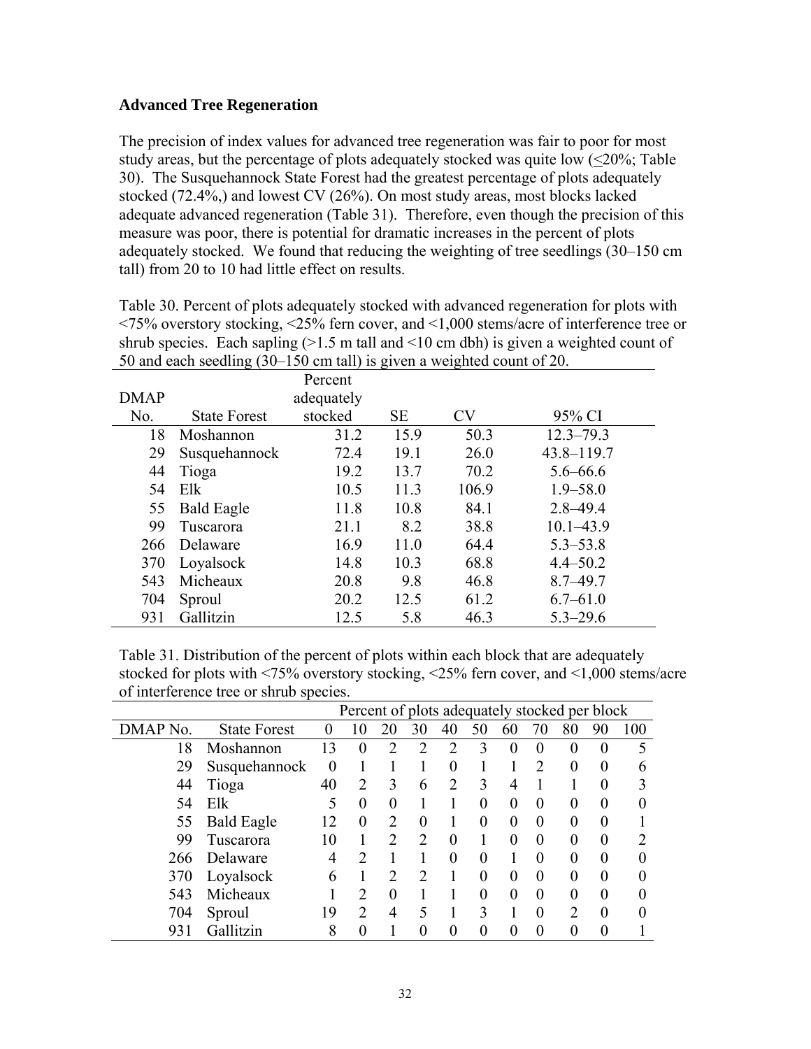### Advanced Tree Regeneration

The precision of index values for advanced tree regeneration was fair to poor for most study areas, but the percentage of plots adequately stocked was quite low (≤20%; Table 30). The Susquehannock State Forest had the greatest percentage of plots adequately stocked (72.4%,) and lowest CV (26%). On most study areas, most blocks lacked adequate advanced regeneration (Table 31). Therefore, even though the precision of this measure was poor, there is potential for dramatic increases in the percent of plots adequately stocked. We found that reducing the weighting of tree seedlings (30–150 cm tall) from 20 to 10 had little effect on results.

Table 30. Percent of plots adequately stocked with advanced regeneration for plots with <75% overstory stocking, <25% fern cover, and <1,000 stems/acre of interference tree or shrub species. Each sapling (>1.5 m tall and <10 cm dbh) is given a weighted count of 50 and each seedling (30–150 cm tall) is given a weighted count of 20.

| DMAP No. | State Forest | Percent adequately stocked | SE | CV | 95% CI |
|---|---|---|---|---|---|
| 18 | Moshannon | 31.2 | 15.9 | 50.3 | 12.3–79.3 |
| 29 | Susquehannock | 72.4 | 19.1 | 26.0 | 43.8–119.7 |
| 44 | Tioga | 19.2 | 13.7 | 70.2 | 5.6–66.6 |
| 54 | Elk | 10.5 | 11.3 | 106.9 | 1.9–58.0 |
| 55 | Bald Eagle | 11.8 | 10.8 | 84.1 | 2.8–49.4 |
| 99 | Tuscarora | 21.1 | 8.2 | 38.8 | 10.1–43.9 |
| 266 | Delaware | 16.9 | 11.0 | 64.4 | 5.3–53.8 |
| 370 | Loyalsock | 14.8 | 10.3 | 68.8 | 4.4–50.2 |
| 543 | Micheaux | 20.8 | 9.8 | 46.8 | 8.7–49.7 |
| 704 | Sproul | 20.2 | 12.5 | 61.2 | 6.7–61.0 |
| 931 | Gallitzin | 12.5 | 5.8 | 46.3 | 5.3–29.6 |

Table 31. Distribution of the percent of plots within each block that are adequately stocked for plots with <75% overstory stocking, <25% fern cover, and <1,000 stems/acre of interference tree or shrub species.

| | | Percent of plots adequately stocked per block | | | | | | | | | | |
|---|---|---|---|---|---|---|---|---|---|---|---|---|
| DMAP No. | State Forest | 0 | 10 | 20 | 30 | 40 | 50 | 60 | 70 | 80 | 90 | 100 |
| 18 | Moshannon | 13 | 0 | 2 | 2 | 2 | 3 | 0 | 0 | 0 | 0 | 5 |
| 29 | Susquehannock | 0 | 1 | 1 | 1 | 0 | 1 | 1 | 2 | 0 | 0 | 6 |
| 44 | Tioga | 40 | 2 | 3 | 6 | 2 | 3 | 4 | 1 | 1 | 0 | 3 |
| 54 | Elk | 5 | 0 | 0 | 1 | 1 | 0 | 0 | 0 | 0 | 0 | 0 |
| 55 | Bald Eagle | 12 | 0 | 2 | 0 | 1 | 0 | 0 | 0 | 0 | 0 | 1 |
| 99 | Tuscarora | 10 | 1 | 2 | 2 | 0 | 1 | 0 | 0 | 0 | 0 | 2 |
| 266 | Delaware | 4 | 2 | 1 | 1 | 0 | 0 | 1 | 0 | 0 | 0 | 0 |
| 370 | Loyalsock | 6 | 1 | 2 | 2 | 1 | 0 | 0 | 0 | 0 | 0 | 0 |
| 543 | Micheaux | 1 | 2 | 0 | 1 | 1 | 0 | 0 | 0 | 0 | 0 | 0 |
| 704 | Sproul | 19 | 2 | 4 | 5 | 1 | 3 | 1 | 0 | 2 | 0 | 0 |
| 931 | Gallitzin | 8 | 0 | 1 | 0 | 0 | 0 | 0 | 0 | 0 | 0 | 1 |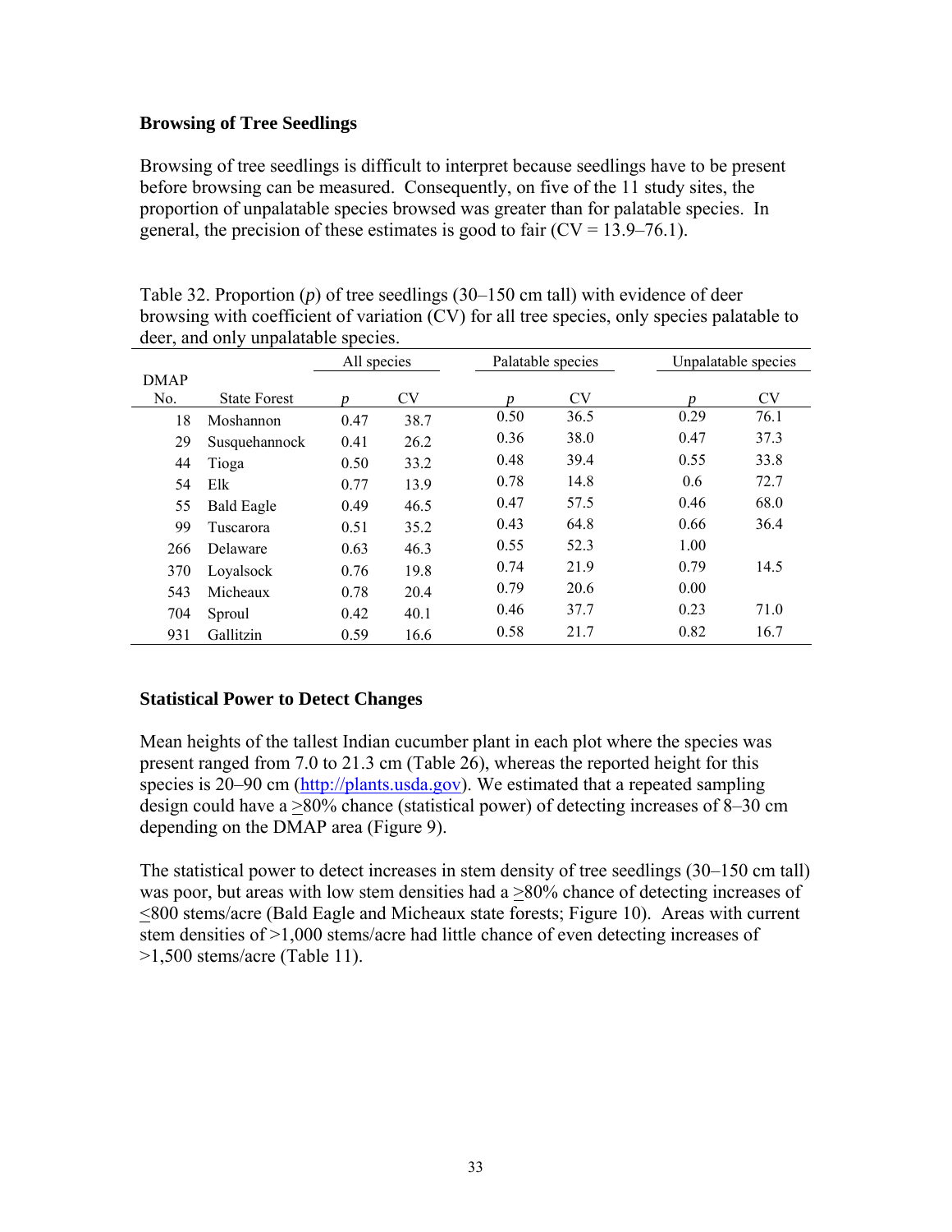## Browsing of Tree Seedlings

Browsing of tree seedlings is difficult to interpret because seedlings have to be present before browsing can be measured. Consequently, on five of the 11 study sites, the proportion of unpalatable species browsed was greater than for palatable species. In general, the precision of these estimates is good to fair (CV = 13.9–76.1).

Table 32. Proportion ($p$) of tree seedlings (30–150 cm tall) with evidence of deer browsing with coefficient of variation (CV) for all tree species, only species palatable to deer, and only unpalatable species.

| | | All species | | Palatable species | | Unpalatable species | |
|---|---|---|---|---|---|---|---|
| DMAP No. | State Forest | $p$ | CV | $p$ | CV | $p$ | CV |
| 18 | Moshannon | 0.47 | 38.7 | 0.50 | 36.5 | 0.29 | 76.1 |
| 29 | Susquehannock | 0.41 | 26.2 | 0.36 | 38.0 | 0.47 | 37.3 |
| 44 | Tioga | 0.50 | 33.2 | 0.48 | 39.4 | 0.55 | 33.8 |
| 54 | Elk | 0.77 | 13.9 | 0.78 | 14.8 | 0.6 | 72.7 |
| 55 | Bald Eagle | 0.49 | 46.5 | 0.47 | 57.5 | 0.46 | 68.0 |
| 99 | Tuscarora | 0.51 | 35.2 | 0.43 | 64.8 | 0.66 | 36.4 |
| 266 | Delaware | 0.63 | 46.3 | 0.55 | 52.3 | 1.00 | |
| 370 | Loyalsock | 0.76 | 19.8 | 0.74 | 21.9 | 0.79 | 14.5 |
| 543 | Micheaux | 0.78 | 20.4 | 0.79 | 20.6 | 0.00 | |
| 704 | Sproul | 0.42 | 40.1 | 0.46 | 37.7 | 0.23 | 71.0 |
| 931 | Gallitzin | 0.59 | 16.6 | 0.58 | 21.7 | 0.82 | 16.7 |

## Statistical Power to Detect Changes

Mean heights of the tallest Indian cucumber plant in each plot where the species was present ranged from 7.0 to 21.3 cm (Table 26), whereas the reported height for this species is 20–90 cm (http://plants.usda.gov). We estimated that a repeated sampling design could have a ≥80% chance (statistical power) of detecting increases of 8–30 cm depending on the DMAP area (Figure 9).

The statistical power to detect increases in stem density of tree seedlings (30–150 cm tall) was poor, but areas with low stem densities had a ≥80% chance of detecting increases of ≤800 stems/acre (Bald Eagle and Micheaux state forests; Figure 10). Areas with current stem densities of >1,000 stems/acre had little chance of even detecting increases of >1,500 stems/acre (Table 11).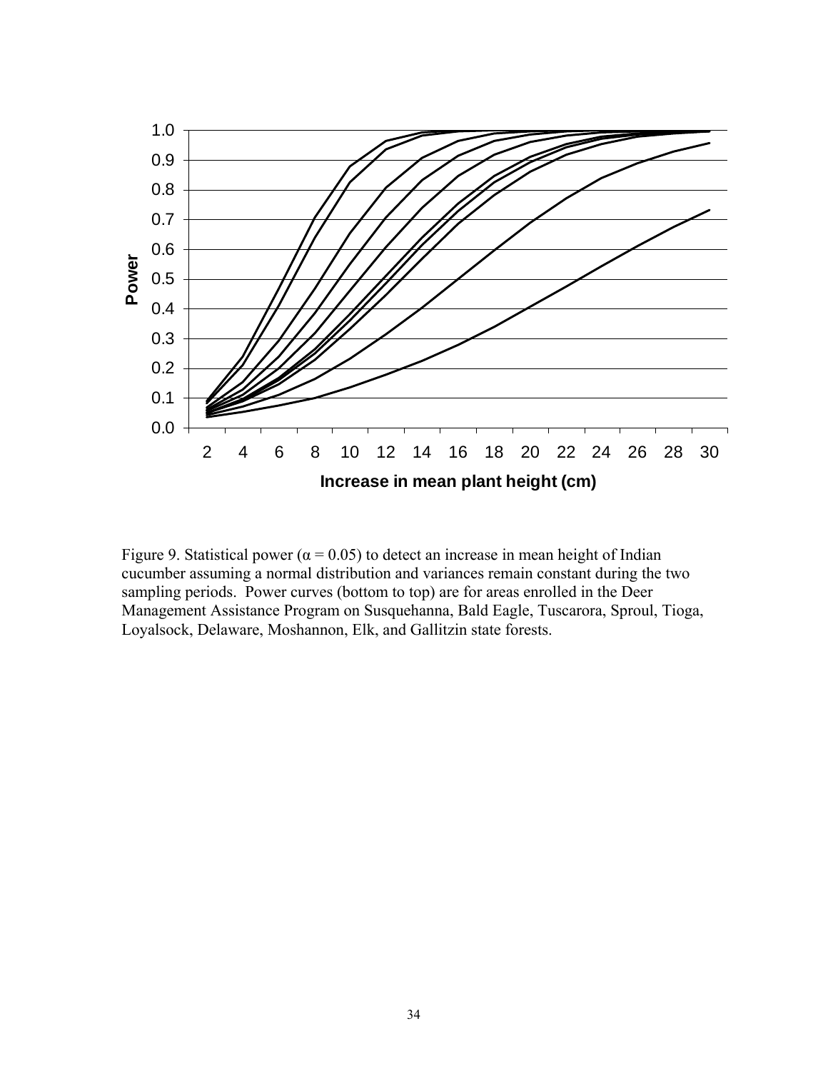Figure 9. Statistical power ($\alpha = 0.05$) to detect an increase in mean height of Indian cucumber assuming a normal distribution and variances remain constant during the two sampling periods. Power curves (bottom to top) are for areas enrolled in the Deer Management Assistance Program on Susquehanna, Bald Eagle, Tuscarora, Sproul, Tioga, Loyalsock, Delaware, Moshannon, Elk, and Gallitzin state forests.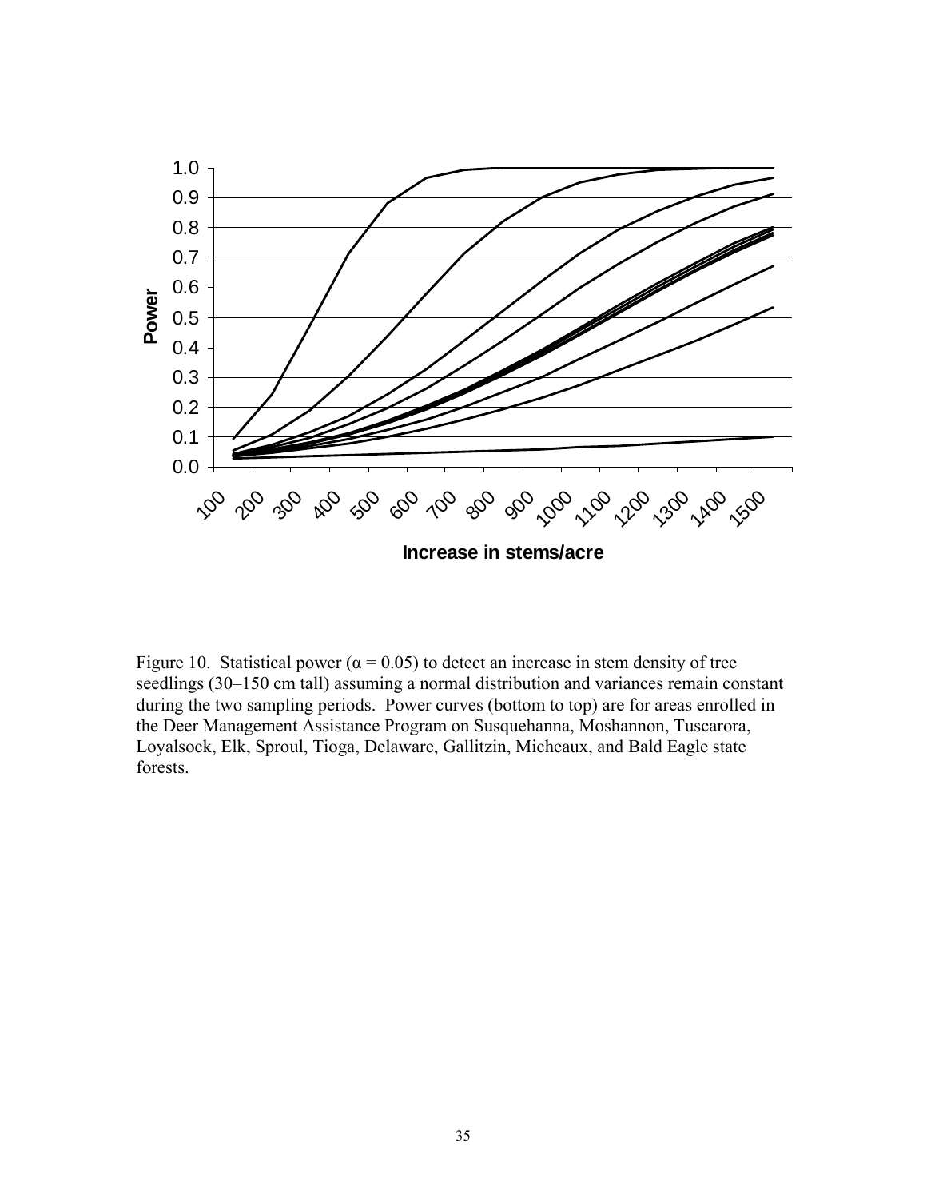Figure 10. Statistical power ($\alpha = 0.05$) to detect an increase in stem density of tree seedlings (30–150 cm tall) assuming a normal distribution and variances remain constant during the two sampling periods. Power curves (bottom to top) are for areas enrolled in the Deer Management Assistance Program on Susquehanna, Moshannon, Tuscarora, Loyalsock, Elk, Sproul, Tioga, Delaware, Gallitzin, Micheaux, and Bald Eagle state forests.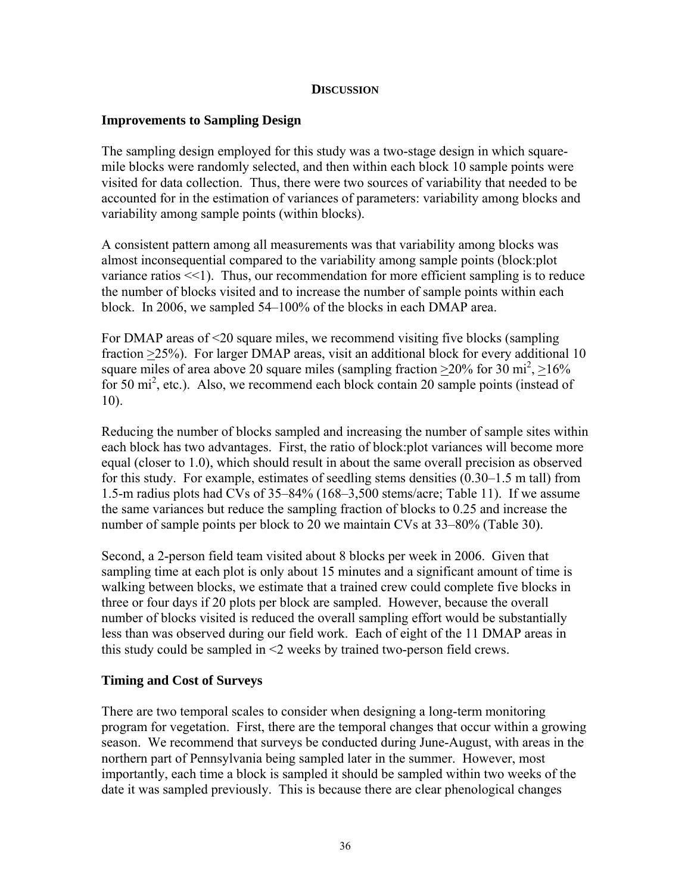# DISCUSSION

## Improvements to Sampling Design

The sampling design employed for this study was a two-stage design in which square-mile blocks were randomly selected, and then within each block 10 sample points were visited for data collection. Thus, there were two sources of variability that needed to be accounted for in the estimation of variances of parameters: variability among blocks and variability among sample points (within blocks).

A consistent pattern among all measurements was that variability among blocks was almost inconsequential compared to the variability among sample points (block:plot variance ratios <<1). Thus, our recommendation for more efficient sampling is to reduce the number of blocks visited and to increase the number of sample points within each block. In 2006, we sampled 54–100% of the blocks in each DMAP area.

For DMAP areas of <20 square miles, we recommend visiting five blocks (sampling fraction ≥25%). For larger DMAP areas, visit an additional block for every additional 10 square miles of area above 20 square miles (sampling fraction ≥20% for 30 mi$^2$, ≥16% for 50 mi$^2$, etc.). Also, we recommend each block contain 20 sample points (instead of 10).

Reducing the number of blocks sampled and increasing the number of sample sites within each block has two advantages. First, the ratio of block:plot variances will become more equal (closer to 1.0), which should result in about the same overall precision as observed for this study. For example, estimates of seedling stems densities (0.30–1.5 m tall) from 1.5-m radius plots had CVs of 35–84% (168–3,500 stems/acre; Table 11). If we assume the same variances but reduce the sampling fraction of blocks to 0.25 and increase the number of sample points per block to 20 we maintain CVs at 33–80% (Table 30).

Second, a 2-person field team visited about 8 blocks per week in 2006. Given that sampling time at each plot is only about 15 minutes and a significant amount of time is walking between blocks, we estimate that a trained crew could complete five blocks in three or four days if 20 plots per block are sampled. However, because the overall number of blocks visited is reduced the overall sampling effort would be substantially less than was observed during our field work. Each of eight of the 11 DMAP areas in this study could be sampled in <2 weeks by trained two-person field crews.

## Timing and Cost of Surveys

There are two temporal scales to consider when designing a long-term monitoring program for vegetation. First, there are the temporal changes that occur within a growing season. We recommend that surveys be conducted during June-August, with areas in the northern part of Pennsylvania being sampled later in the summer. However, most importantly, each time a block is sampled it should be sampled within two weeks of the date it was sampled previously. This is because there are clear phenological changes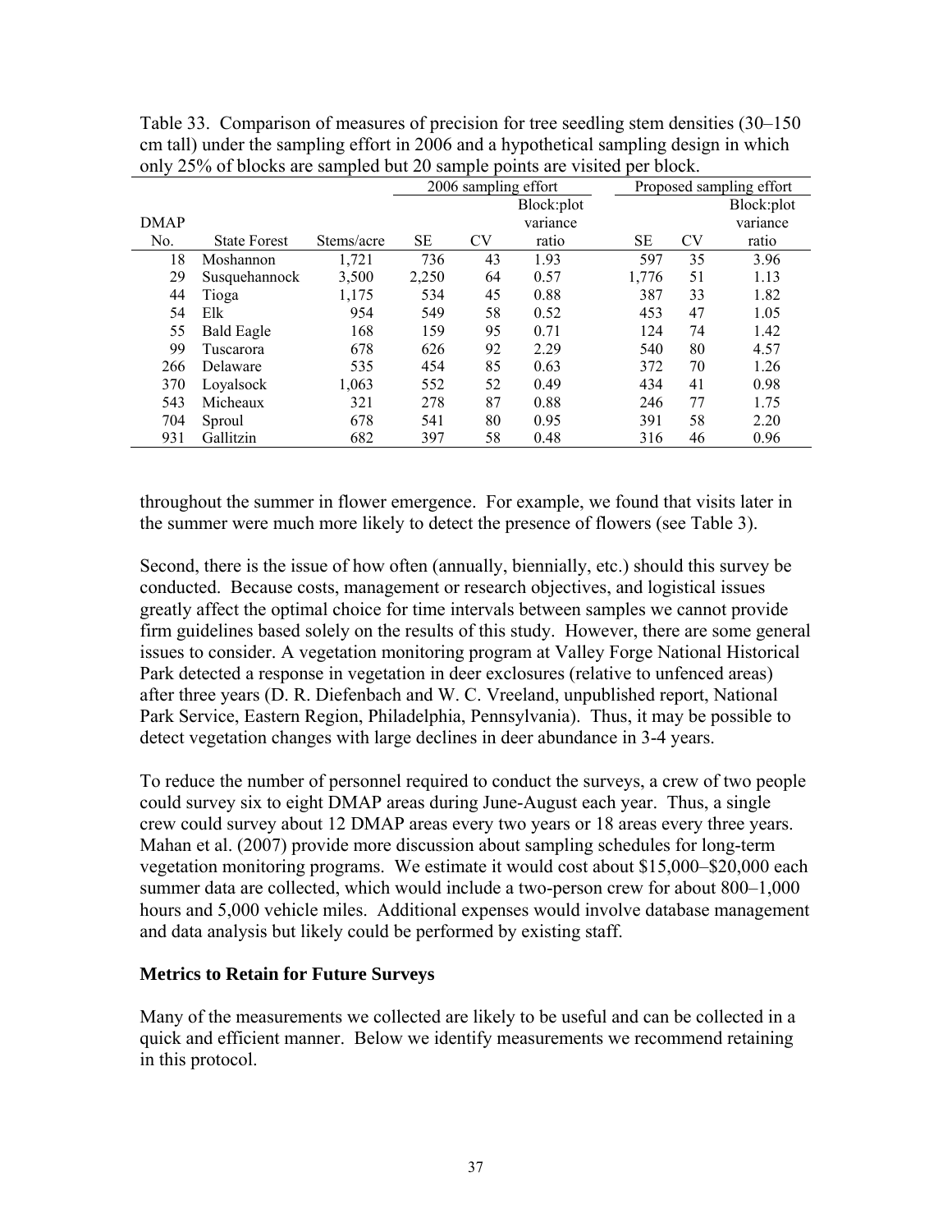Table 33. Comparison of measures of precision for tree seedling stem densities (30–150 cm tall) under the sampling effort in 2006 and a hypothetical sampling design in which only 25% of blocks are sampled but 20 sample points are visited per block.

| DMAP No. | State Forest | Stems/acre | 2006 sampling effort SE | 2006 sampling effort CV | 2006 sampling effort Block:plot variance ratio | Proposed sampling effort SE | Proposed sampling effort CV | Proposed sampling effort Block:plot variance ratio |
|---|---|---|---|---|---|---|---|---|
| 18 | Moshannon | 1,721 | 736 | 43 | 1.93 | 597 | 35 | 3.96 |
| 29 | Susquehannock | 3,500 | 2,250 | 64 | 0.57 | 1,776 | 51 | 1.13 |
| 44 | Tioga | 1,175 | 534 | 45 | 0.88 | 387 | 33 | 1.82 |
| 54 | Elk | 954 | 549 | 58 | 0.52 | 453 | 47 | 1.05 |
| 55 | Bald Eagle | 168 | 159 | 95 | 0.71 | 124 | 74 | 1.42 |
| 99 | Tuscarora | 678 | 626 | 92 | 2.29 | 540 | 80 | 4.57 |
| 266 | Delaware | 535 | 454 | 85 | 0.63 | 372 | 70 | 1.26 |
| 370 | Loyalsock | 1,063 | 552 | 52 | 0.49 | 434 | 41 | 0.98 |
| 543 | Micheaux | 321 | 278 | 87 | 0.88 | 246 | 77 | 1.75 |
| 704 | Sproul | 678 | 541 | 80 | 0.95 | 391 | 58 | 2.20 |
| 931 | Gallitzin | 682 | 397 | 58 | 0.48 | 316 | 46 | 0.96 |

throughout the summer in flower emergence. For example, we found that visits later in the summer were much more likely to detect the presence of flowers (see Table 3).

Second, there is the issue of how often (annually, biennially, etc.) should this survey be conducted. Because costs, management or research objectives, and logistical issues greatly affect the optimal choice for time intervals between samples we cannot provide firm guidelines based solely on the results of this study. However, there are some general issues to consider. A vegetation monitoring program at Valley Forge National Historical Park detected a response in vegetation in deer exclosures (relative to unfenced areas) after three years (D. R. Diefenbach and W. C. Vreeland, unpublished report, National Park Service, Eastern Region, Philadelphia, Pennsylvania). Thus, it may be possible to detect vegetation changes with large declines in deer abundance in 3-4 years.

To reduce the number of personnel required to conduct the surveys, a crew of two people could survey six to eight DMAP areas during June-August each year. Thus, a single crew could survey about 12 DMAP areas every two years or 18 areas every three years. Mahan et al. (2007) provide more discussion about sampling schedules for long-term vegetation monitoring programs. We estimate it would cost about \$15,000–\$20,000 each summer data are collected, which would include a two-person crew for about 800–1,000 hours and 5,000 vehicle miles. Additional expenses would involve database management and data analysis but likely could be performed by existing staff.

**Metrics to Retain for Future Surveys**

Many of the measurements we collected are likely to be useful and can be collected in a quick and efficient manner. Below we identify measurements we recommend retaining in this protocol.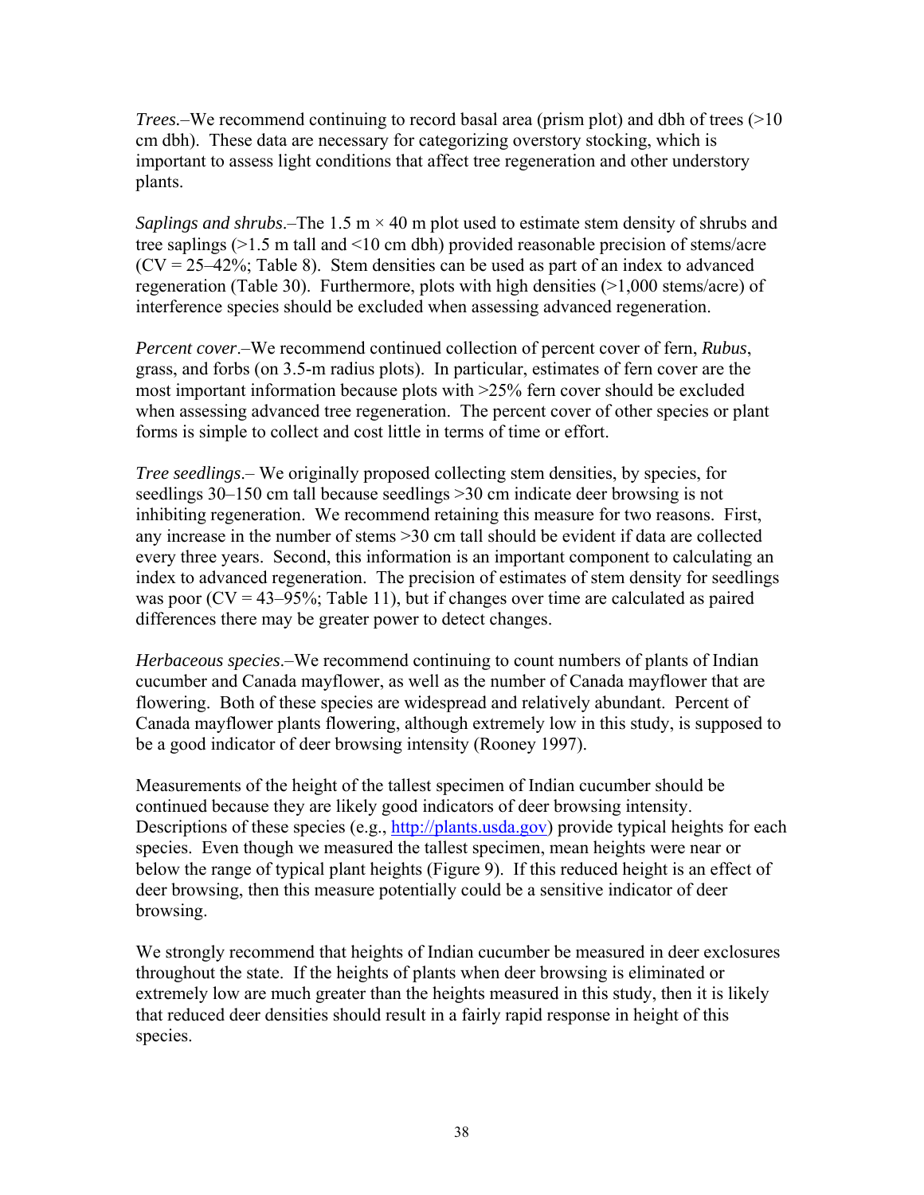*Trees.*–We recommend continuing to record basal area (prism plot) and dbh of trees (>10 cm dbh). These data are necessary for categorizing overstory stocking, which is important to assess light conditions that affect tree regeneration and other understory plants.

*Saplings and shrubs*.–The 1.5 m × 40 m plot used to estimate stem density of shrubs and tree saplings (>1.5 m tall and <10 cm dbh) provided reasonable precision of stems/acre (CV = 25–42%; Table 8). Stem densities can be used as part of an index to advanced regeneration (Table 30). Furthermore, plots with high densities (>1,000 stems/acre) of interference species should be excluded when assessing advanced regeneration.

*Percent cover*.–We recommend continued collection of percent cover of fern, *Rubus*, grass, and forbs (on 3.5-m radius plots). In particular, estimates of fern cover are the most important information because plots with >25% fern cover should be excluded when assessing advanced tree regeneration. The percent cover of other species or plant forms is simple to collect and cost little in terms of time or effort.

*Tree seedlings*.– We originally proposed collecting stem densities, by species, for seedlings 30–150 cm tall because seedlings >30 cm indicate deer browsing is not inhibiting regeneration. We recommend retaining this measure for two reasons. First, any increase in the number of stems >30 cm tall should be evident if data are collected every three years. Second, this information is an important component to calculating an index to advanced regeneration. The precision of estimates of stem density for seedlings was poor (CV = 43–95%; Table 11), but if changes over time are calculated as paired differences there may be greater power to detect changes.

*Herbaceous species*.–We recommend continuing to count numbers of plants of Indian cucumber and Canada mayflower, as well as the number of Canada mayflower that are flowering. Both of these species are widespread and relatively abundant. Percent of Canada mayflower plants flowering, although extremely low in this study, is supposed to be a good indicator of deer browsing intensity (Rooney 1997).

Measurements of the height of the tallest specimen of Indian cucumber should be continued because they are likely good indicators of deer browsing intensity. Descriptions of these species (e.g., http://plants.usda.gov) provide typical heights for each species. Even though we measured the tallest specimen, mean heights were near or below the range of typical plant heights (Figure 9). If this reduced height is an effect of deer browsing, then this measure potentially could be a sensitive indicator of deer browsing.

We strongly recommend that heights of Indian cucumber be measured in deer exclosures throughout the state. If the heights of plants when deer browsing is eliminated or extremely low are much greater than the heights measured in this study, then it is likely that reduced deer densities should result in a fairly rapid response in height of this species.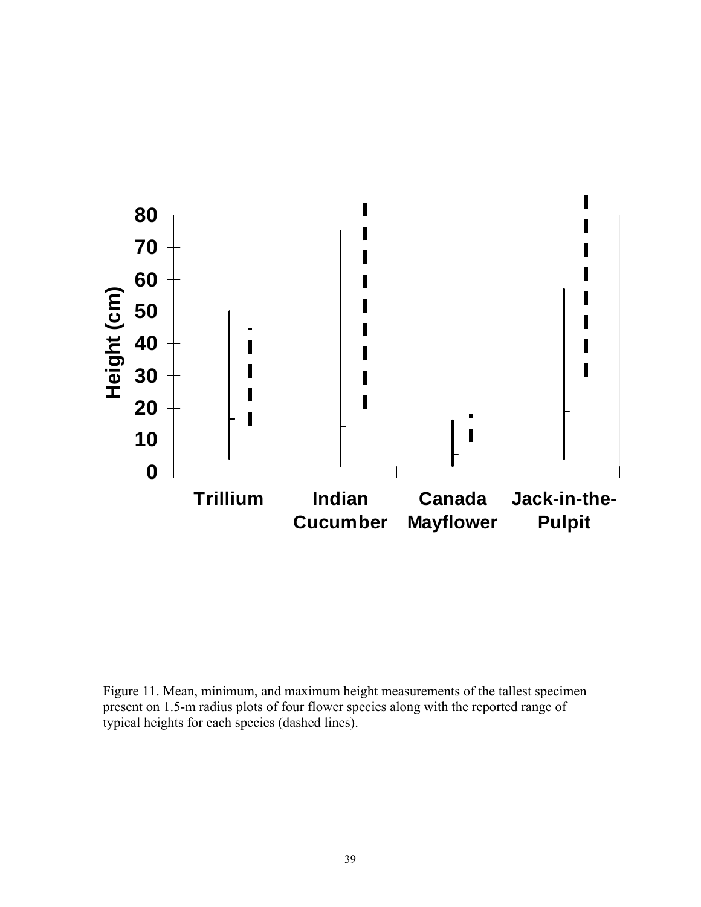Figure 11. Mean, minimum, and maximum height measurements of the tallest specimen present on 1.5-m radius plots of four flower species along with the reported range of typical heights for each species (dashed lines).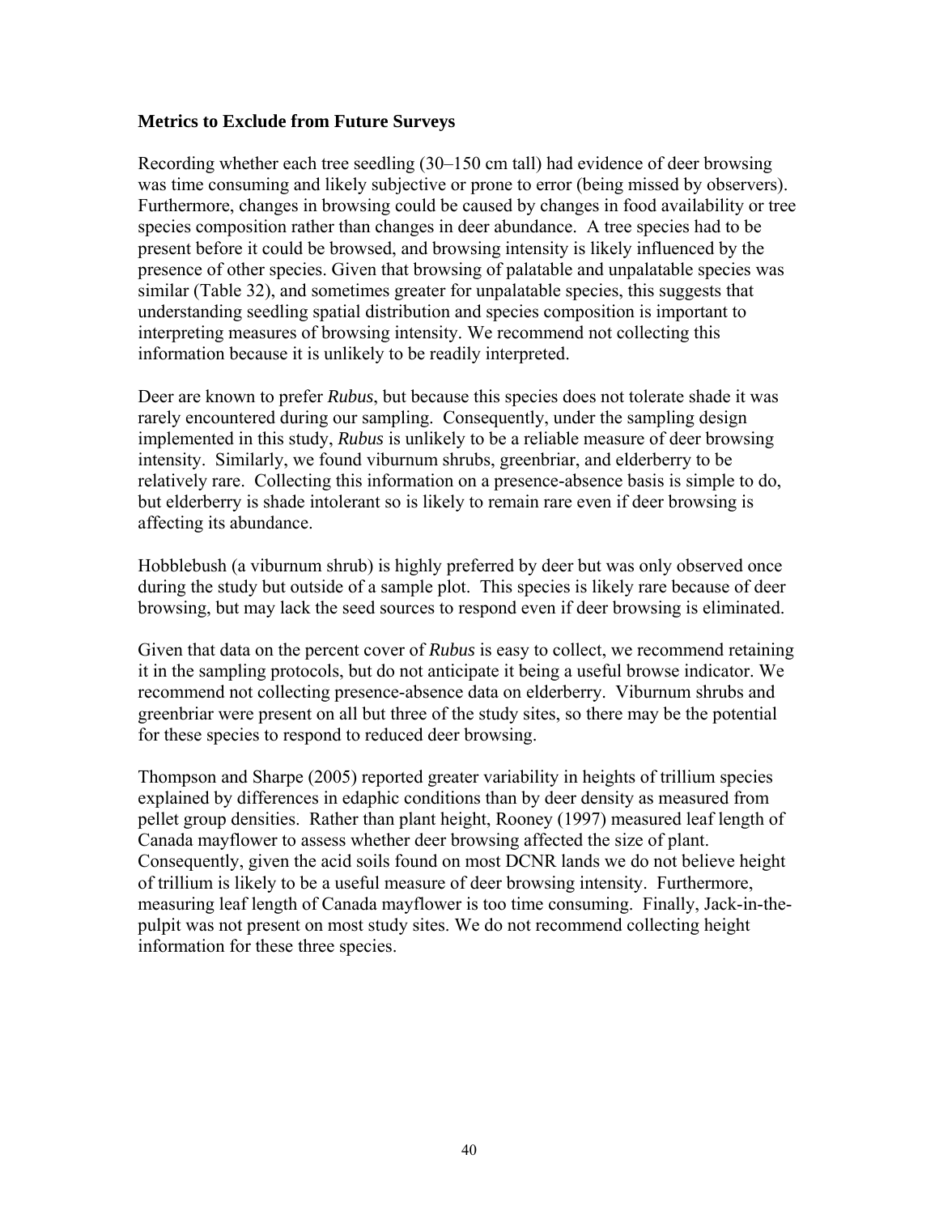### Metrics to Exclude from Future Surveys

Recording whether each tree seedling (30–150 cm tall) had evidence of deer browsing was time consuming and likely subjective or prone to error (being missed by observers). Furthermore, changes in browsing could be caused by changes in food availability or tree species composition rather than changes in deer abundance. A tree species had to be present before it could be browsed, and browsing intensity is likely influenced by the presence of other species. Given that browsing of palatable and unpalatable species was similar (Table 32), and sometimes greater for unpalatable species, this suggests that understanding seedling spatial distribution and species composition is important to interpreting measures of browsing intensity. We recommend not collecting this information because it is unlikely to be readily interpreted.

Deer are known to prefer *Rubus*, but because this species does not tolerate shade it was rarely encountered during our sampling. Consequently, under the sampling design implemented in this study, *Rubus* is unlikely to be a reliable measure of deer browsing intensity. Similarly, we found viburnum shrubs, greenbriar, and elderberry to be relatively rare. Collecting this information on a presence-absence basis is simple to do, but elderberry is shade intolerant so is likely to remain rare even if deer browsing is affecting its abundance.

Hobblebush (a viburnum shrub) is highly preferred by deer but was only observed once during the study but outside of a sample plot. This species is likely rare because of deer browsing, but may lack the seed sources to respond even if deer browsing is eliminated.

Given that data on the percent cover of *Rubus* is easy to collect, we recommend retaining it in the sampling protocols, but do not anticipate it being a useful browse indicator. We recommend not collecting presence-absence data on elderberry. Viburnum shrubs and greenbriar were present on all but three of the study sites, so there may be the potential for these species to respond to reduced deer browsing.

Thompson and Sharpe (2005) reported greater variability in heights of trillium species explained by differences in edaphic conditions than by deer density as measured from pellet group densities. Rather than plant height, Rooney (1997) measured leaf length of Canada mayflower to assess whether deer browsing affected the size of plant. Consequently, given the acid soils found on most DCNR lands we do not believe height of trillium is likely to be a useful measure of deer browsing intensity. Furthermore, measuring leaf length of Canada mayflower is too time consuming. Finally, Jack-in-the-pulpit was not present on most study sites. We do not recommend collecting height information for these three species.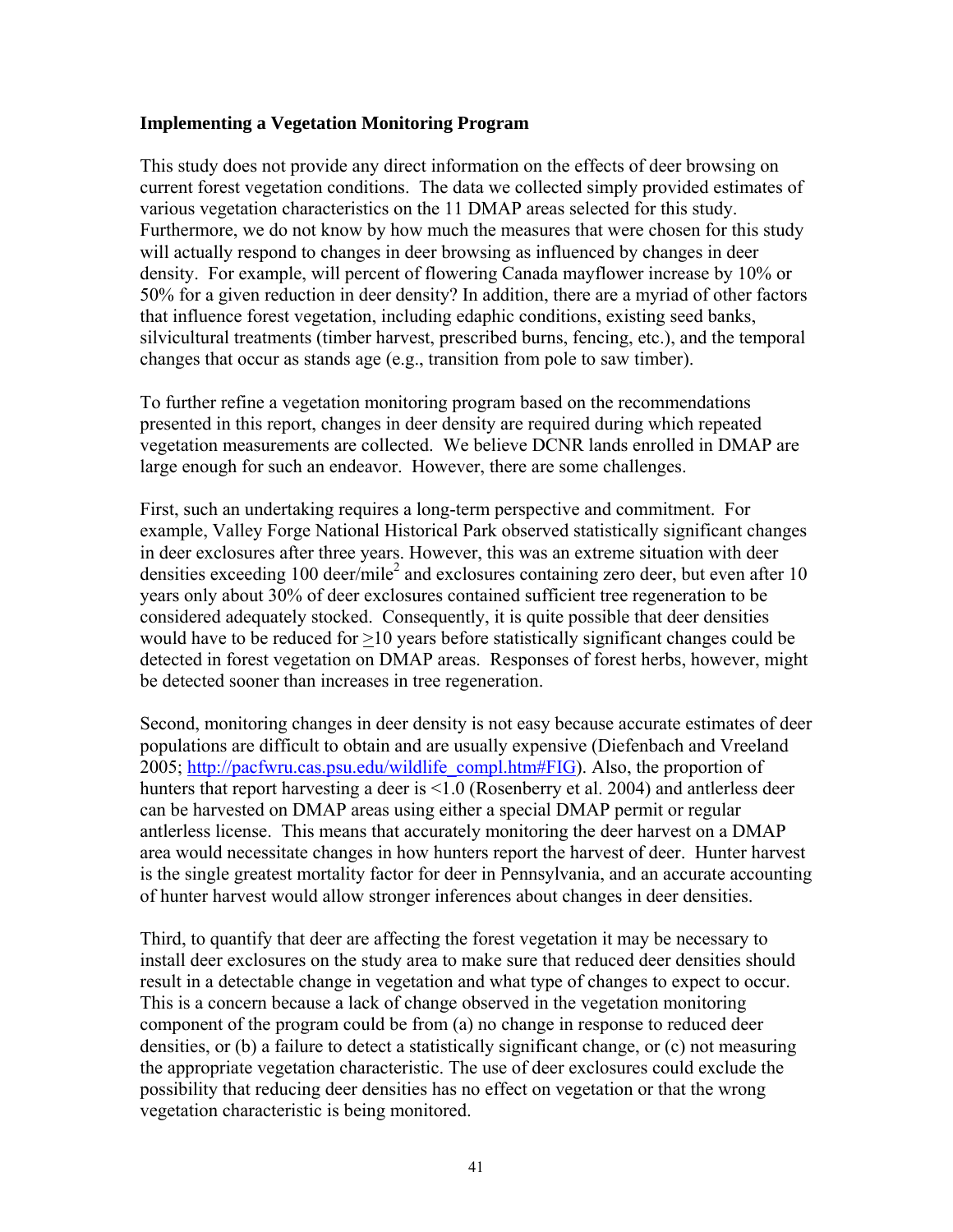**Implementing a Vegetation Monitoring Program**

This study does not provide any direct information on the effects of deer browsing on current forest vegetation conditions. The data we collected simply provided estimates of various vegetation characteristics on the 11 DMAP areas selected for this study. Furthermore, we do not know by how much the measures that were chosen for this study will actually respond to changes in deer browsing as influenced by changes in deer density. For example, will percent of flowering Canada mayflower increase by 10% or 50% for a given reduction in deer density? In addition, there are a myriad of other factors that influence forest vegetation, including edaphic conditions, existing seed banks, silvicultural treatments (timber harvest, prescribed burns, fencing, etc.), and the temporal changes that occur as stands age (e.g., transition from pole to saw timber).

To further refine a vegetation monitoring program based on the recommendations presented in this report, changes in deer density are required during which repeated vegetation measurements are collected. We believe DCNR lands enrolled in DMAP are large enough for such an endeavor. However, there are some challenges.

First, such an undertaking requires a long-term perspective and commitment. For example, Valley Forge National Historical Park observed statistically significant changes in deer exclosures after three years. However, this was an extreme situation with deer densities exceeding 100 deer/mile$^2$ and exclosures containing zero deer, but even after 10 years only about 30% of deer exclosures contained sufficient tree regeneration to be considered adequately stocked. Consequently, it is quite possible that deer densities would have to be reduced for $\geq$10 years before statistically significant changes could be detected in forest vegetation on DMAP areas. Responses of forest herbs, however, might be detected sooner than increases in tree regeneration.

Second, monitoring changes in deer density is not easy because accurate estimates of deer populations are difficult to obtain and are usually expensive (Diefenbach and Vreeland 2005; http://pacfwru.cas.psu.edu/wildlife_compl.htm#FIG). Also, the proportion of hunters that report harvesting a deer is <1.0 (Rosenberry et al. 2004) and antlerless deer can be harvested on DMAP areas using either a special DMAP permit or regular antlerless license. This means that accurately monitoring the deer harvest on a DMAP area would necessitate changes in how hunters report the harvest of deer. Hunter harvest is the single greatest mortality factor for deer in Pennsylvania, and an accurate accounting of hunter harvest would allow stronger inferences about changes in deer densities.

Third, to quantify that deer are affecting the forest vegetation it may be necessary to install deer exclosures on the study area to make sure that reduced deer densities should result in a detectable change in vegetation and what type of changes to expect to occur. This is a concern because a lack of change observed in the vegetation monitoring component of the program could be from (a) no change in response to reduced deer densities, or (b) a failure to detect a statistically significant change, or (c) not measuring the appropriate vegetation characteristic. The use of deer exclosures could exclude the possibility that reducing deer densities has no effect on vegetation or that the wrong vegetation characteristic is being monitored.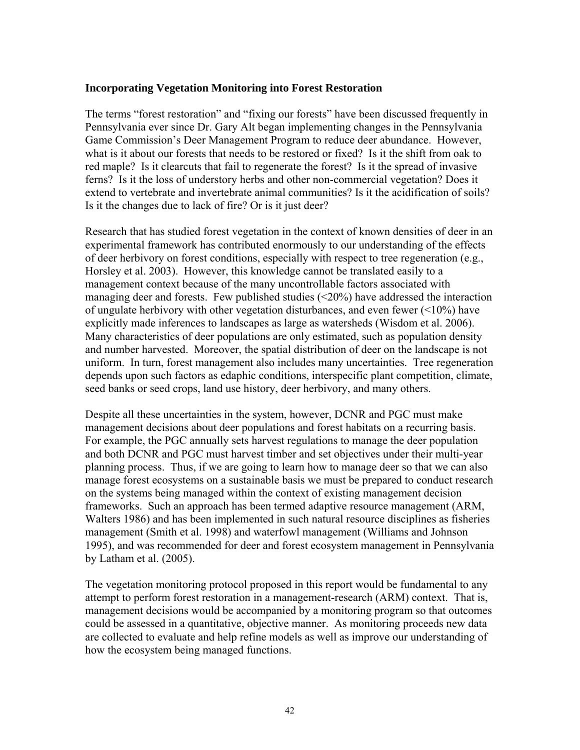## Incorporating Vegetation Monitoring into Forest Restoration

The terms "forest restoration" and "fixing our forests" have been discussed frequently in Pennsylvania ever since Dr. Gary Alt began implementing changes in the Pennsylvania Game Commission's Deer Management Program to reduce deer abundance. However, what is it about our forests that needs to be restored or fixed? Is it the shift from oak to red maple? Is it clearcuts that fail to regenerate the forest? Is it the spread of invasive ferns? Is it the loss of understory herbs and other non-commercial vegetation? Does it extend to vertebrate and invertebrate animal communities? Is it the acidification of soils? Is it the changes due to lack of fire? Or is it just deer?

Research that has studied forest vegetation in the context of known densities of deer in an experimental framework has contributed enormously to our understanding of the effects of deer herbivory on forest conditions, especially with respect to tree regeneration (e.g., Horsley et al. 2003). However, this knowledge cannot be translated easily to a management context because of the many uncontrollable factors associated with managing deer and forests. Few published studies (<20%) have addressed the interaction of ungulate herbivory with other vegetation disturbances, and even fewer (<10%) have explicitly made inferences to landscapes as large as watersheds (Wisdom et al. 2006). Many characteristics of deer populations are only estimated, such as population density and number harvested. Moreover, the spatial distribution of deer on the landscape is not uniform. In turn, forest management also includes many uncertainties. Tree regeneration depends upon such factors as edaphic conditions, interspecific plant competition, climate, seed banks or seed crops, land use history, deer herbivory, and many others.

Despite all these uncertainties in the system, however, DCNR and PGC must make management decisions about deer populations and forest habitats on a recurring basis. For example, the PGC annually sets harvest regulations to manage the deer population and both DCNR and PGC must harvest timber and set objectives under their multi-year planning process. Thus, if we are going to learn how to manage deer so that we can also manage forest ecosystems on a sustainable basis we must be prepared to conduct research on the systems being managed within the context of existing management decision frameworks. Such an approach has been termed adaptive resource management (ARM, Walters 1986) and has been implemented in such natural resource disciplines as fisheries management (Smith et al. 1998) and waterfowl management (Williams and Johnson 1995), and was recommended for deer and forest ecosystem management in Pennsylvania by Latham et al. (2005).

The vegetation monitoring protocol proposed in this report would be fundamental to any attempt to perform forest restoration in a management-research (ARM) context. That is, management decisions would be accompanied by a monitoring program so that outcomes could be assessed in a quantitative, objective manner. As monitoring proceeds new data are collected to evaluate and help refine models as well as improve our understanding of how the ecosystem being managed functions.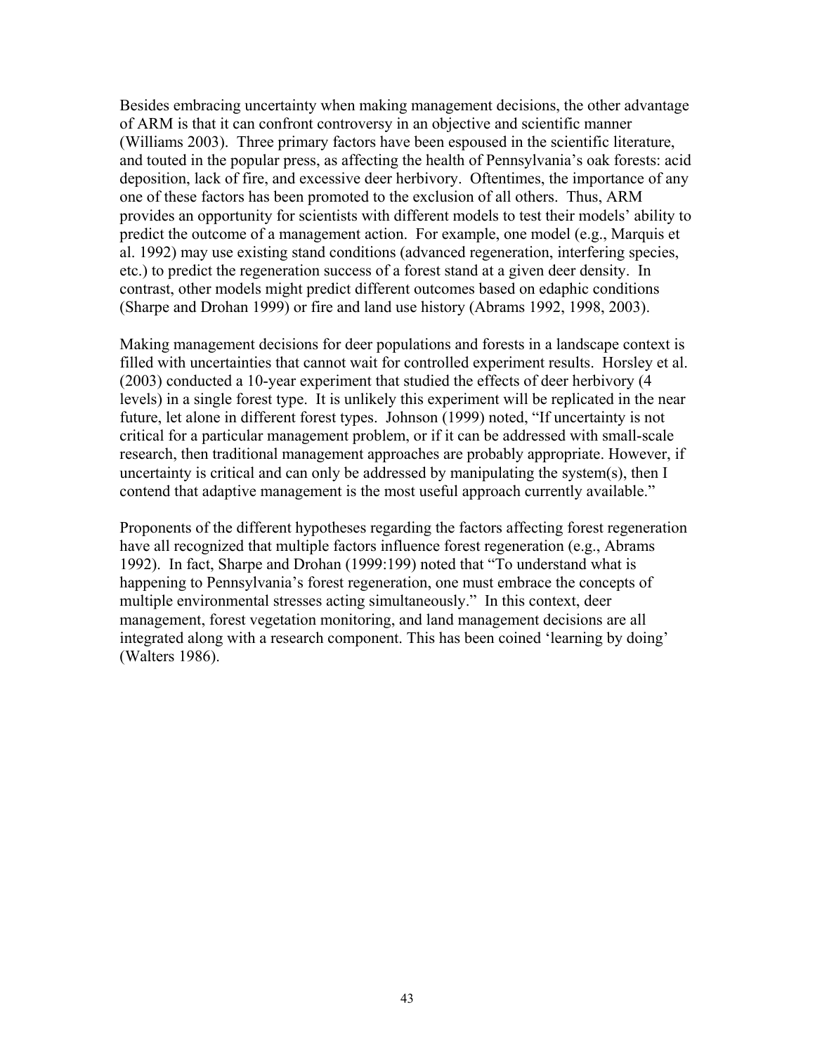Besides embracing uncertainty when making management decisions, the other advantage of ARM is that it can confront controversy in an objective and scientific manner (Williams 2003). Three primary factors have been espoused in the scientific literature, and touted in the popular press, as affecting the health of Pennsylvania's oak forests: acid deposition, lack of fire, and excessive deer herbivory. Oftentimes, the importance of any one of these factors has been promoted to the exclusion of all others. Thus, ARM provides an opportunity for scientists with different models to test their models' ability to predict the outcome of a management action. For example, one model (e.g., Marquis et al. 1992) may use existing stand conditions (advanced regeneration, interfering species, etc.) to predict the regeneration success of a forest stand at a given deer density. In contrast, other models might predict different outcomes based on edaphic conditions (Sharpe and Drohan 1999) or fire and land use history (Abrams 1992, 1998, 2003).

Making management decisions for deer populations and forests in a landscape context is filled with uncertainties that cannot wait for controlled experiment results. Horsley et al. (2003) conducted a 10-year experiment that studied the effects of deer herbivory (4 levels) in a single forest type. It is unlikely this experiment will be replicated in the near future, let alone in different forest types. Johnson (1999) noted, "If uncertainty is not critical for a particular management problem, or if it can be addressed with small-scale research, then traditional management approaches are probably appropriate. However, if uncertainty is critical and can only be addressed by manipulating the system(s), then I contend that adaptive management is the most useful approach currently available."

Proponents of the different hypotheses regarding the factors affecting forest regeneration have all recognized that multiple factors influence forest regeneration (e.g., Abrams 1992). In fact, Sharpe and Drohan (1999:199) noted that "To understand what is happening to Pennsylvania's forest regeneration, one must embrace the concepts of multiple environmental stresses acting simultaneously." In this context, deer management, forest vegetation monitoring, and land management decisions are all integrated along with a research component. This has been coined 'learning by doing' (Walters 1986).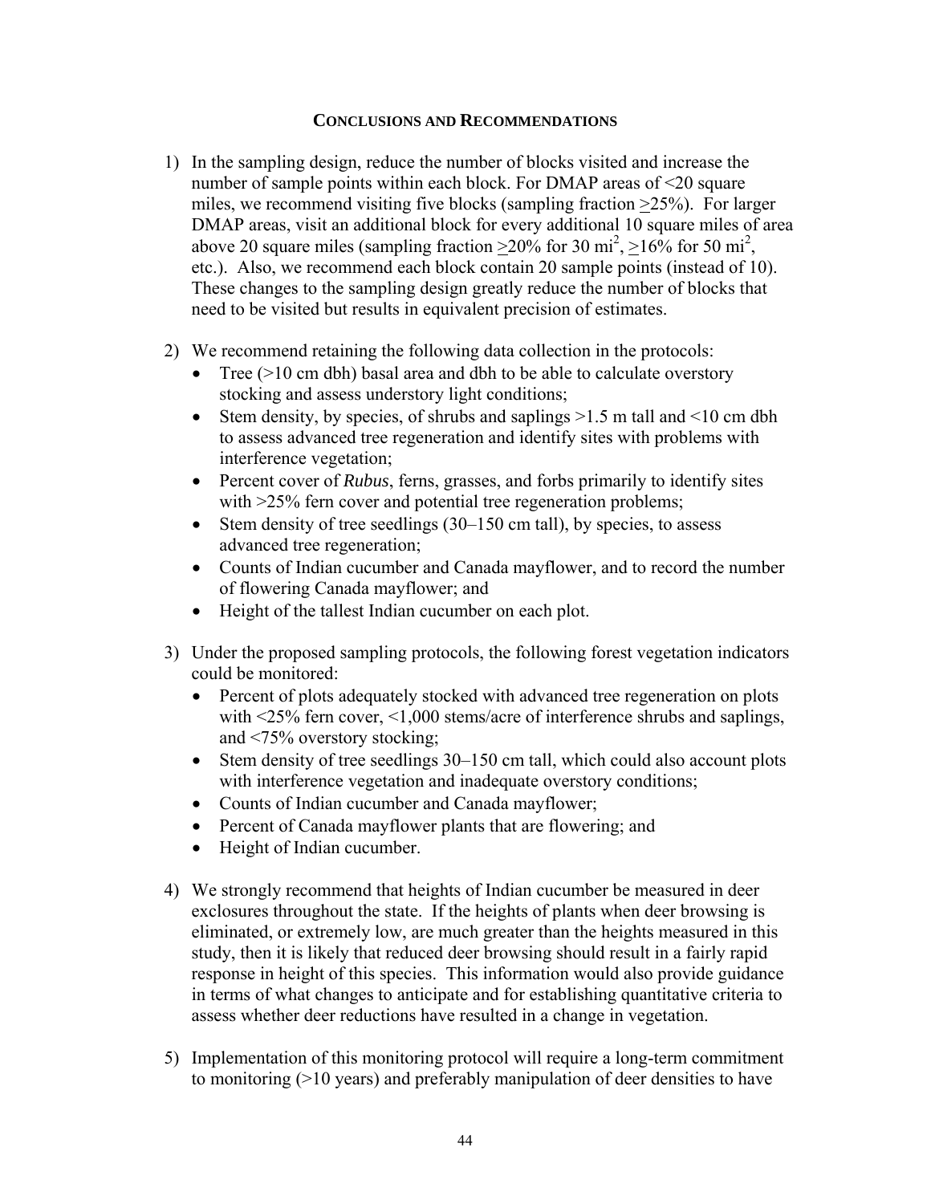## Conclusions and Recommendations

1) In the sampling design, reduce the number of blocks visited and increase the number of sample points within each block. For DMAP areas of <20 square miles, we recommend visiting five blocks (sampling fraction $\geq$25%). For larger DMAP areas, visit an additional block for every additional 10 square miles of area above 20 square miles (sampling fraction $\geq$20% for 30 mi$^2$, $\geq$16% for 50 mi$^2$, etc.). Also, we recommend each block contain 20 sample points (instead of 10). These changes to the sampling design greatly reduce the number of blocks that need to be visited but results in equivalent precision of estimates.

2) We recommend retaining the following data collection in the protocols:
   - Tree (>10 cm dbh) basal area and dbh to be able to calculate overstory stocking and assess understory light conditions;
   - Stem density, by species, of shrubs and saplings >1.5 m tall and <10 cm dbh to assess advanced tree regeneration and identify sites with problems with interference vegetation;
   - Percent cover of *Rubus*, ferns, grasses, and forbs primarily to identify sites with >25% fern cover and potential tree regeneration problems;
   - Stem density of tree seedlings (30–150 cm tall), by species, to assess advanced tree regeneration;
   - Counts of Indian cucumber and Canada mayflower, and to record the number of flowering Canada mayflower; and
   - Height of the tallest Indian cucumber on each plot.

3) Under the proposed sampling protocols, the following forest vegetation indicators could be monitored:
   - Percent of plots adequately stocked with advanced tree regeneration on plots with <25% fern cover, <1,000 stems/acre of interference shrubs and saplings, and <75% overstory stocking;
   - Stem density of tree seedlings 30–150 cm tall, which could also account plots with interference vegetation and inadequate overstory conditions;
   - Counts of Indian cucumber and Canada mayflower;
   - Percent of Canada mayflower plants that are flowering; and
   - Height of Indian cucumber.

4) We strongly recommend that heights of Indian cucumber be measured in deer exclosures throughout the state. If the heights of plants when deer browsing is eliminated, or extremely low, are much greater than the heights measured in this study, then it is likely that reduced deer browsing should result in a fairly rapid response in height of this species. This information would also provide guidance in terms of what changes to anticipate and for establishing quantitative criteria to assess whether deer reductions have resulted in a change in vegetation.

5) Implementation of this monitoring protocol will require a long-term commitment to monitoring (>10 years) and preferably manipulation of deer densities to have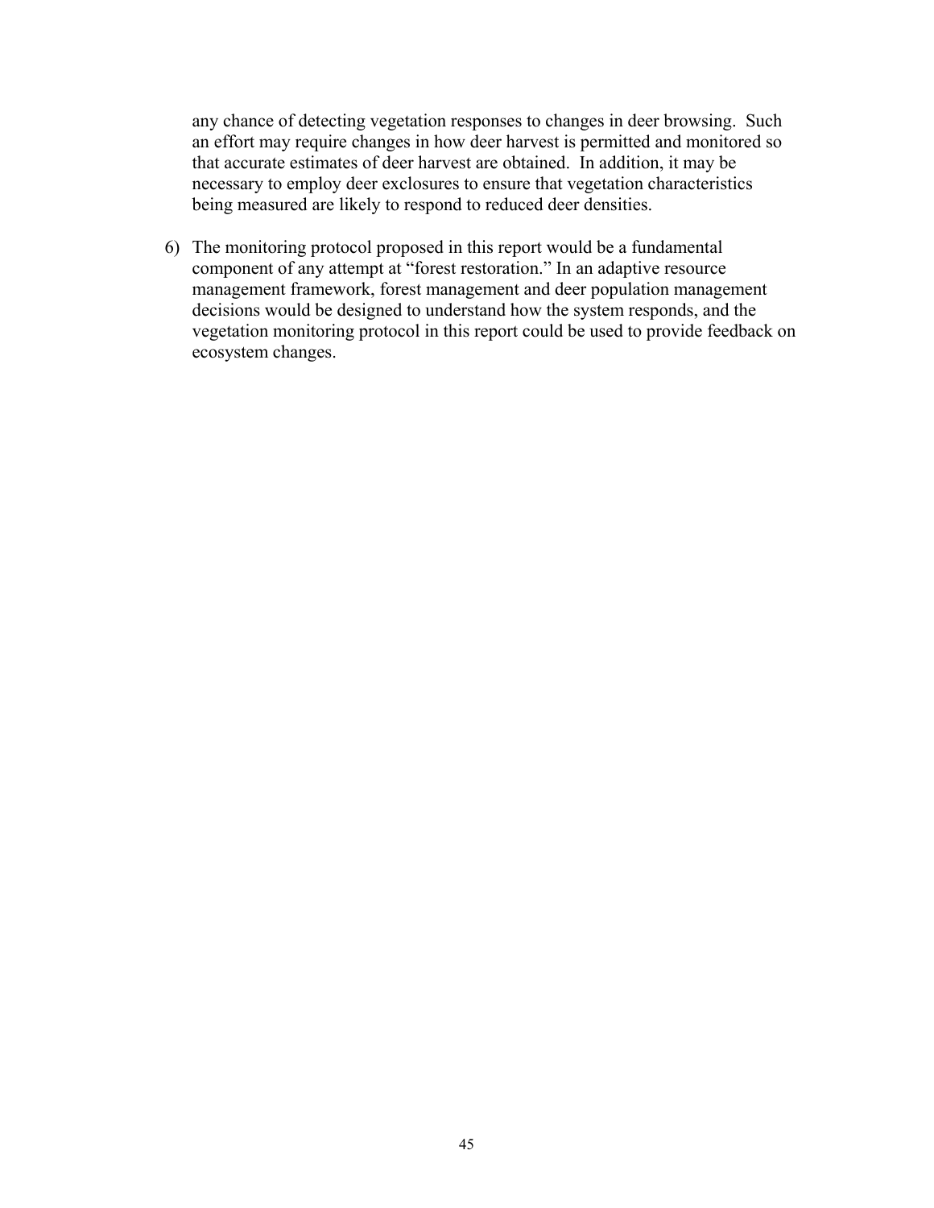any chance of detecting vegetation responses to changes in deer browsing. Such an effort may require changes in how deer harvest is permitted and monitored so that accurate estimates of deer harvest are obtained. In addition, it may be necessary to employ deer exclosures to ensure that vegetation characteristics being measured are likely to respond to reduced deer densities.

6) The monitoring protocol proposed in this report would be a fundamental component of any attempt at "forest restoration." In an adaptive resource management framework, forest management and deer population management decisions would be designed to understand how the system responds, and the vegetation monitoring protocol in this report could be used to provide feedback on ecosystem changes.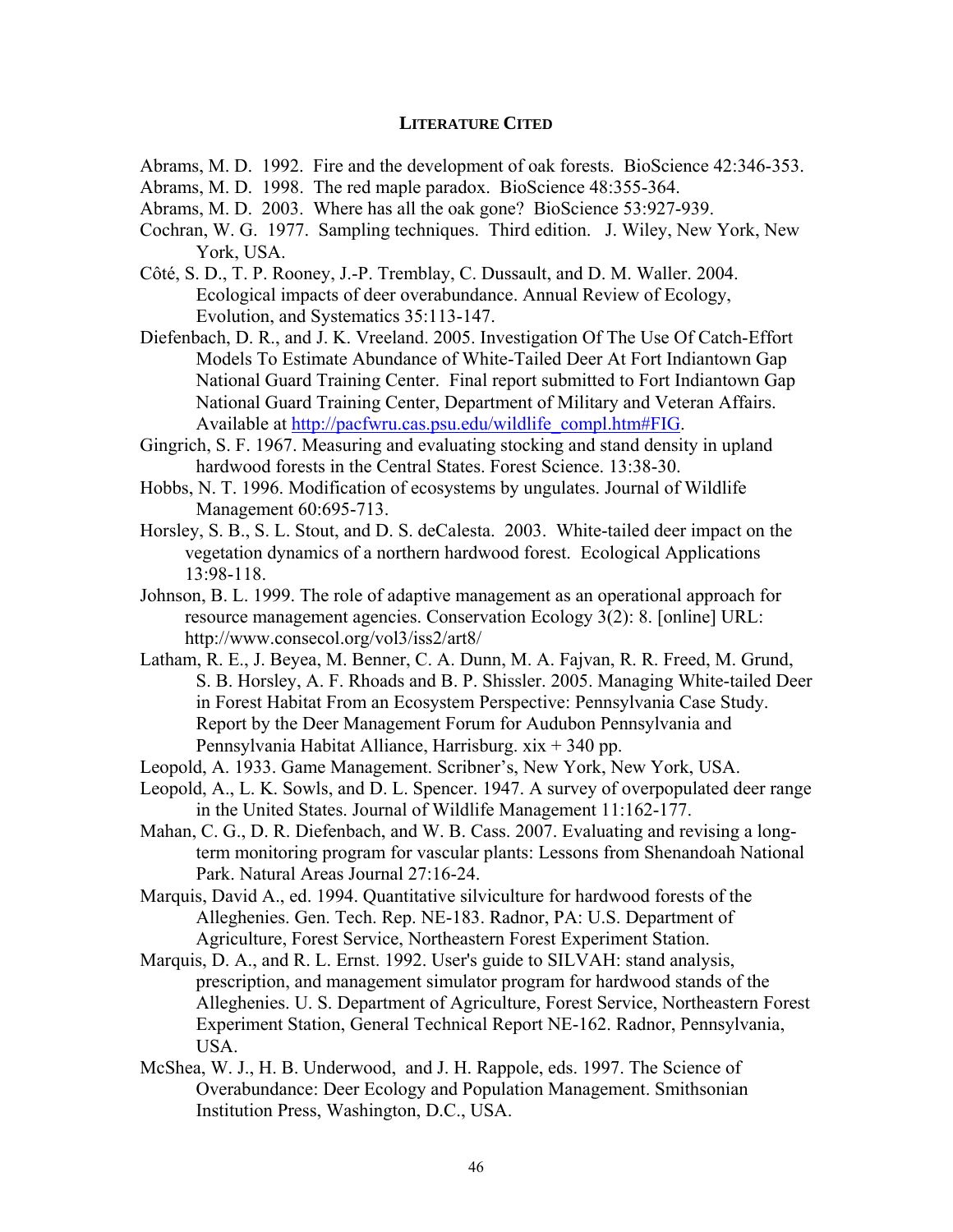## Literature Cited

Abrams, M. D. 1992. Fire and the development of oak forests. BioScience 42:346-353.

Abrams, M. D. 1998. The red maple paradox. BioScience 48:355-364.

Abrams, M. D. 2003. Where has all the oak gone? BioScience 53:927-939.

Cochran, W. G. 1977. Sampling techniques. Third edition. J. Wiley, New York, New York, USA.

Côté, S. D., T. P. Rooney, J.-P. Tremblay, C. Dussault, and D. M. Waller. 2004. Ecological impacts of deer overabundance. Annual Review of Ecology, Evolution, and Systematics 35:113-147.

Diefenbach, D. R., and J. K. Vreeland. 2005. Investigation Of The Use Of Catch-Effort Models To Estimate Abundance of White-Tailed Deer At Fort Indiantown Gap National Guard Training Center. Final report submitted to Fort Indiantown Gap National Guard Training Center, Department of Military and Veteran Affairs. Available at http://pacfwru.cas.psu.edu/wildlife_compl.htm#FIG.

Gingrich, S. F. 1967. Measuring and evaluating stocking and stand density in upland hardwood forests in the Central States. Forest Science. 13:38-30.

Hobbs, N. T. 1996. Modification of ecosystems by ungulates. Journal of Wildlife Management 60:695-713.

Horsley, S. B., S. L. Stout, and D. S. deCalesta. 2003. White-tailed deer impact on the vegetation dynamics of a northern hardwood forest. Ecological Applications 13:98-118.

Johnson, B. L. 1999. The role of adaptive management as an operational approach for resource management agencies. Conservation Ecology 3(2): 8. [online] URL: http://www.consecol.org/vol3/iss2/art8/

Latham, R. E., J. Beyea, M. Benner, C. A. Dunn, M. A. Fajvan, R. R. Freed, M. Grund, S. B. Horsley, A. F. Rhoads and B. P. Shissler. 2005. Managing White-tailed Deer in Forest Habitat From an Ecosystem Perspective: Pennsylvania Case Study. Report by the Deer Management Forum for Audubon Pennsylvania and Pennsylvania Habitat Alliance, Harrisburg. xix + 340 pp.

Leopold, A. 1933. Game Management. Scribner's, New York, New York, USA.

Leopold, A., L. K. Sowls, and D. L. Spencer. 1947. A survey of overpopulated deer range in the United States. Journal of Wildlife Management 11:162-177.

Mahan, C. G., D. R. Diefenbach, and W. B. Cass. 2007. Evaluating and revising a long-term monitoring program for vascular plants: Lessons from Shenandoah National Park. Natural Areas Journal 27:16-24.

Marquis, David A., ed. 1994. Quantitative silviculture for hardwood forests of the Alleghenies. Gen. Tech. Rep. NE-183. Radnor, PA: U.S. Department of Agriculture, Forest Service, Northeastern Forest Experiment Station.

Marquis, D. A., and R. L. Ernst. 1992. User's guide to SILVAH: stand analysis, prescription, and management simulator program for hardwood stands of the Alleghenies. U. S. Department of Agriculture, Forest Service, Northeastern Forest Experiment Station, General Technical Report NE-162. Radnor, Pennsylvania, USA.

McShea, W. J., H. B. Underwood, and J. H. Rappole, eds. 1997. The Science of Overabundance: Deer Ecology and Population Management. Smithsonian Institution Press, Washington, D.C., USA.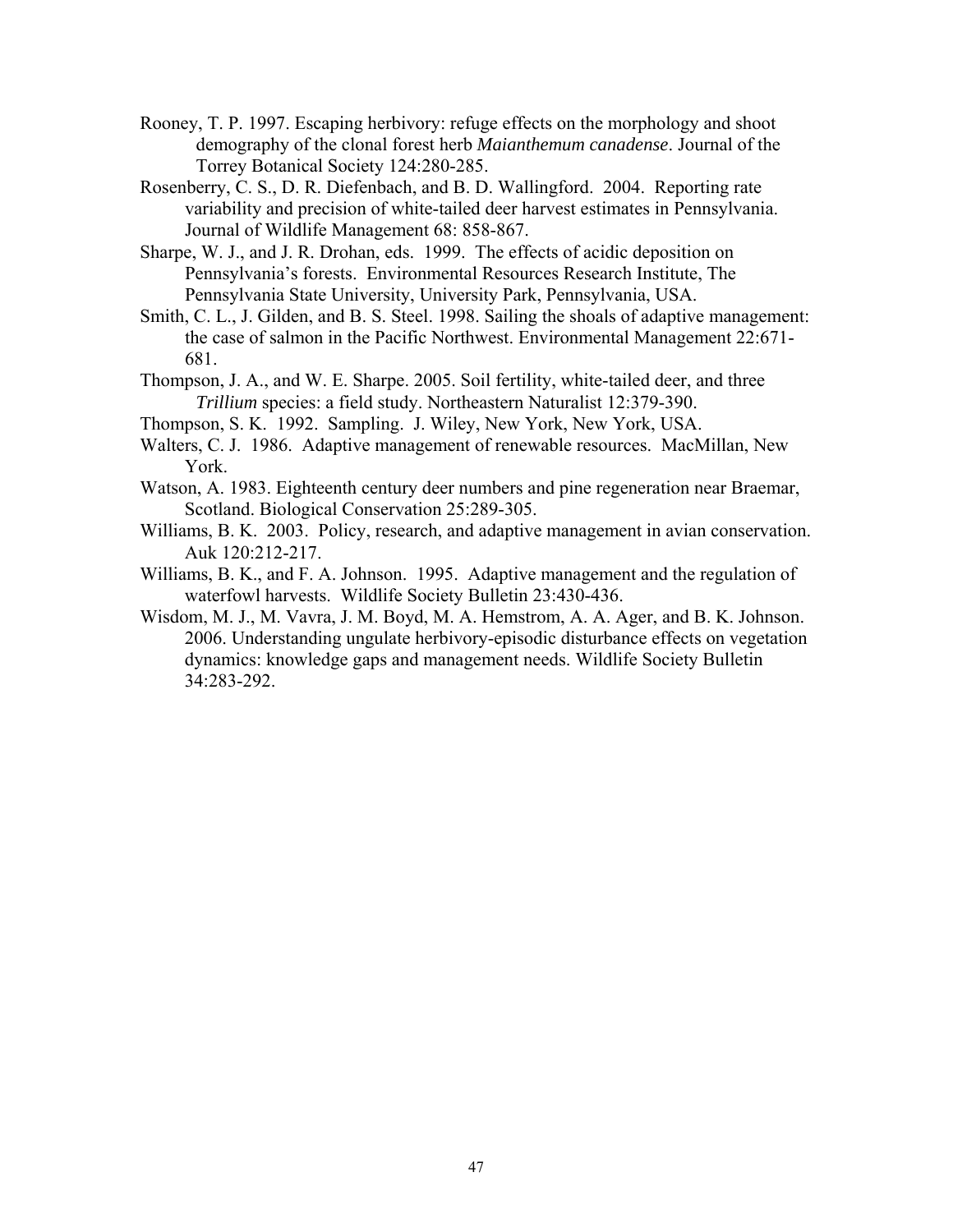Rooney, T. P. 1997. Escaping herbivory: refuge effects on the morphology and shoot demography of the clonal forest herb *Maianthemum canadense*. Journal of the Torrey Botanical Society 124:280-285.

Rosenberry, C. S., D. R. Diefenbach, and B. D. Wallingford. 2004. Reporting rate variability and precision of white-tailed deer harvest estimates in Pennsylvania. Journal of Wildlife Management 68: 858-867.

Sharpe, W. J., and J. R. Drohan, eds. 1999. The effects of acidic deposition on Pennsylvania's forests. Environmental Resources Research Institute, The Pennsylvania State University, University Park, Pennsylvania, USA.

Smith, C. L., J. Gilden, and B. S. Steel. 1998. Sailing the shoals of adaptive management: the case of salmon in the Pacific Northwest. Environmental Management 22:671-681.

Thompson, J. A., and W. E. Sharpe. 2005. Soil fertility, white-tailed deer, and three *Trillium* species: a field study. Northeastern Naturalist 12:379-390.

Thompson, S. K. 1992. Sampling. J. Wiley, New York, New York, USA.

Walters, C. J. 1986. Adaptive management of renewable resources. MacMillan, New York.

Watson, A. 1983. Eighteenth century deer numbers and pine regeneration near Braemar, Scotland. Biological Conservation 25:289-305.

Williams, B. K. 2003. Policy, research, and adaptive management in avian conservation. Auk 120:212-217.

Williams, B. K., and F. A. Johnson. 1995. Adaptive management and the regulation of waterfowl harvests. Wildlife Society Bulletin 23:430-436.

Wisdom, M. J., M. Vavra, J. M. Boyd, M. A. Hemstrom, A. A. Ager, and B. K. Johnson. 2006. Understanding ungulate herbivory-episodic disturbance effects on vegetation dynamics: knowledge gaps and management needs. Wildlife Society Bulletin 34:283-292.